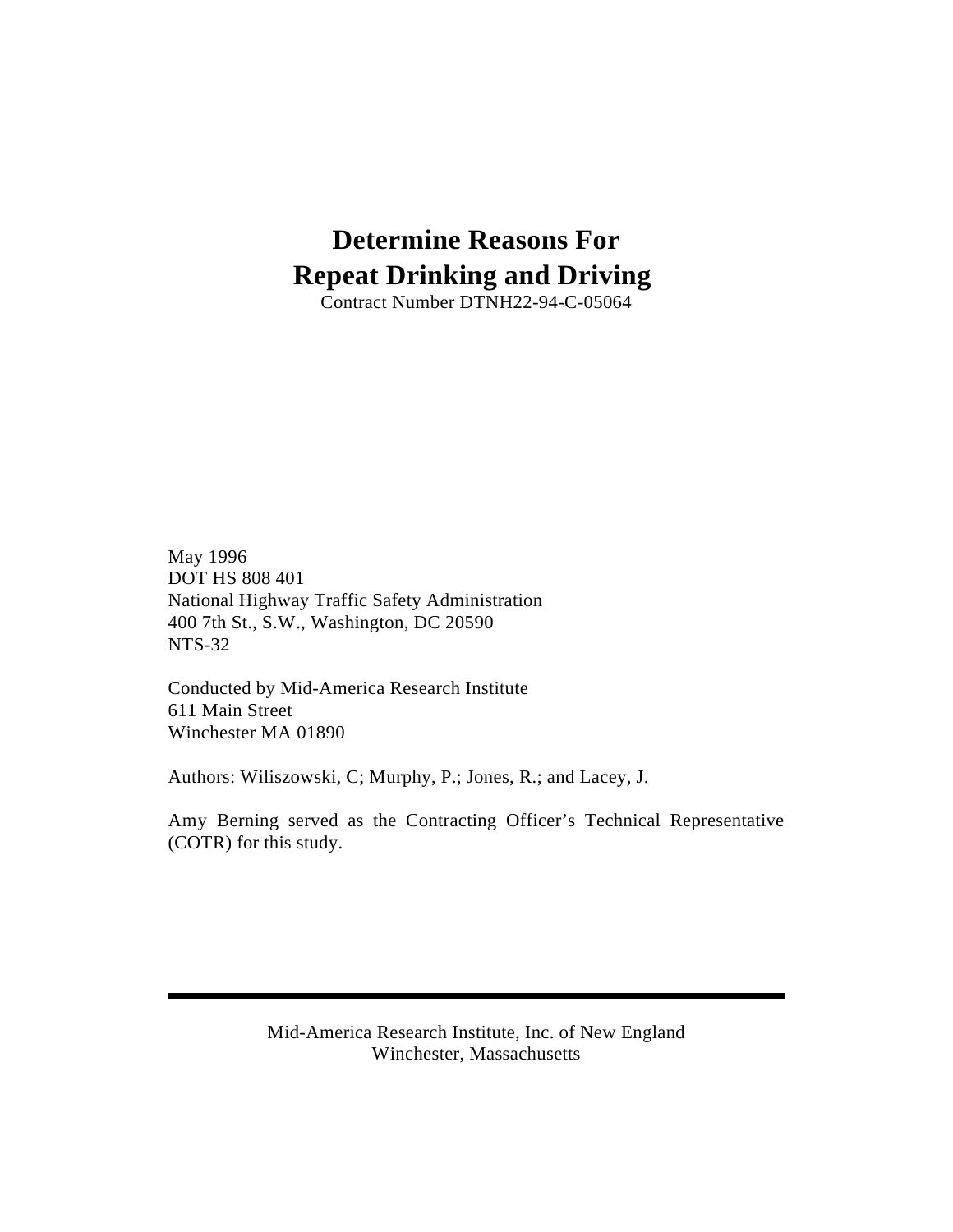# Determine Reasons For Repeat Drinking and Driving

Contract Number DTNH22-94-C-05064

May 1996
DOT HS 808 401
National Highway Traffic Safety Administration
400 7th St., S.W., Washington, DC 20590
NTS-32

Conducted by Mid-America Research Institute
611 Main Street
Winchester MA 01890

Authors: Wiliszowski, C; Murphy, P.; Jones, R.; and Lacey, J.

Amy Berning served as the Contracting Officer's Technical Representative (COTR) for this study.

---

Mid-America Research Institute, Inc. of New England
Winchester, Massachusetts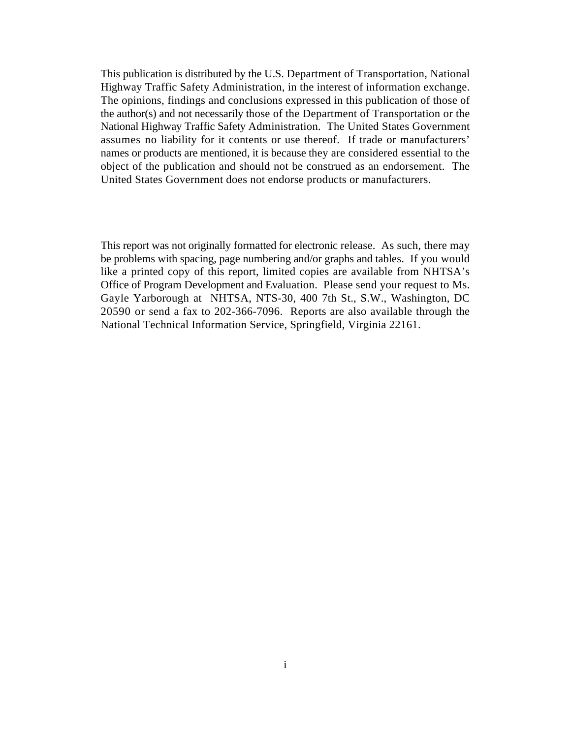This publication is distributed by the U.S. Department of Transportation, National Highway Traffic Safety Administration, in the interest of information exchange. The opinions, findings and conclusions expressed in this publication of those of the author(s) and not necessarily those of the Department of Transportation or the National Highway Traffic Safety Administration. The United States Government assumes no liability for it contents or use thereof. If trade or manufacturers' names or products are mentioned, it is because they are considered essential to the object of the publication and should not be construed as an endorsement. The United States Government does not endorse products or manufacturers.

This report was not originally formatted for electronic release. As such, there may be problems with spacing, page numbering and/or graphs and tables. If you would like a printed copy of this report, limited copies are available from NHTSA's Office of Program Development and Evaluation. Please send your request to Ms. Gayle Yarborough at NHTSA, NTS-30, 400 7th St., S.W., Washington, DC 20590 or send a fax to 202-366-7096. Reports are also available through the National Technical Information Service, Springfield, Virginia 22161.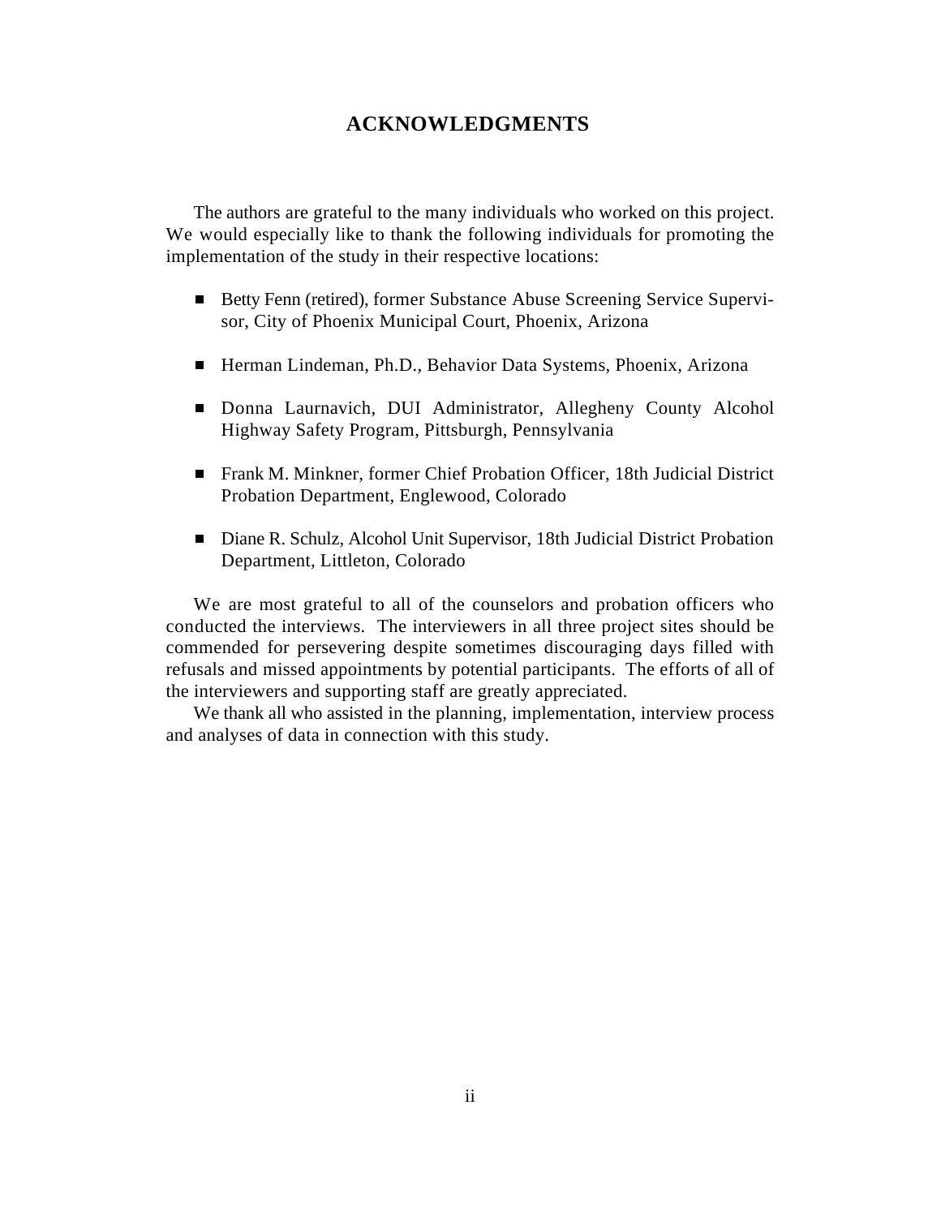## ACKNOWLEDGMENTS

The authors are grateful to the many individuals who worked on this project. We would especially like to thank the following individuals for promoting the implementation of the study in their respective locations:

- Betty Fenn (retired), former Substance Abuse Screening Service Supervisor, City of Phoenix Municipal Court, Phoenix, Arizona
- Herman Lindeman, Ph.D., Behavior Data Systems, Phoenix, Arizona
- Donna Laurnavich, DUI Administrator, Allegheny County Alcohol Highway Safety Program, Pittsburgh, Pennsylvania
- Frank M. Minkner, former Chief Probation Officer, 18th Judicial District Probation Department, Englewood, Colorado
- Diane R. Schulz, Alcohol Unit Supervisor, 18th Judicial District Probation Department, Littleton, Colorado

We are most grateful to all of the counselors and probation officers who conducted the interviews. The interviewers in all three project sites should be commended for persevering despite sometimes discouraging days filled with refusals and missed appointments by potential participants. The efforts of all of the interviewers and supporting staff are greatly appreciated.

We thank all who assisted in the planning, implementation, interview process and analyses of data in connection with this study.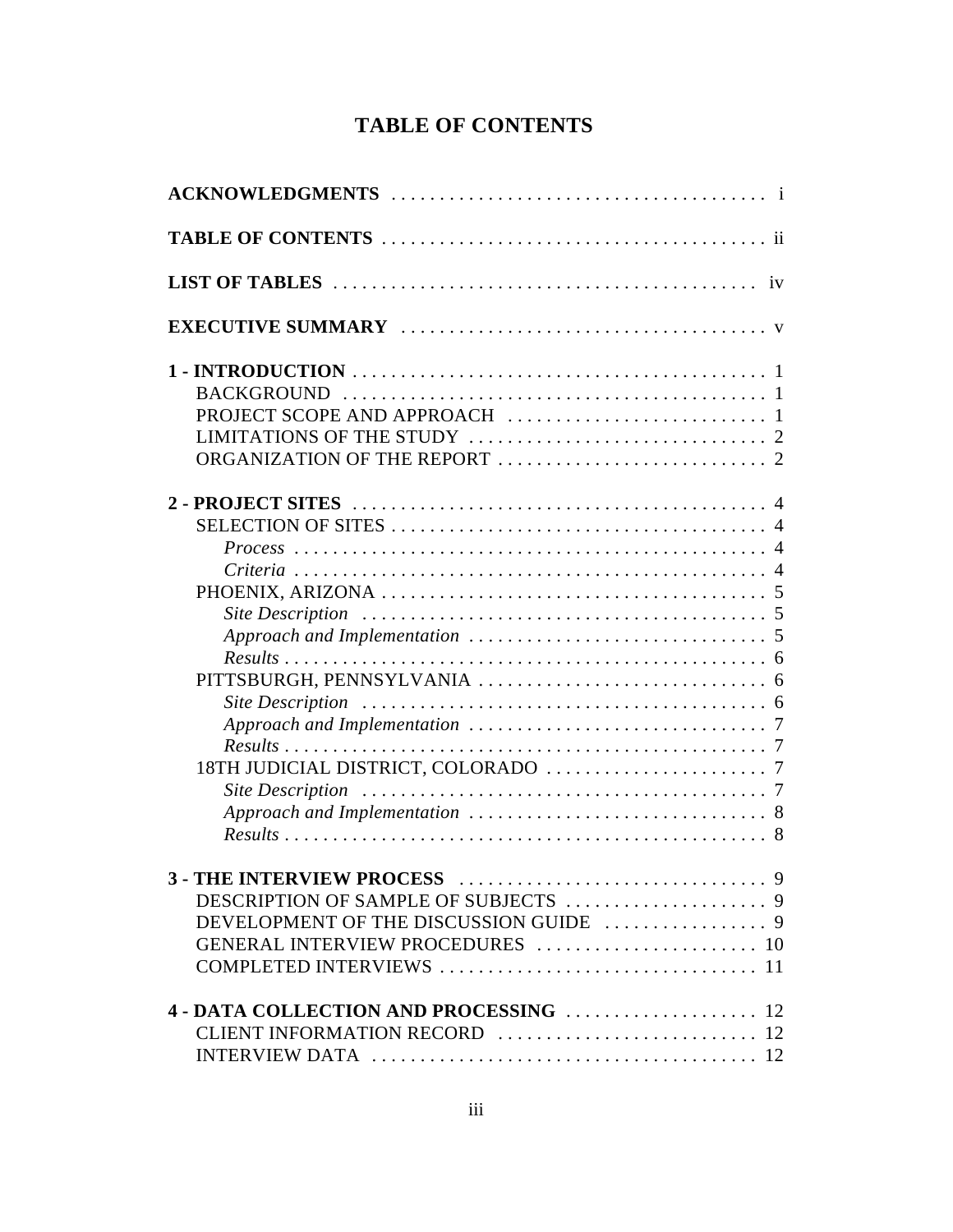# TABLE OF CONTENTS

**ACKNOWLEDGMENTS** . . . . . . . . . . . . . . . . . . . . . . . . . . . . . . . . . . . . . . i

**TABLE OF CONTENTS** . . . . . . . . . . . . . . . . . . . . . . . . . . . . . . . . . . . . . . ii

**LIST OF TABLES** . . . . . . . . . . . . . . . . . . . . . . . . . . . . . . . . . . . . . . . . iv

**EXECUTIVE SUMMARY** . . . . . . . . . . . . . . . . . . . . . . . . . . . . . . . . . . . . v

**1 - INTRODUCTION** . . . . . . . . . . . . . . . . . . . . . . . . . . . . . . . . . . . . . . . . 1
- BACKGROUND . . . . . . . . . . . . . . . . . . . . . . . . . . . . . . . . . . . . . . . . . 1
- PROJECT SCOPE AND APPROACH . . . . . . . . . . . . . . . . . . . . . . . . . . 1
- LIMITATIONS OF THE STUDY . . . . . . . . . . . . . . . . . . . . . . . . . . . . . . 2
- ORGANIZATION OF THE REPORT . . . . . . . . . . . . . . . . . . . . . . . . . . . 2

**2 - PROJECT SITES** . . . . . . . . . . . . . . . . . . . . . . . . . . . . . . . . . . . . . . . . 4
- SELECTION OF SITES . . . . . . . . . . . . . . . . . . . . . . . . . . . . . . . . . . . . . 4
  - *Process* . . . . . . . . . . . . . . . . . . . . . . . . . . . . . . . . . . . . . . . . . . . . . 4
  - *Criteria* . . . . . . . . . . . . . . . . . . . . . . . . . . . . . . . . . . . . . . . . . . . . . 4
- PHOENIX, ARIZONA . . . . . . . . . . . . . . . . . . . . . . . . . . . . . . . . . . . . . . . 5
  - *Site Description* . . . . . . . . . . . . . . . . . . . . . . . . . . . . . . . . . . . . . . . 5
  - *Approach and Implementation* . . . . . . . . . . . . . . . . . . . . . . . . . . . . . 5
  - *Results* . . . . . . . . . . . . . . . . . . . . . . . . . . . . . . . . . . . . . . . . . . . . . . 6
- PITTSBURGH, PENNSYLVANIA . . . . . . . . . . . . . . . . . . . . . . . . . . . . . 6
  - *Site Description* . . . . . . . . . . . . . . . . . . . . . . . . . . . . . . . . . . . . . . . 6
  - *Approach and Implementation* . . . . . . . . . . . . . . . . . . . . . . . . . . . . . 7
  - *Results* . . . . . . . . . . . . . . . . . . . . . . . . . . . . . . . . . . . . . . . . . . . . . . 7
- 18TH JUDICIAL DISTRICT, COLORADO . . . . . . . . . . . . . . . . . . . . . . 7
  - *Site Description* . . . . . . . . . . . . . . . . . . . . . . . . . . . . . . . . . . . . . . . 7
  - *Approach and Implementation* . . . . . . . . . . . . . . . . . . . . . . . . . . . . . 8
  - *Results* . . . . . . . . . . . . . . . . . . . . . . . . . . . . . . . . . . . . . . . . . . . . . . 8

**3 - THE INTERVIEW PROCESS** . . . . . . . . . . . . . . . . . . . . . . . . . . . . . . . 9
- DESCRIPTION OF SAMPLE OF SUBJECTS . . . . . . . . . . . . . . . . . . . . 9
- DEVELOPMENT OF THE DISCUSSION GUIDE . . . . . . . . . . . . . . . . 9
- GENERAL INTERVIEW PROCEDURES . . . . . . . . . . . . . . . . . . . . . . 10
- COMPLETED INTERVIEWS . . . . . . . . . . . . . . . . . . . . . . . . . . . . . . . . 11

**4 - DATA COLLECTION AND PROCESSING** . . . . . . . . . . . . . . . . . . . 12
- CLIENT INFORMATION RECORD . . . . . . . . . . . . . . . . . . . . . . . . . . 12
- INTERVIEW DATA . . . . . . . . . . . . . . . . . . . . . . . . . . . . . . . . . . . . . . . 12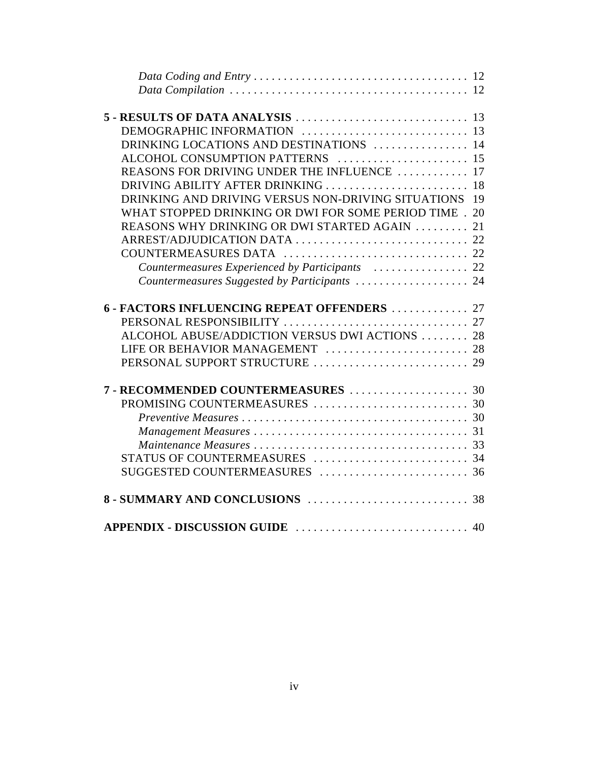*Data Coding and Entry* . . . . . . . . . . . . . . . . . . . . . . . . . . . . . . . . . . . 12
*Data Compilation* . . . . . . . . . . . . . . . . . . . . . . . . . . . . . . . . . . . . . . 12

**5 - RESULTS OF DATA ANALYSIS** . . . . . . . . . . . . . . . . . . . . . . . . . . . . 13
DEMOGRAPHIC INFORMATION . . . . . . . . . . . . . . . . . . . . . . . . . . . 13
DRINKING LOCATIONS AND DESTINATIONS . . . . . . . . . . . . . . . 14
ALCOHOL CONSUMPTION PATTERNS . . . . . . . . . . . . . . . . . . . . . 15
REASONS FOR DRIVING UNDER THE INFLUENCE . . . . . . . . . . . 17
DRIVING ABILITY AFTER DRINKING . . . . . . . . . . . . . . . . . . . . . . . 18
DRINKING AND DRIVING VERSUS NON-DRIVING SITUATIONS 19
WHAT STOPPED DRINKING OR DWI FOR SOME PERIOD TIME . 20
REASONS WHY DRINKING OR DWI STARTED AGAIN . . . . . . . . . 21
ARREST/ADJUDICATION DATA . . . . . . . . . . . . . . . . . . . . . . . . . . . . 22
COUNTERMEASURES DATA . . . . . . . . . . . . . . . . . . . . . . . . . . . . . . 22
*Countermeasures Experienced by Participants* . . . . . . . . . . . . . . . . 22
*Countermeasures Suggested by Participants* . . . . . . . . . . . . . . . . . . . 24

**6 - FACTORS INFLUENCING REPEAT OFFENDERS** . . . . . . . . . . . . . 27
PERSONAL RESPONSIBILITY . . . . . . . . . . . . . . . . . . . . . . . . . . . . . . . 27
ALCOHOL ABUSE/ADDICTION VERSUS DWI ACTIONS . . . . . . . . 28
LIFE OR BEHAVIOR MANAGEMENT . . . . . . . . . . . . . . . . . . . . . . . . 28
PERSONAL SUPPORT STRUCTURE . . . . . . . . . . . . . . . . . . . . . . . . . . 29

**7 - RECOMMENDED COUNTERMEASURES** . . . . . . . . . . . . . . . . . . . . 30
PROMISING COUNTERMEASURES . . . . . . . . . . . . . . . . . . . . . . . . . . 30
*Preventive Measures* . . . . . . . . . . . . . . . . . . . . . . . . . . . . . . . . . . . . . . 30
*Management Measures* . . . . . . . . . . . . . . . . . . . . . . . . . . . . . . . . . . . . 31
*Maintenance Measures* . . . . . . . . . . . . . . . . . . . . . . . . . . . . . . . . . . . . 33
STATUS OF COUNTERMEASURES . . . . . . . . . . . . . . . . . . . . . . . . . . 34
SUGGESTED COUNTERMEASURES . . . . . . . . . . . . . . . . . . . . . . . . . 36

**8 - SUMMARY AND CONCLUSIONS** . . . . . . . . . . . . . . . . . . . . . . . . . . . 38

**APPENDIX - DISCUSSION GUIDE** . . . . . . . . . . . . . . . . . . . . . . . . . . . . 40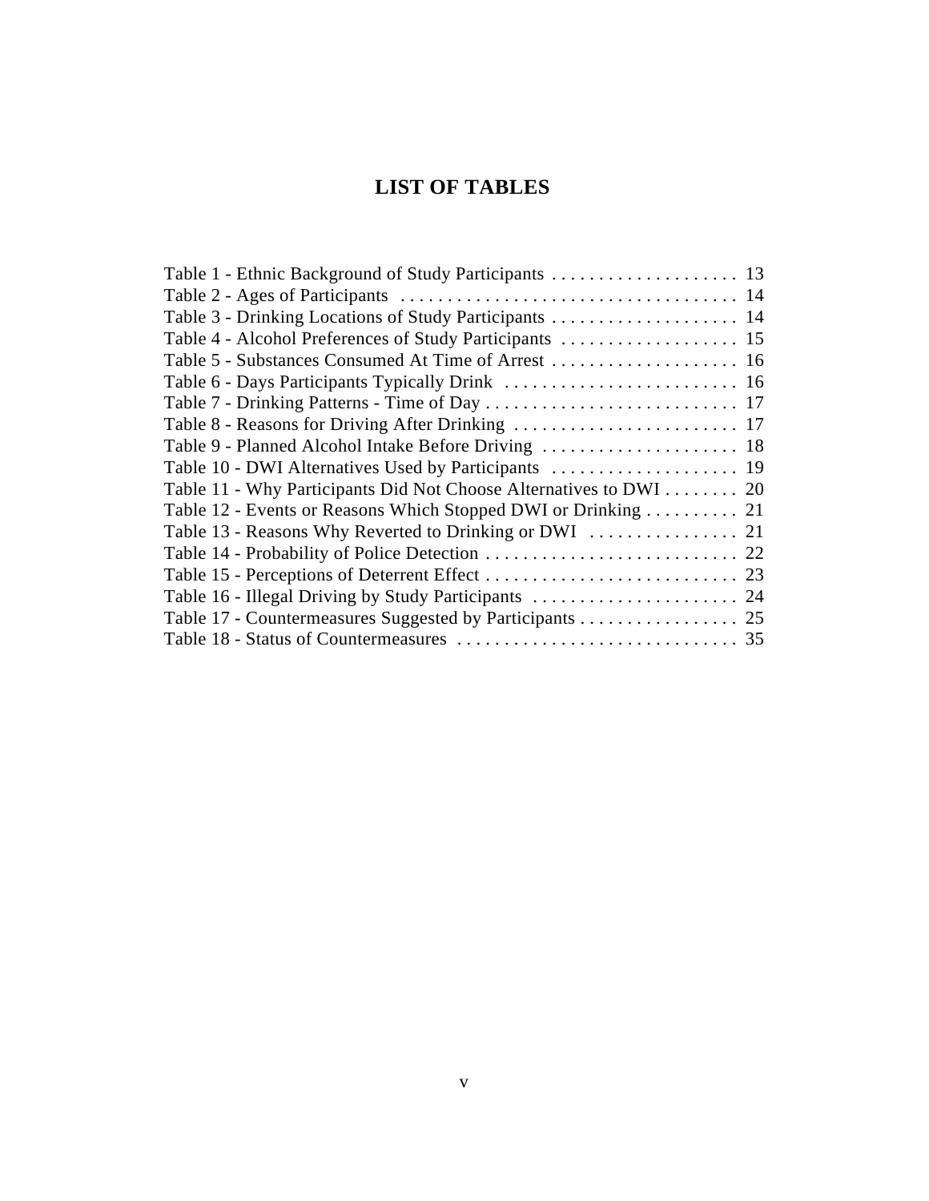# LIST OF TABLES

Table 1 - Ethnic Background of Study Participants . . . . . . . . . . . . . . . . . . . . 13
Table 2 - Ages of Participants . . . . . . . . . . . . . . . . . . . . . . . . . . . . . . . . . . . . 14
Table 3 - Drinking Locations of Study Participants . . . . . . . . . . . . . . . . . . . . 14
Table 4 - Alcohol Preferences of Study Participants . . . . . . . . . . . . . . . . . . . 15
Table 5 - Substances Consumed At Time of Arrest . . . . . . . . . . . . . . . . . . . . 16
Table 6 - Days Participants Typically Drink . . . . . . . . . . . . . . . . . . . . . . . . . 16
Table 7 - Drinking Patterns - Time of Day . . . . . . . . . . . . . . . . . . . . . . . . . . . 17
Table 8 - Reasons for Driving After Drinking . . . . . . . . . . . . . . . . . . . . . . . . 17
Table 9 - Planned Alcohol Intake Before Driving . . . . . . . . . . . . . . . . . . . . . 18
Table 10 - DWI Alternatives Used by Participants . . . . . . . . . . . . . . . . . . . . 19
Table 11 - Why Participants Did Not Choose Alternatives to DWI . . . . . . . . 20
Table 12 - Events or Reasons Which Stopped DWI or Drinking . . . . . . . . . . 21
Table 13 - Reasons Why Reverted to Drinking or DWI . . . . . . . . . . . . . . . . 21
Table 14 - Probability of Police Detection . . . . . . . . . . . . . . . . . . . . . . . . . . . 22
Table 15 - Perceptions of Deterrent Effect . . . . . . . . . . . . . . . . . . . . . . . . . . . 23
Table 16 - Illegal Driving by Study Participants . . . . . . . . . . . . . . . . . . . . . . 24
Table 17 - Countermeasures Suggested by Participants . . . . . . . . . . . . . . . . . 25
Table 18 - Status of Countermeasures . . . . . . . . . . . . . . . . . . . . . . . . . . . . . . 35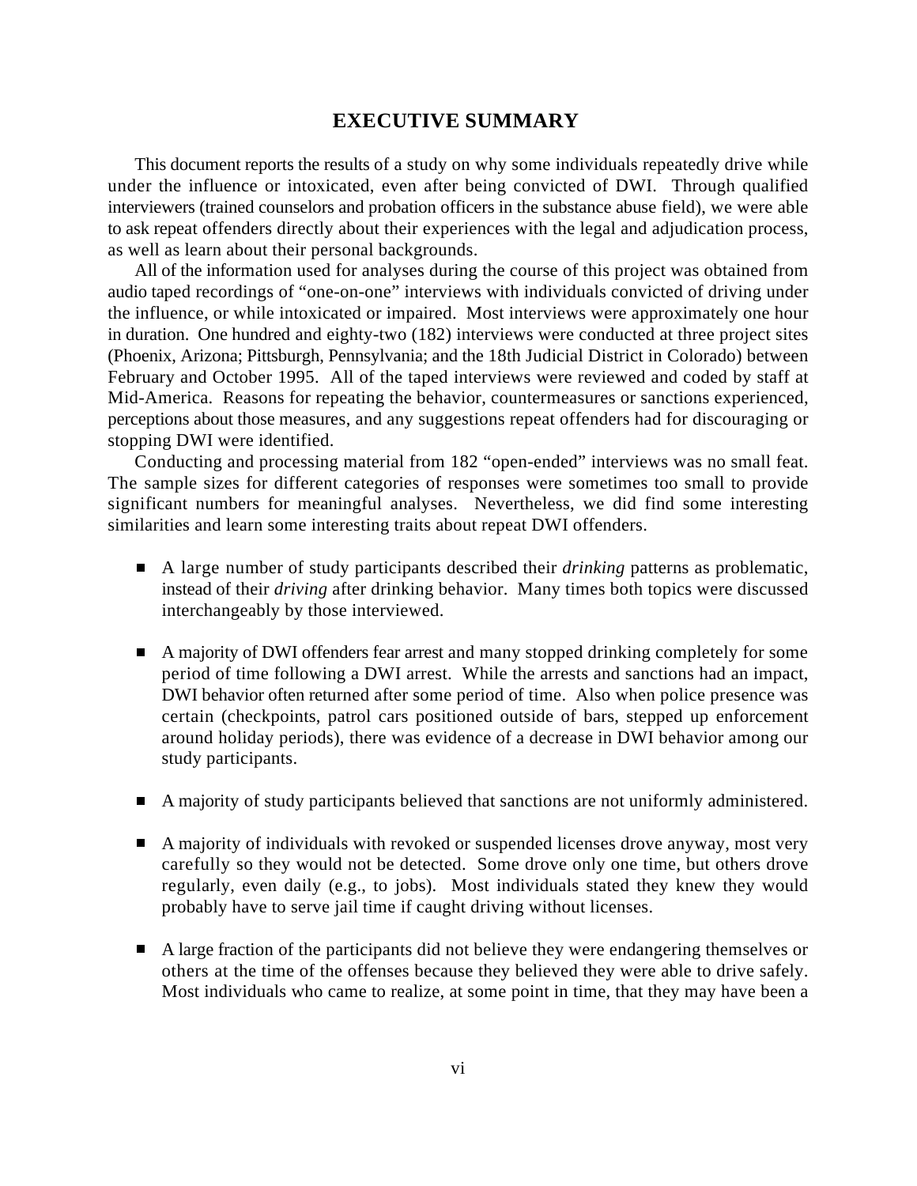# EXECUTIVE SUMMARY

This document reports the results of a study on why some individuals repeatedly drive while under the influence or intoxicated, even after being convicted of DWI. Through qualified interviewers (trained counselors and probation officers in the substance abuse field), we were able to ask repeat offenders directly about their experiences with the legal and adjudication process, as well as learn about their personal backgrounds.

All of the information used for analyses during the course of this project was obtained from audio taped recordings of "one-on-one" interviews with individuals convicted of driving under the influence, or while intoxicated or impaired. Most interviews were approximately one hour in duration. One hundred and eighty-two (182) interviews were conducted at three project sites (Phoenix, Arizona; Pittsburgh, Pennsylvania; and the 18th Judicial District in Colorado) between February and October 1995. All of the taped interviews were reviewed and coded by staff at Mid-America. Reasons for repeating the behavior, countermeasures or sanctions experienced, perceptions about those measures, and any suggestions repeat offenders had for discouraging or stopping DWI were identified.

Conducting and processing material from 182 "open-ended" interviews was no small feat. The sample sizes for different categories of responses were sometimes too small to provide significant numbers for meaningful analyses. Nevertheless, we did find some interesting similarities and learn some interesting traits about repeat DWI offenders.

- A large number of study participants described their *drinking* patterns as problematic, instead of their *driving* after drinking behavior. Many times both topics were discussed interchangeably by those interviewed.

- A majority of DWI offenders fear arrest and many stopped drinking completely for some period of time following a DWI arrest. While the arrests and sanctions had an impact, DWI behavior often returned after some period of time. Also when police presence was certain (checkpoints, patrol cars positioned outside of bars, stepped up enforcement around holiday periods), there was evidence of a decrease in DWI behavior among our study participants.

- A majority of study participants believed that sanctions are not uniformly administered.

- A majority of individuals with revoked or suspended licenses drove anyway, most very carefully so they would not be detected. Some drove only one time, but others drove regularly, even daily (e.g., to jobs). Most individuals stated they knew they would probably have to serve jail time if caught driving without licenses.

- A large fraction of the participants did not believe they were endangering themselves or others at the time of the offenses because they believed they were able to drive safely. Most individuals who came to realize, at some point in time, that they may have been a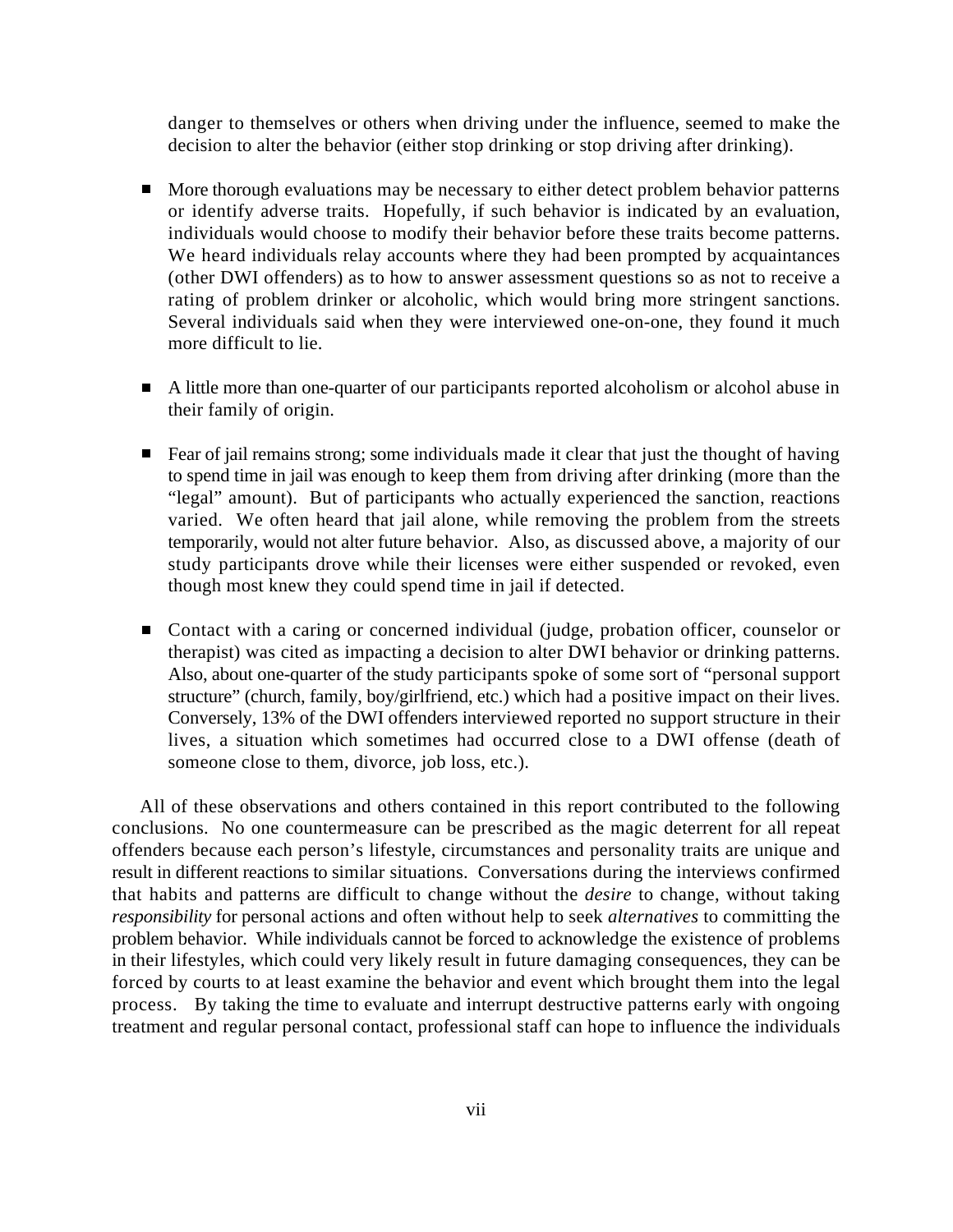danger to themselves or others when driving under the influence, seemed to make the decision to alter the behavior (either stop drinking or stop driving after drinking).

- More thorough evaluations may be necessary to either detect problem behavior patterns or identify adverse traits. Hopefully, if such behavior is indicated by an evaluation, individuals would choose to modify their behavior before these traits become patterns. We heard individuals relay accounts where they had been prompted by acquaintances (other DWI offenders) as to how to answer assessment questions so as not to receive a rating of problem drinker or alcoholic, which would bring more stringent sanctions. Several individuals said when they were interviewed one-on-one, they found it much more difficult to lie.

- A little more than one-quarter of our participants reported alcoholism or alcohol abuse in their family of origin.

- Fear of jail remains strong; some individuals made it clear that just the thought of having to spend time in jail was enough to keep them from driving after drinking (more than the "legal" amount). But of participants who actually experienced the sanction, reactions varied. We often heard that jail alone, while removing the problem from the streets temporarily, would not alter future behavior. Also, as discussed above, a majority of our study participants drove while their licenses were either suspended or revoked, even though most knew they could spend time in jail if detected.

- Contact with a caring or concerned individual (judge, probation officer, counselor or therapist) was cited as impacting a decision to alter DWI behavior or drinking patterns. Also, about one-quarter of the study participants spoke of some sort of "personal support structure" (church, family, boy/girlfriend, etc.) which had a positive impact on their lives. Conversely, 13% of the DWI offenders interviewed reported no support structure in their lives, a situation which sometimes had occurred close to a DWI offense (death of someone close to them, divorce, job loss, etc.).

All of these observations and others contained in this report contributed to the following conclusions. No one countermeasure can be prescribed as the magic deterrent for all repeat offenders because each person's lifestyle, circumstances and personality traits are unique and result in different reactions to similar situations. Conversations during the interviews confirmed that habits and patterns are difficult to change without the *desire* to change, without taking *responsibility* for personal actions and often without help to seek *alternatives* to committing the problem behavior. While individuals cannot be forced to acknowledge the existence of problems in their lifestyles, which could very likely result in future damaging consequences, they can be forced by courts to at least examine the behavior and event which brought them into the legal process. By taking the time to evaluate and interrupt destructive patterns early with ongoing treatment and regular personal contact, professional staff can hope to influence the individuals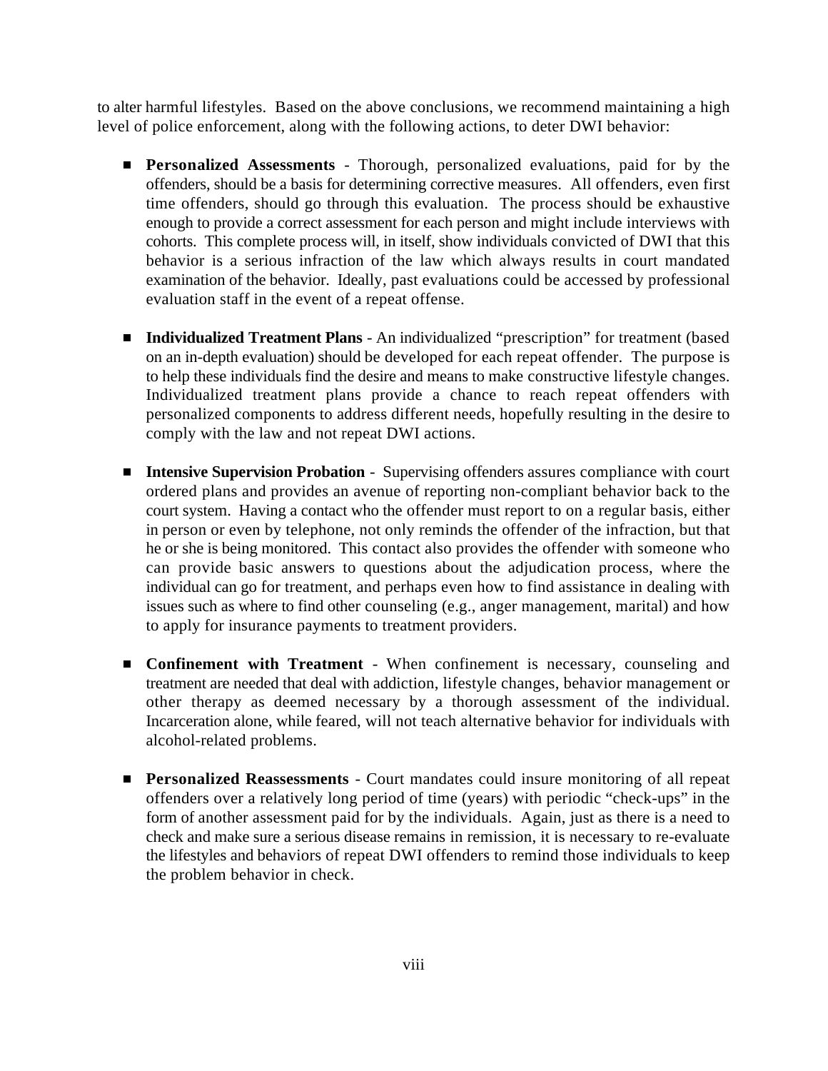to alter harmful lifestyles. Based on the above conclusions, we recommend maintaining a high level of police enforcement, along with the following actions, to deter DWI behavior:

- **Personalized Assessments** - Thorough, personalized evaluations, paid for by the offenders, should be a basis for determining corrective measures. All offenders, even first time offenders, should go through this evaluation. The process should be exhaustive enough to provide a correct assessment for each person and might include interviews with cohorts. This complete process will, in itself, show individuals convicted of DWI that this behavior is a serious infraction of the law which always results in court mandated examination of the behavior. Ideally, past evaluations could be accessed by professional evaluation staff in the event of a repeat offense.

- **Individualized Treatment Plans** - An individualized "prescription" for treatment (based on an in-depth evaluation) should be developed for each repeat offender. The purpose is to help these individuals find the desire and means to make constructive lifestyle changes. Individualized treatment plans provide a chance to reach repeat offenders with personalized components to address different needs, hopefully resulting in the desire to comply with the law and not repeat DWI actions.

- **Intensive Supervision Probation** - Supervising offenders assures compliance with court ordered plans and provides an avenue of reporting non-compliant behavior back to the court system. Having a contact who the offender must report to on a regular basis, either in person or even by telephone, not only reminds the offender of the infraction, but that he or she is being monitored. This contact also provides the offender with someone who can provide basic answers to questions about the adjudication process, where the individual can go for treatment, and perhaps even how to find assistance in dealing with issues such as where to find other counseling (e.g., anger management, marital) and how to apply for insurance payments to treatment providers.

- **Confinement with Treatment** - When confinement is necessary, counseling and treatment are needed that deal with addiction, lifestyle changes, behavior management or other therapy as deemed necessary by a thorough assessment of the individual. Incarceration alone, while feared, will not teach alternative behavior for individuals with alcohol-related problems.

- **Personalized Reassessments** - Court mandates could insure monitoring of all repeat offenders over a relatively long period of time (years) with periodic "check-ups" in the form of another assessment paid for by the individuals. Again, just as there is a need to check and make sure a serious disease remains in remission, it is necessary to re-evaluate the lifestyles and behaviors of repeat DWI offenders to remind those individuals to keep the problem behavior in check.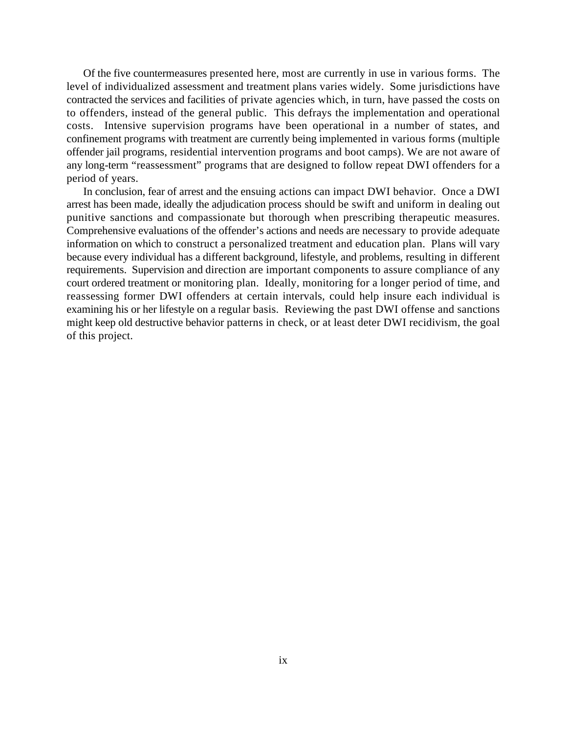Of the five countermeasures presented here, most are currently in use in various forms. The level of individualized assessment and treatment plans varies widely. Some jurisdictions have contracted the services and facilities of private agencies which, in turn, have passed the costs on to offenders, instead of the general public. This defrays the implementation and operational costs. Intensive supervision programs have been operational in a number of states, and confinement programs with treatment are currently being implemented in various forms (multiple offender jail programs, residential intervention programs and boot camps). We are not aware of any long-term "reassessment" programs that are designed to follow repeat DWI offenders for a period of years.

In conclusion, fear of arrest and the ensuing actions can impact DWI behavior. Once a DWI arrest has been made, ideally the adjudication process should be swift and uniform in dealing out punitive sanctions and compassionate but thorough when prescribing therapeutic measures. Comprehensive evaluations of the offender's actions and needs are necessary to provide adequate information on which to construct a personalized treatment and education plan. Plans will vary because every individual has a different background, lifestyle, and problems, resulting in different requirements. Supervision and direction are important components to assure compliance of any court ordered treatment or monitoring plan. Ideally, monitoring for a longer period of time, and reassessing former DWI offenders at certain intervals, could help insure each individual is examining his or her lifestyle on a regular basis. Reviewing the past DWI offense and sanctions might keep old destructive behavior patterns in check, or at least deter DWI recidivism, the goal of this project.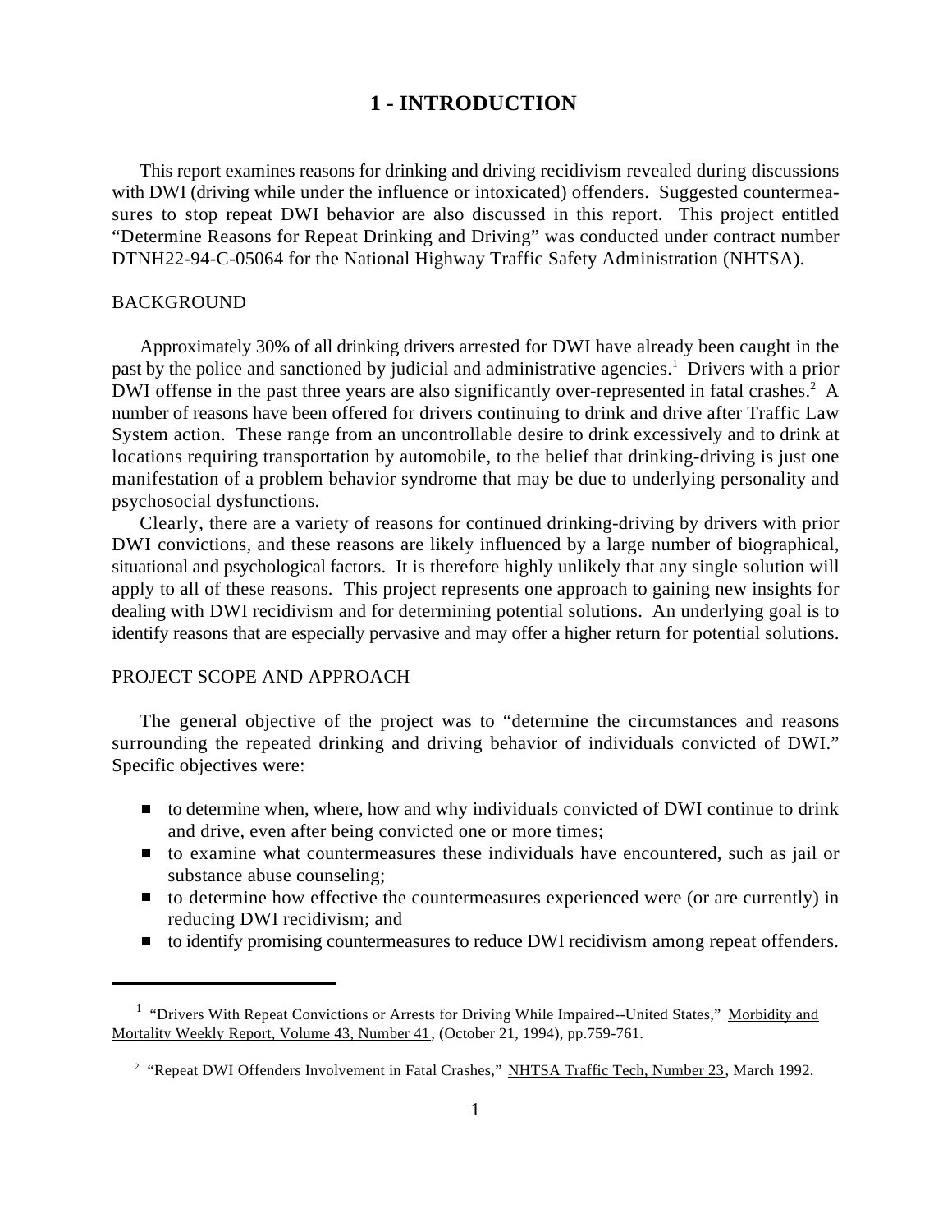# 1 - INTRODUCTION

This report examines reasons for drinking and driving recidivism revealed during discussions with DWI (driving while under the influence or intoxicated) offenders. Suggested countermeasures to stop repeat DWI behavior are also discussed in this report. This project entitled "Determine Reasons for Repeat Drinking and Driving" was conducted under contract number DTNH22-94-C-05064 for the National Highway Traffic Safety Administration (NHTSA).

## BACKGROUND

Approximately 30% of all drinking drivers arrested for DWI have already been caught in the past by the police and sanctioned by judicial and administrative agencies.[1] Drivers with a prior DWI offense in the past three years are also significantly over-represented in fatal crashes.[2] A number of reasons have been offered for drivers continuing to drink and drive after Traffic Law System action. These range from an uncontrollable desire to drink excessively and to drink at locations requiring transportation by automobile, to the belief that drinking-driving is just one manifestation of a problem behavior syndrome that may be due to underlying personality and psychosocial dysfunctions.

Clearly, there are a variety of reasons for continued drinking-driving by drivers with prior DWI convictions, and these reasons are likely influenced by a large number of biographical, situational and psychological factors. It is therefore highly unlikely that any single solution will apply to all of these reasons. This project represents one approach to gaining new insights for dealing with DWI recidivism and for determining potential solutions. An underlying goal is to identify reasons that are especially pervasive and may offer a higher return for potential solutions.

## PROJECT SCOPE AND APPROACH

The general objective of the project was to "determine the circumstances and reasons surrounding the repeated drinking and driving behavior of individuals convicted of DWI." Specific objectives were:

- to determine when, where, how and why individuals convicted of DWI continue to drink and drive, even after being convicted one or more times;
- to examine what countermeasures these individuals have encountered, such as jail or substance abuse counseling;
- to determine how effective the countermeasures experienced were (or are currently) in reducing DWI recidivism; and
- to identify promising countermeasures to reduce DWI recidivism among repeat offenders.

---

[1] "Drivers With Repeat Convictions or Arrests for Driving While Impaired--United States," Morbidity and Mortality Weekly Report, Volume 43, Number 41, (October 21, 1994), pp.759-761.

[2] "Repeat DWI Offenders Involvement in Fatal Crashes," NHTSA Traffic Tech, Number 23, March 1992.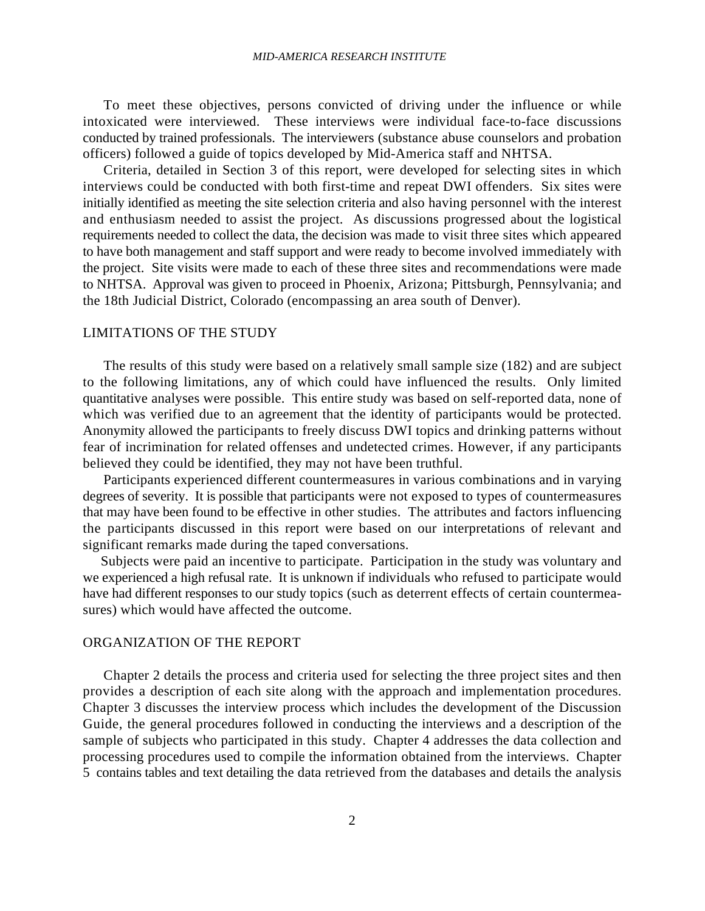To meet these objectives, persons convicted of driving under the influence or while intoxicated were interviewed. These interviews were individual face-to-face discussions conducted by trained professionals. The interviewers (substance abuse counselors and probation officers) followed a guide of topics developed by Mid-America staff and NHTSA.

Criteria, detailed in Section 3 of this report, were developed for selecting sites in which interviews could be conducted with both first-time and repeat DWI offenders. Six sites were initially identified as meeting the site selection criteria and also having personnel with the interest and enthusiasm needed to assist the project. As discussions progressed about the logistical requirements needed to collect the data, the decision was made to visit three sites which appeared to have both management and staff support and were ready to become involved immediately with the project. Site visits were made to each of these three sites and recommendations were made to NHTSA. Approval was given to proceed in Phoenix, Arizona; Pittsburgh, Pennsylvania; and the 18th Judicial District, Colorado (encompassing an area south of Denver).

## LIMITATIONS OF THE STUDY

The results of this study were based on a relatively small sample size (182) and are subject to the following limitations, any of which could have influenced the results. Only limited quantitative analyses were possible. This entire study was based on self-reported data, none of which was verified due to an agreement that the identity of participants would be protected. Anonymity allowed the participants to freely discuss DWI topics and drinking patterns without fear of incrimination for related offenses and undetected crimes. However, if any participants believed they could be identified, they may not have been truthful.

Participants experienced different countermeasures in various combinations and in varying degrees of severity. It is possible that participants were not exposed to types of countermeasures that may have been found to be effective in other studies. The attributes and factors influencing the participants discussed in this report were based on our interpretations of relevant and significant remarks made during the taped conversations.

Subjects were paid an incentive to participate. Participation in the study was voluntary and we experienced a high refusal rate. It is unknown if individuals who refused to participate would have had different responses to our study topics (such as deterrent effects of certain countermeasures) which would have affected the outcome.

## ORGANIZATION OF THE REPORT

Chapter 2 details the process and criteria used for selecting the three project sites and then provides a description of each site along with the approach and implementation procedures. Chapter 3 discusses the interview process which includes the development of the Discussion Guide, the general procedures followed in conducting the interviews and a description of the sample of subjects who participated in this study. Chapter 4 addresses the data collection and processing procedures used to compile the information obtained from the interviews. Chapter 5 contains tables and text detailing the data retrieved from the databases and details the analysis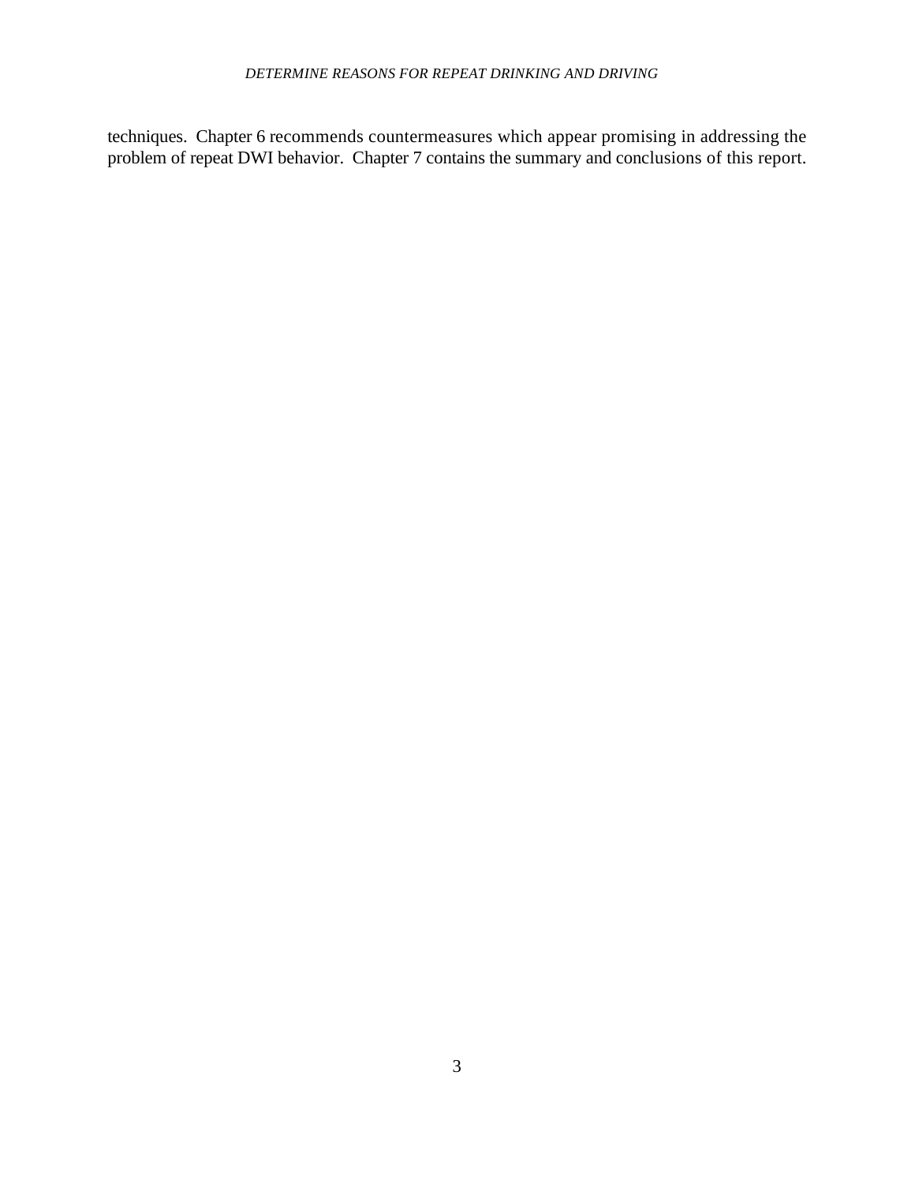techniques. Chapter 6 recommends countermeasures which appear promising in addressing the problem of repeat DWI behavior. Chapter 7 contains the summary and conclusions of this report.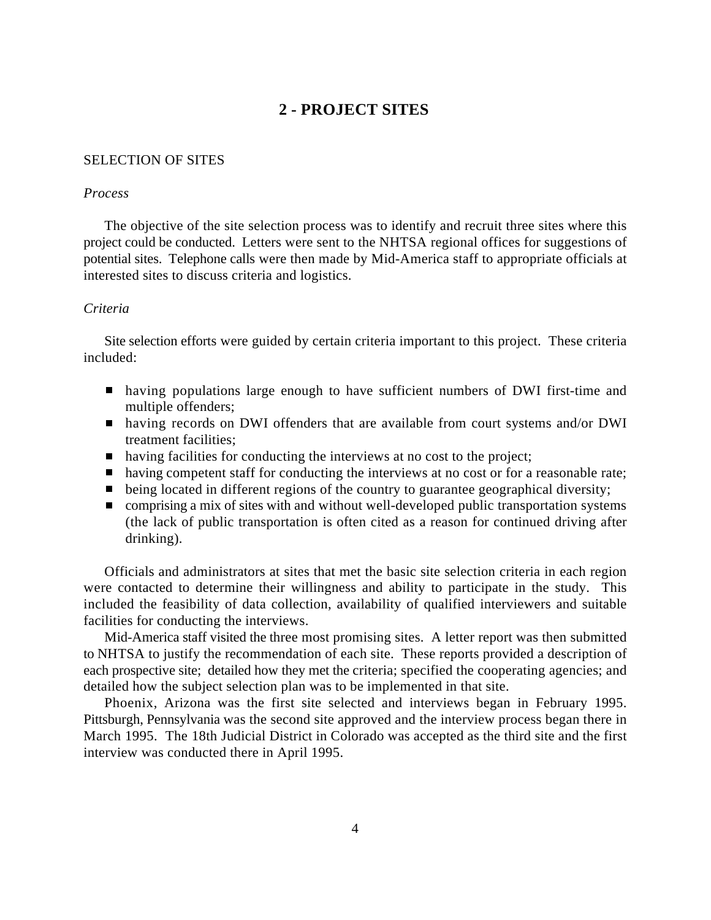# 2 - PROJECT SITES

## SELECTION OF SITES

### *Process*

The objective of the site selection process was to identify and recruit three sites where this project could be conducted. Letters were sent to the NHTSA regional offices for suggestions of potential sites. Telephone calls were then made by Mid-America staff to appropriate officials at interested sites to discuss criteria and logistics.

### *Criteria*

Site selection efforts were guided by certain criteria important to this project. These criteria included:

- having populations large enough to have sufficient numbers of DWI first-time and multiple offenders;
- having records on DWI offenders that are available from court systems and/or DWI treatment facilities;
- having facilities for conducting the interviews at no cost to the project;
- having competent staff for conducting the interviews at no cost or for a reasonable rate;
- being located in different regions of the country to guarantee geographical diversity;
- comprising a mix of sites with and without well-developed public transportation systems (the lack of public transportation is often cited as a reason for continued driving after drinking).

Officials and administrators at sites that met the basic site selection criteria in each region were contacted to determine their willingness and ability to participate in the study. This included the feasibility of data collection, availability of qualified interviewers and suitable facilities for conducting the interviews.

Mid-America staff visited the three most promising sites. A letter report was then submitted to NHTSA to justify the recommendation of each site. These reports provided a description of each prospective site; detailed how they met the criteria; specified the cooperating agencies; and detailed how the subject selection plan was to be implemented in that site.

Phoenix, Arizona was the first site selected and interviews began in February 1995. Pittsburgh, Pennsylvania was the second site approved and the interview process began there in March 1995. The 18th Judicial District in Colorado was accepted as the third site and the first interview was conducted there in April 1995.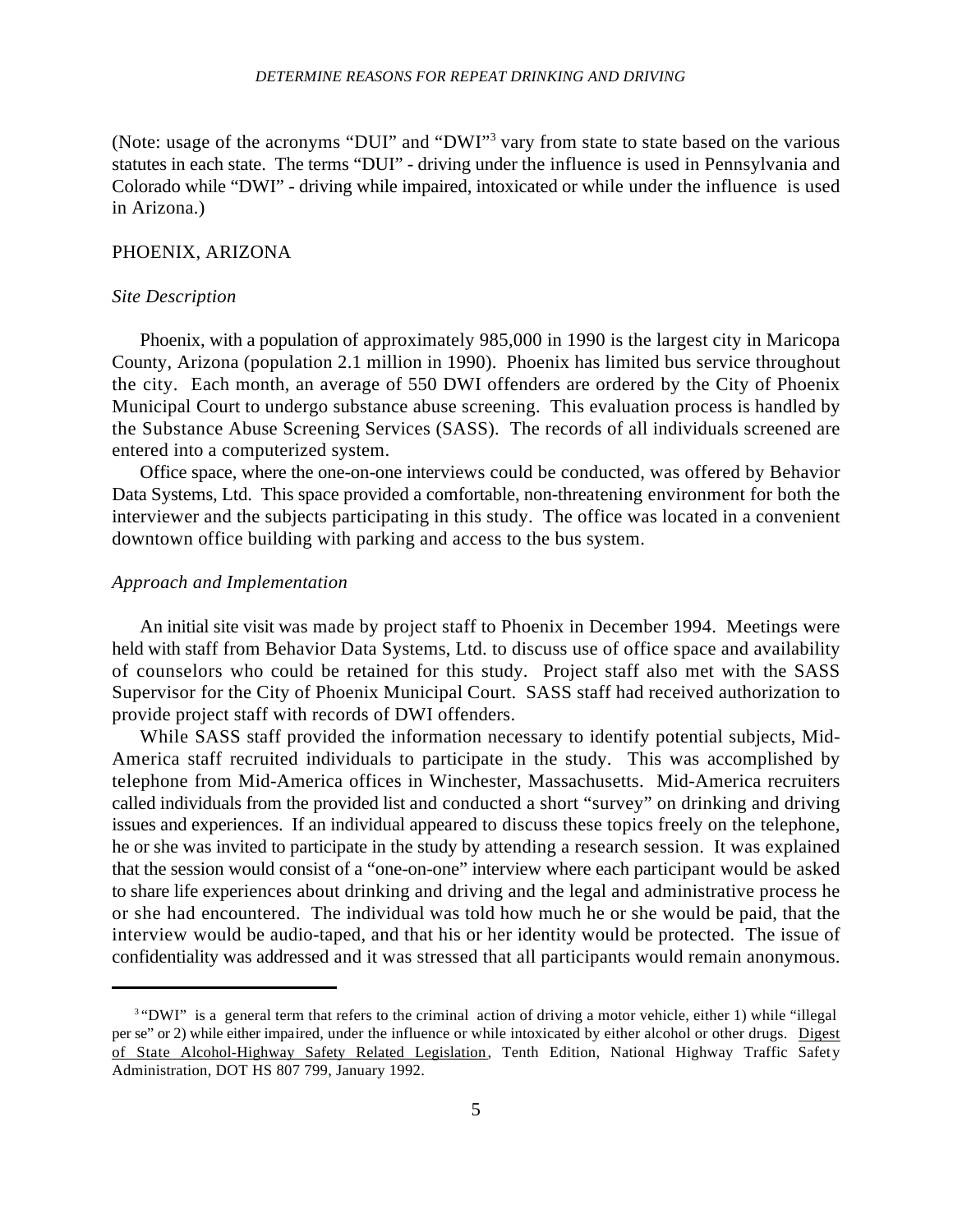(Note: usage of the acronyms “DUI” and “DWI”[3] vary from state to state based on the various statutes in each state. The terms “DUI” - driving under the influence is used in Pennsylvania and Colorado while “DWI” - driving while impaired, intoxicated or while under the influence is used in Arizona.)

## PHOENIX, ARIZONA

### *Site Description*

Phoenix, with a population of approximately 985,000 in 1990 is the largest city in Maricopa County, Arizona (population 2.1 million in 1990). Phoenix has limited bus service throughout the city. Each month, an average of 550 DWI offenders are ordered by the City of Phoenix Municipal Court to undergo substance abuse screening. This evaluation process is handled by the Substance Abuse Screening Services (SASS). The records of all individuals screened are entered into a computerized system.

Office space, where the one-on-one interviews could be conducted, was offered by Behavior Data Systems, Ltd. This space provided a comfortable, non-threatening environment for both the interviewer and the subjects participating in this study. The office was located in a convenient downtown office building with parking and access to the bus system.

### *Approach and Implementation*

An initial site visit was made by project staff to Phoenix in December 1994. Meetings were held with staff from Behavior Data Systems, Ltd. to discuss use of office space and availability of counselors who could be retained for this study. Project staff also met with the SASS Supervisor for the City of Phoenix Municipal Court. SASS staff had received authorization to provide project staff with records of DWI offenders.

While SASS staff provided the information necessary to identify potential subjects, Mid-America staff recruited individuals to participate in the study. This was accomplished by telephone from Mid-America offices in Winchester, Massachusetts. Mid-America recruiters called individuals from the provided list and conducted a short “survey” on drinking and driving issues and experiences. If an individual appeared to discuss these topics freely on the telephone, he or she was invited to participate in the study by attending a research session. It was explained that the session would consist of a “one-on-one” interview where each participant would be asked to share life experiences about drinking and driving and the legal and administrative process he or she had encountered. The individual was told how much he or she would be paid, that the interview would be audio-taped, and that his or her identity would be protected. The issue of confidentiality was addressed and it was stressed that all participants would remain anonymous.

---

[3] “DWI” is a general term that refers to the criminal action of driving a motor vehicle, either 1) while “illegal per se” or 2) while either impaired, under the influence or while intoxicated by either alcohol or other drugs. Digest of State Alcohol-Highway Safety Related Legislation, Tenth Edition, National Highway Traffic Safety Administration, DOT HS 807 799, January 1992.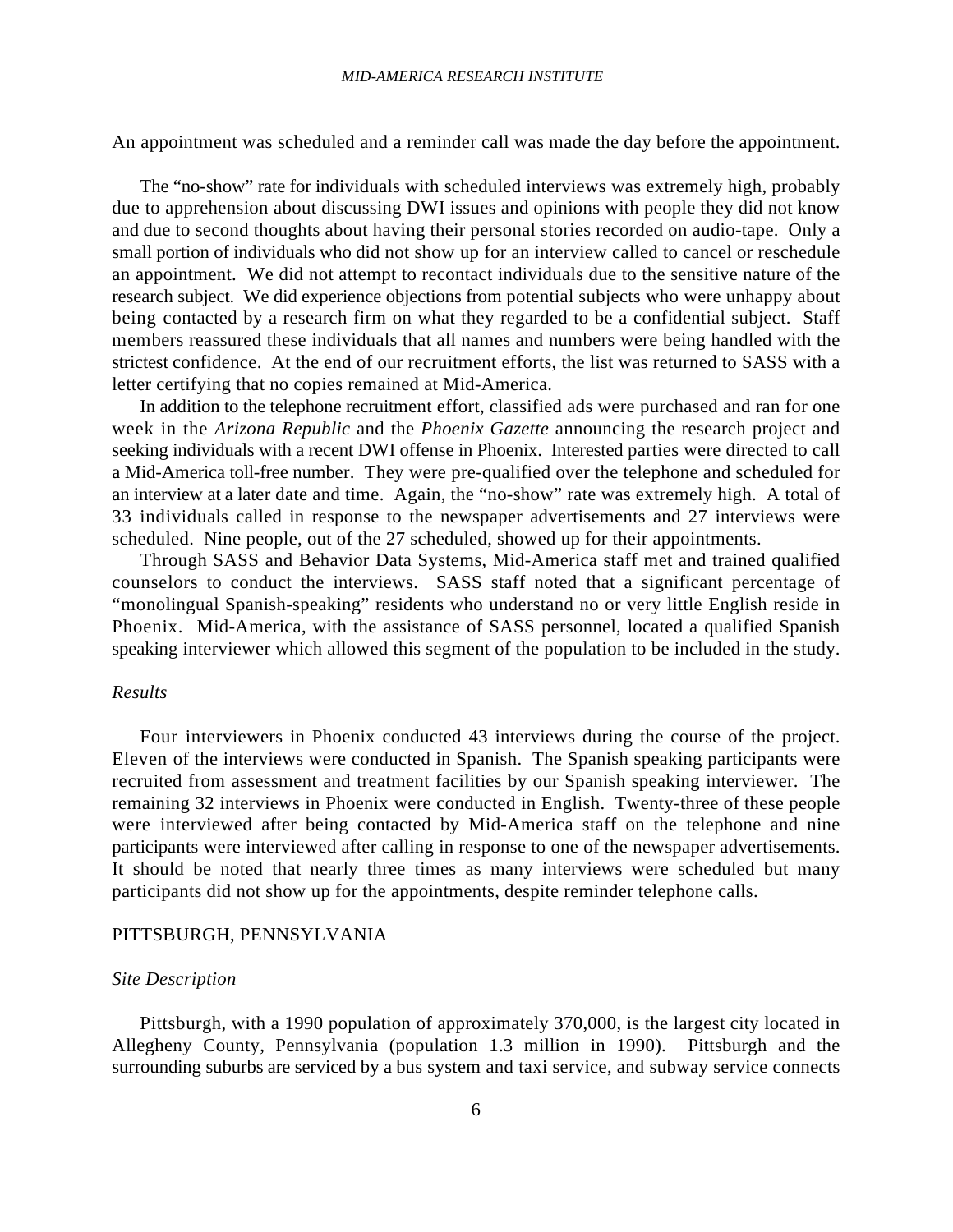An appointment was scheduled and a reminder call was made the day before the appointment.

The "no-show" rate for individuals with scheduled interviews was extremely high, probably due to apprehension about discussing DWI issues and opinions with people they did not know and due to second thoughts about having their personal stories recorded on audio-tape. Only a small portion of individuals who did not show up for an interview called to cancel or reschedule an appointment. We did not attempt to recontact individuals due to the sensitive nature of the research subject. We did experience objections from potential subjects who were unhappy about being contacted by a research firm on what they regarded to be a confidential subject. Staff members reassured these individuals that all names and numbers were being handled with the strictest confidence. At the end of our recruitment efforts, the list was returned to SASS with a letter certifying that no copies remained at Mid-America.

In addition to the telephone recruitment effort, classified ads were purchased and ran for one week in the *Arizona Republic* and the *Phoenix Gazette* announcing the research project and seeking individuals with a recent DWI offense in Phoenix. Interested parties were directed to call a Mid-America toll-free number. They were pre-qualified over the telephone and scheduled for an interview at a later date and time. Again, the "no-show" rate was extremely high. A total of 33 individuals called in response to the newspaper advertisements and 27 interviews were scheduled. Nine people, out of the 27 scheduled, showed up for their appointments.

Through SASS and Behavior Data Systems, Mid-America staff met and trained qualified counselors to conduct the interviews. SASS staff noted that a significant percentage of "monolingual Spanish-speaking" residents who understand no or very little English reside in Phoenix. Mid-America, with the assistance of SASS personnel, located a qualified Spanish speaking interviewer which allowed this segment of the population to be included in the study.

### *Results*

Four interviewers in Phoenix conducted 43 interviews during the course of the project. Eleven of the interviews were conducted in Spanish. The Spanish speaking participants were recruited from assessment and treatment facilities by our Spanish speaking interviewer. The remaining 32 interviews in Phoenix were conducted in English. Twenty-three of these people were interviewed after being contacted by Mid-America staff on the telephone and nine participants were interviewed after calling in response to one of the newspaper advertisements. It should be noted that nearly three times as many interviews were scheduled but many participants did not show up for the appointments, despite reminder telephone calls.

## PITTSBURGH, PENNSYLVANIA

### *Site Description*

Pittsburgh, with a 1990 population of approximately 370,000, is the largest city located in Allegheny County, Pennsylvania (population 1.3 million in 1990). Pittsburgh and the surrounding suburbs are serviced by a bus system and taxi service, and subway service connects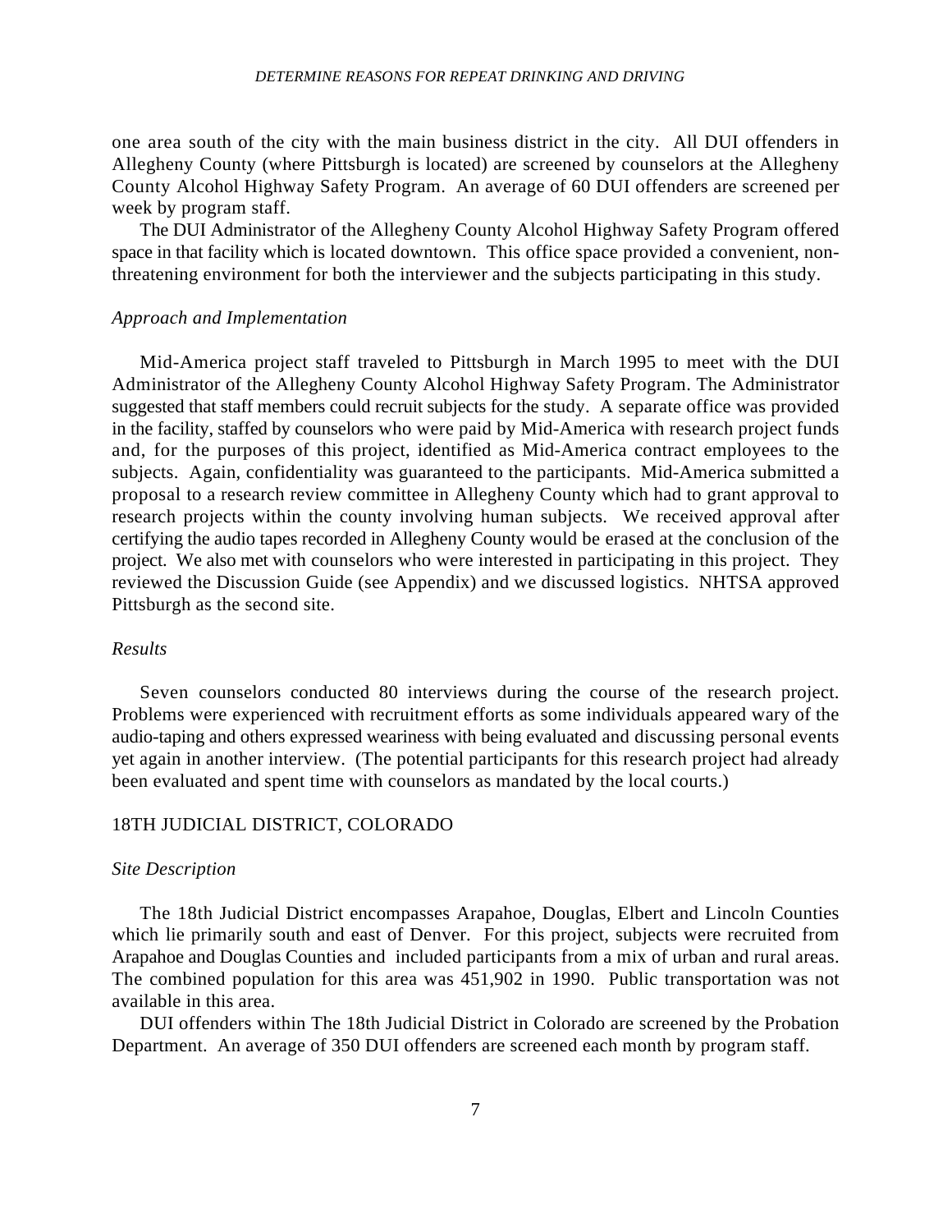one area south of the city with the main business district in the city. All DUI offenders in Allegheny County (where Pittsburgh is located) are screened by counselors at the Allegheny County Alcohol Highway Safety Program. An average of 60 DUI offenders are screened per week by program staff.

The DUI Administrator of the Allegheny County Alcohol Highway Safety Program offered space in that facility which is located downtown. This office space provided a convenient, non-threatening environment for both the interviewer and the subjects participating in this study.

### *Approach and Implementation*

Mid-America project staff traveled to Pittsburgh in March 1995 to meet with the DUI Administrator of the Allegheny County Alcohol Highway Safety Program. The Administrator suggested that staff members could recruit subjects for the study. A separate office was provided in the facility, staffed by counselors who were paid by Mid-America with research project funds and, for the purposes of this project, identified as Mid-America contract employees to the subjects. Again, confidentiality was guaranteed to the participants. Mid-America submitted a proposal to a research review committee in Allegheny County which had to grant approval to research projects within the county involving human subjects. We received approval after certifying the audio tapes recorded in Allegheny County would be erased at the conclusion of the project. We also met with counselors who were interested in participating in this project. They reviewed the Discussion Guide (see Appendix) and we discussed logistics. NHTSA approved Pittsburgh as the second site.

### *Results*

Seven counselors conducted 80 interviews during the course of the research project. Problems were experienced with recruitment efforts as some individuals appeared wary of the audio-taping and others expressed weariness with being evaluated and discussing personal events yet again in another interview. (The potential participants for this research project had already been evaluated and spent time with counselors as mandated by the local courts.)

## 18TH JUDICIAL DISTRICT, COLORADO

### *Site Description*

The 18th Judicial District encompasses Arapahoe, Douglas, Elbert and Lincoln Counties which lie primarily south and east of Denver. For this project, subjects were recruited from Arapahoe and Douglas Counties and included participants from a mix of urban and rural areas. The combined population for this area was 451,902 in 1990. Public transportation was not available in this area.

DUI offenders within The 18th Judicial District in Colorado are screened by the Probation Department. An average of 350 DUI offenders are screened each month by program staff.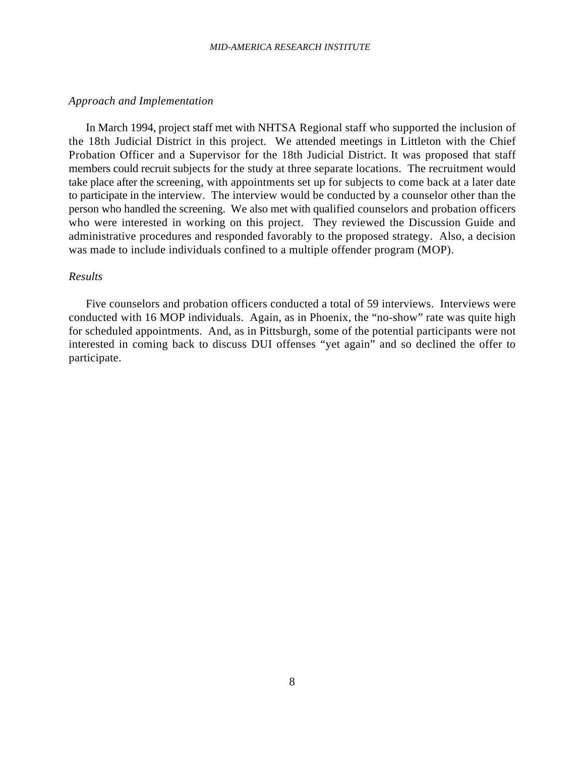*Approach and Implementation*

In March 1994, project staff met with NHTSA Regional staff who supported the inclusion of the 18th Judicial District in this project. We attended meetings in Littleton with the Chief Probation Officer and a Supervisor for the 18th Judicial District. It was proposed that staff members could recruit subjects for the study at three separate locations. The recruitment would take place after the screening, with appointments set up for subjects to come back at a later date to participate in the interview. The interview would be conducted by a counselor other than the person who handled the screening. We also met with qualified counselors and probation officers who were interested in working on this project. They reviewed the Discussion Guide and administrative procedures and responded favorably to the proposed strategy. Also, a decision was made to include individuals confined to a multiple offender program (MOP).

*Results*

Five counselors and probation officers conducted a total of 59 interviews. Interviews were conducted with 16 MOP individuals. Again, as in Phoenix, the "no-show" rate was quite high for scheduled appointments. And, as in Pittsburgh, some of the potential participants were not interested in coming back to discuss DUI offenses "yet again" and so declined the offer to participate.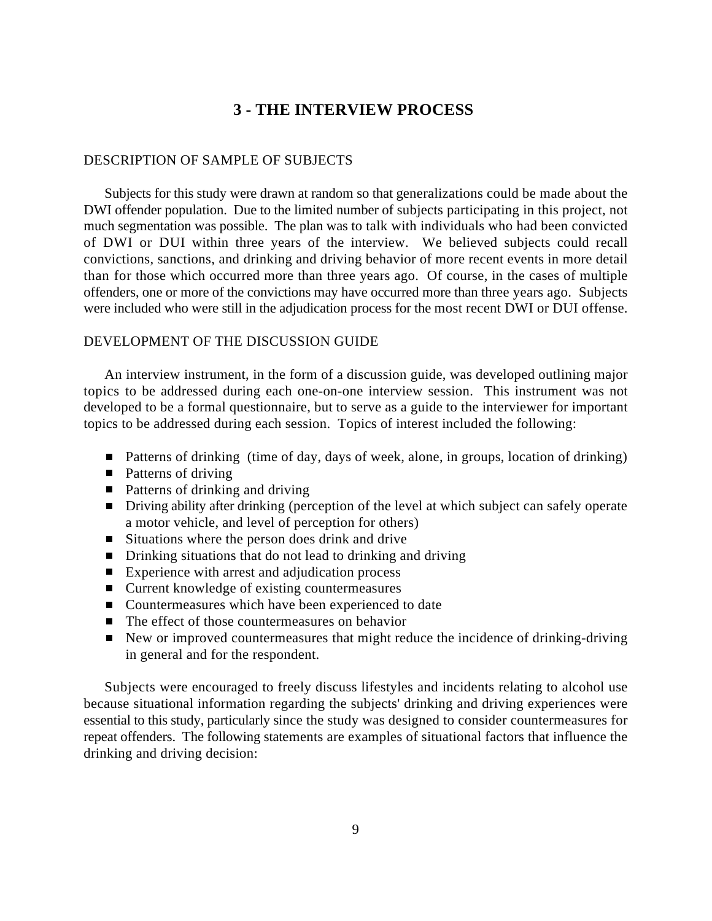# 3 - THE INTERVIEW PROCESS

## DESCRIPTION OF SAMPLE OF SUBJECTS

Subjects for this study were drawn at random so that generalizations could be made about the DWI offender population. Due to the limited number of subjects participating in this project, not much segmentation was possible. The plan was to talk with individuals who had been convicted of DWI or DUI within three years of the interview. We believed subjects could recall convictions, sanctions, and drinking and driving behavior of more recent events in more detail than for those which occurred more than three years ago. Of course, in the cases of multiple offenders, one or more of the convictions may have occurred more than three years ago. Subjects were included who were still in the adjudication process for the most recent DWI or DUI offense.

## DEVELOPMENT OF THE DISCUSSION GUIDE

An interview instrument, in the form of a discussion guide, was developed outlining major topics to be addressed during each one-on-one interview session. This instrument was not developed to be a formal questionnaire, but to serve as a guide to the interviewer for important topics to be addressed during each session. Topics of interest included the following:

- Patterns of drinking (time of day, days of week, alone, in groups, location of drinking)
- Patterns of driving
- Patterns of drinking and driving
- Driving ability after drinking (perception of the level at which subject can safely operate a motor vehicle, and level of perception for others)
- Situations where the person does drink and drive
- Drinking situations that do not lead to drinking and driving
- Experience with arrest and adjudication process
- Current knowledge of existing countermeasures
- Countermeasures which have been experienced to date
- The effect of those countermeasures on behavior
- New or improved countermeasures that might reduce the incidence of drinking-driving in general and for the respondent.

Subjects were encouraged to freely discuss lifestyles and incidents relating to alcohol use because situational information regarding the subjects' drinking and driving experiences were essential to this study, particularly since the study was designed to consider countermeasures for repeat offenders. The following statements are examples of situational factors that influence the drinking and driving decision: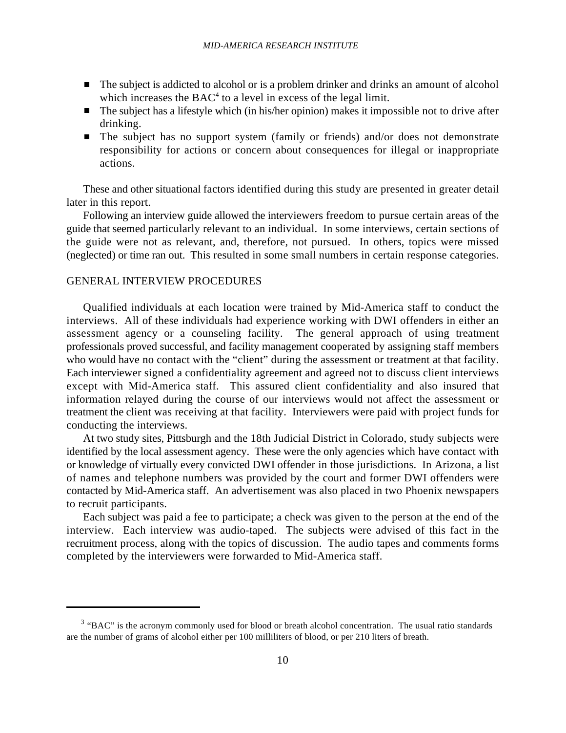- The subject is addicted to alcohol or is a problem drinker and drinks an amount of alcohol which increases the BAC[4] to a level in excess of the legal limit.
- The subject has a lifestyle which (in his/her opinion) makes it impossible not to drive after drinking.
- The subject has no support system (family or friends) and/or does not demonstrate responsibility for actions or concern about consequences for illegal or inappropriate actions.

These and other situational factors identified during this study are presented in greater detail later in this report.

Following an interview guide allowed the interviewers freedom to pursue certain areas of the guide that seemed particularly relevant to an individual. In some interviews, certain sections of the guide were not as relevant, and, therefore, not pursued. In others, topics were missed (neglected) or time ran out. This resulted in some small numbers in certain response categories.

## GENERAL INTERVIEW PROCEDURES

Qualified individuals at each location were trained by Mid-America staff to conduct the interviews. All of these individuals had experience working with DWI offenders in either an assessment agency or a counseling facility. The general approach of using treatment professionals proved successful, and facility management cooperated by assigning staff members who would have no contact with the "client" during the assessment or treatment at that facility. Each interviewer signed a confidentiality agreement and agreed not to discuss client interviews except with Mid-America staff. This assured client confidentiality and also insured that information relayed during the course of our interviews would not affect the assessment or treatment the client was receiving at that facility. Interviewers were paid with project funds for conducting the interviews.

At two study sites, Pittsburgh and the 18th Judicial District in Colorado, study subjects were identified by the local assessment agency. These were the only agencies which have contact with or knowledge of virtually every convicted DWI offender in those jurisdictions. In Arizona, a list of names and telephone numbers was provided by the court and former DWI offenders were contacted by Mid-America staff. An advertisement was also placed in two Phoenix newspapers to recruit participants.

Each subject was paid a fee to participate; a check was given to the person at the end of the interview. Each interview was audio-taped. The subjects were advised of this fact in the recruitment process, along with the topics of discussion. The audio tapes and comments forms completed by the interviewers were forwarded to Mid-America staff.

---

[3] "BAC" is the acronym commonly used for blood or breath alcohol concentration. The usual ratio standards are the number of grams of alcohol either per 100 milliliters of blood, or per 210 liters of breath.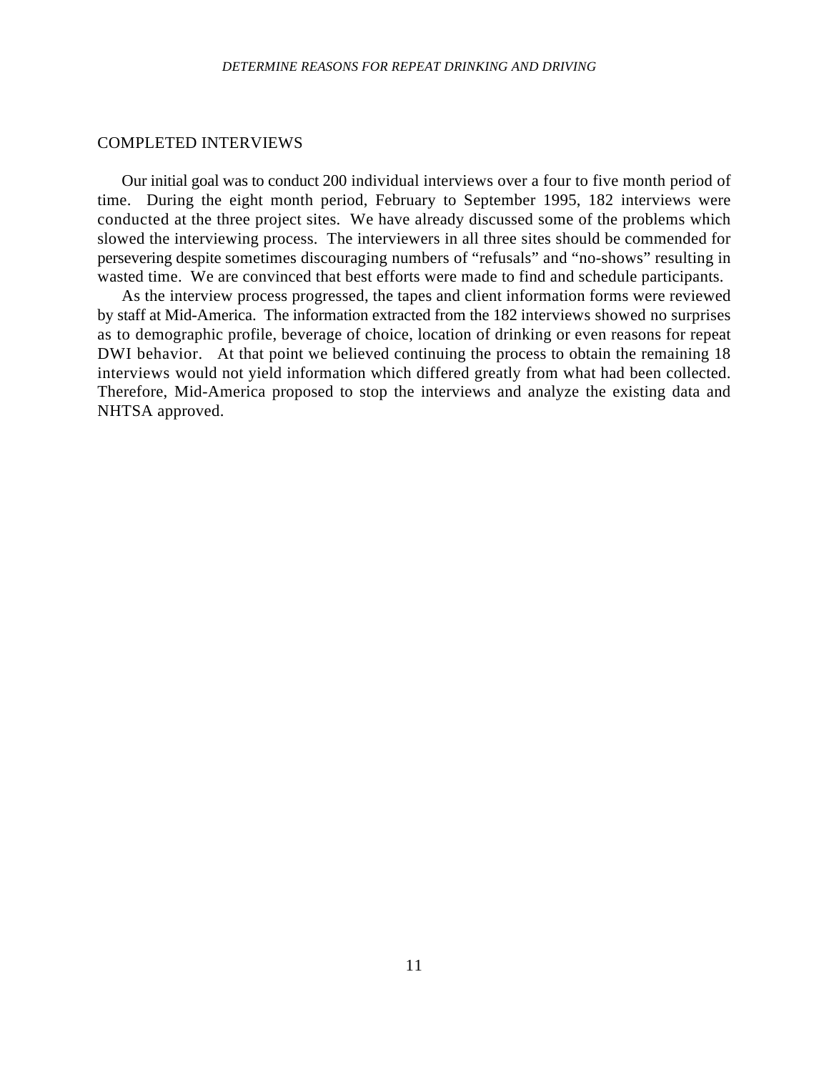## COMPLETED INTERVIEWS

Our initial goal was to conduct 200 individual interviews over a four to five month period of time. During the eight month period, February to September 1995, 182 interviews were conducted at the three project sites. We have already discussed some of the problems which slowed the interviewing process. The interviewers in all three sites should be commended for persevering despite sometimes discouraging numbers of "refusals" and "no-shows" resulting in wasted time. We are convinced that best efforts were made to find and schedule participants.

As the interview process progressed, the tapes and client information forms were reviewed by staff at Mid-America. The information extracted from the 182 interviews showed no surprises as to demographic profile, beverage of choice, location of drinking or even reasons for repeat DWI behavior. At that point we believed continuing the process to obtain the remaining 18 interviews would not yield information which differed greatly from what had been collected. Therefore, Mid-America proposed to stop the interviews and analyze the existing data and NHTSA approved.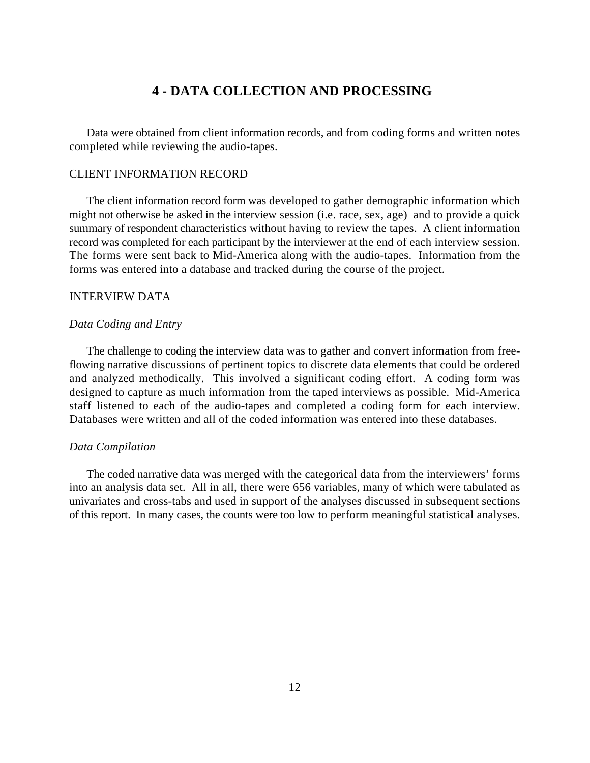# 4 - DATA COLLECTION AND PROCESSING

Data were obtained from client information records, and from coding forms and written notes completed while reviewing the audio-tapes.

## CLIENT INFORMATION RECORD

The client information record form was developed to gather demographic information which might not otherwise be asked in the interview session (i.e. race, sex, age) and to provide a quick summary of respondent characteristics without having to review the tapes. A client information record was completed for each participant by the interviewer at the end of each interview session. The forms were sent back to Mid-America along with the audio-tapes. Information from the forms was entered into a database and tracked during the course of the project.

## INTERVIEW DATA

### *Data Coding and Entry*

The challenge to coding the interview data was to gather and convert information from free-flowing narrative discussions of pertinent topics to discrete data elements that could be ordered and analyzed methodically. This involved a significant coding effort. A coding form was designed to capture as much information from the taped interviews as possible. Mid-America staff listened to each of the audio-tapes and completed a coding form for each interview. Databases were written and all of the coded information was entered into these databases.

### *Data Compilation*

The coded narrative data was merged with the categorical data from the interviewers' forms into an analysis data set. All in all, there were 656 variables, many of which were tabulated as univariates and cross-tabs and used in support of the analyses discussed in subsequent sections of this report. In many cases, the counts were too low to perform meaningful statistical analyses.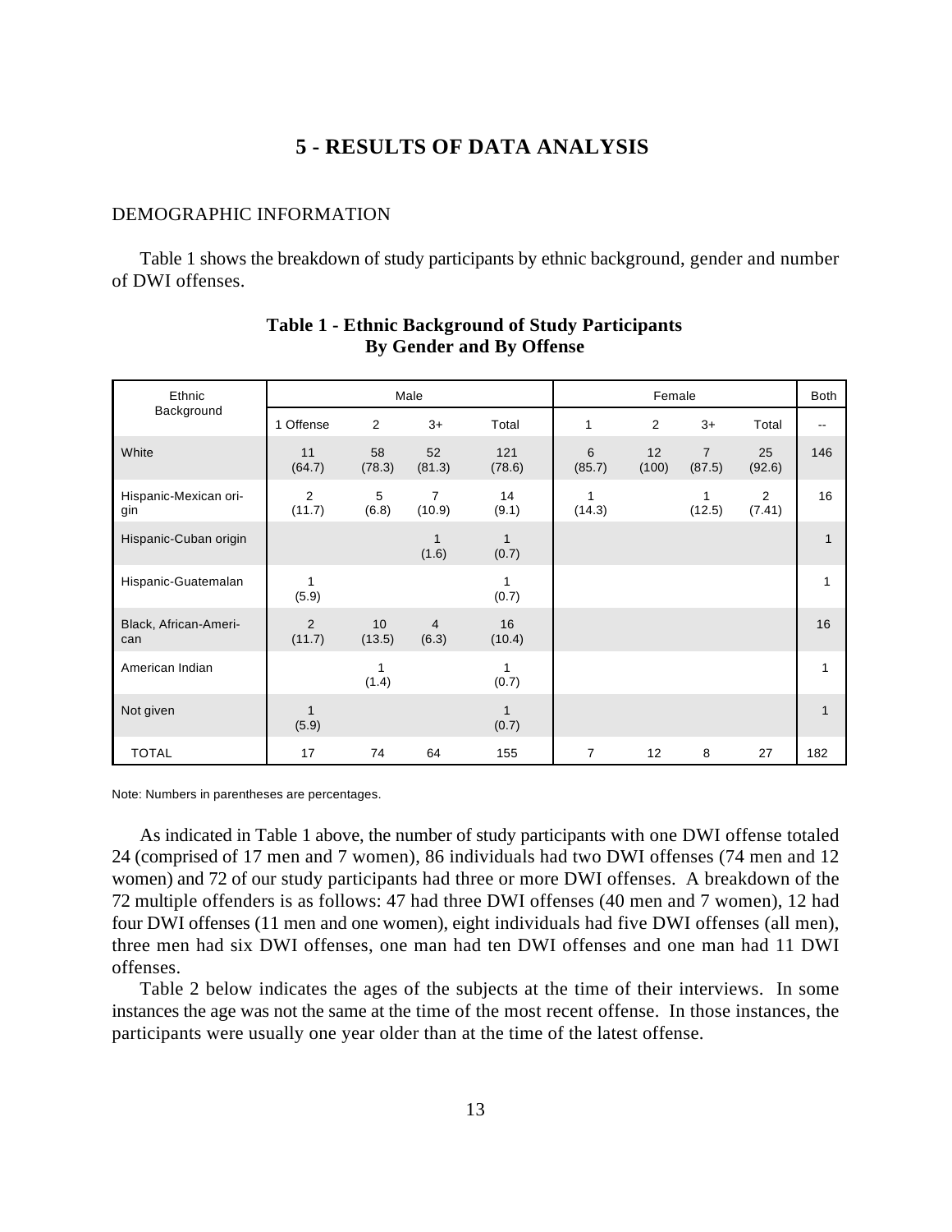# 5 - RESULTS OF DATA ANALYSIS

## DEMOGRAPHIC INFORMATION

Table 1 shows the breakdown of study participants by ethnic background, gender and number of DWI offenses.

**Table 1 - Ethnic Background of Study Participants By Gender and By Offense**

| Ethnic Background | Male | | | | Female | | | | Both |
|---|---|---|---|---|---|---|---|---|---|
| | 1 Offense | 2 | 3+ | Total | 1 | 2 | 3+ | Total | -- |
| White | 11 (64.7) | 58 (78.3) | 52 (81.3) | 121 (78.6) | 6 (85.7) | 12 (100) | 7 (87.5) | 25 (92.6) | 146 |
| Hispanic-Mexican origin | 2 (11.7) | 5 (6.8) | 7 (10.9) | 14 (9.1) | 1 (14.3) | | 1 (12.5) | 2 (7.41) | 16 |
| Hispanic-Cuban origin | | | 1 (1.6) | 1 (0.7) | | | | | 1 |
| Hispanic-Guatemalan | 1 (5.9) | | | 1 (0.7) | | | | | 1 |
| Black, African-American | 2 (11.7) | 10 (13.5) | 4 (6.3) | 16 (10.4) | | | | | 16 |
| American Indian | | 1 (1.4) | | 1 (0.7) | | | | | 1 |
| Not given | 1 (5.9) | | | 1 (0.7) | | | | | 1 |
| TOTAL | 17 | 74 | 64 | 155 | 7 | 12 | 8 | 27 | 182 |

Note: Numbers in parentheses are percentages.

As indicated in Table 1 above, the number of study participants with one DWI offense totaled 24 (comprised of 17 men and 7 women), 86 individuals had two DWI offenses (74 men and 12 women) and 72 of our study participants had three or more DWI offenses. A breakdown of the 72 multiple offenders is as follows: 47 had three DWI offenses (40 men and 7 women), 12 had four DWI offenses (11 men and one women), eight individuals had five DWI offenses (all men), three men had six DWI offenses, one man had ten DWI offenses and one man had 11 DWI offenses.

Table 2 below indicates the ages of the subjects at the time of their interviews. In some instances the age was not the same at the time of the most recent offense. In those instances, the participants were usually one year older than at the time of the latest offense.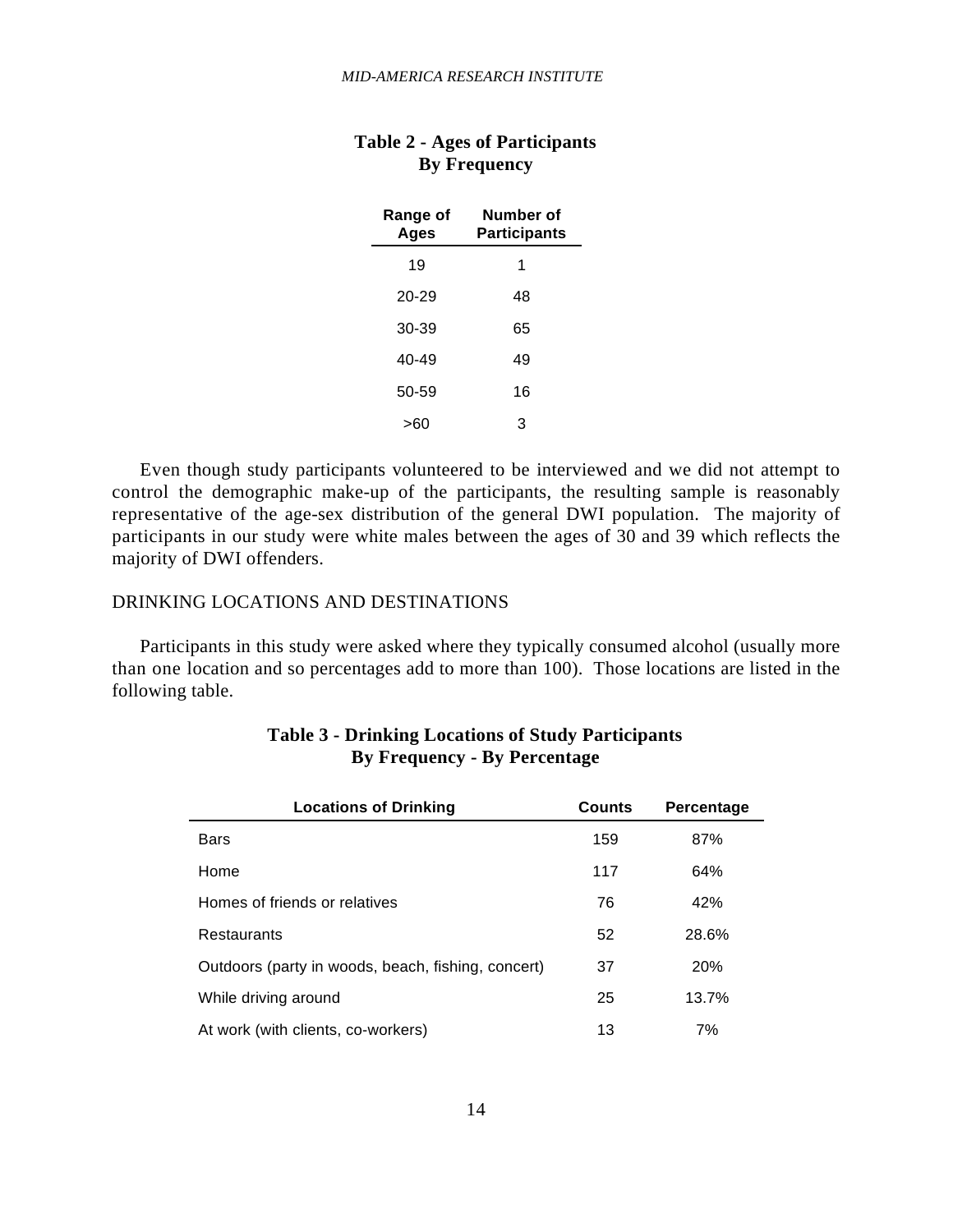**Table 2 - Ages of Participants By Frequency**

| Range of Ages | Number of Participants |
|---|---|
| 19 | 1 |
| 20-29 | 48 |
| 30-39 | 65 |
| 40-49 | 49 |
| 50-59 | 16 |
| >60 | 3 |

Even though study participants volunteered to be interviewed and we did not attempt to control the demographic make-up of the participants, the resulting sample is reasonably representative of the age-sex distribution of the general DWI population. The majority of participants in our study were white males between the ages of 30 and 39 which reflects the majority of DWI offenders.

## DRINKING LOCATIONS AND DESTINATIONS

Participants in this study were asked where they typically consumed alcohol (usually more than one location and so percentages add to more than 100). Those locations are listed in the following table.

**Table 3 - Drinking Locations of Study Participants By Frequency - By Percentage**

| Locations of Drinking | Counts | Percentage |
|---|---|---|
| Bars | 159 | 87% |
| Home | 117 | 64% |
| Homes of friends or relatives | 76 | 42% |
| Restaurants | 52 | 28.6% |
| Outdoors (party in woods, beach, fishing, concert) | 37 | 20% |
| While driving around | 25 | 13.7% |
| At work (with clients, co-workers) | 13 | 7% |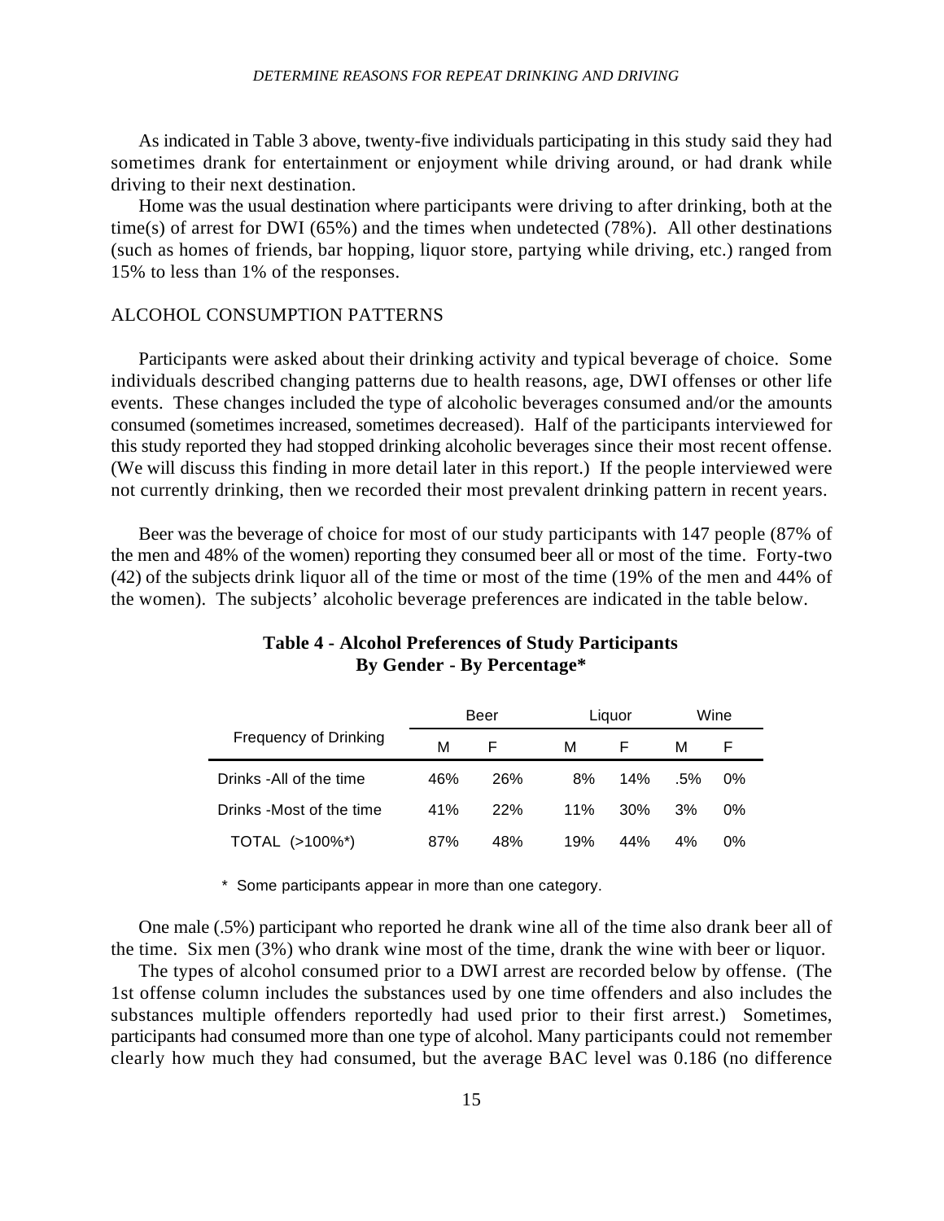As indicated in Table 3 above, twenty-five individuals participating in this study said they had sometimes drank for entertainment or enjoyment while driving around, or had drank while driving to their next destination.

Home was the usual destination where participants were driving to after drinking, both at the time(s) of arrest for DWI (65%) and the times when undetected (78%). All other destinations (such as homes of friends, bar hopping, liquor store, partying while driving, etc.) ranged from 15% to less than 1% of the responses.

## ALCOHOL CONSUMPTION PATTERNS

Participants were asked about their drinking activity and typical beverage of choice. Some individuals described changing patterns due to health reasons, age, DWI offenses or other life events. These changes included the type of alcoholic beverages consumed and/or the amounts consumed (sometimes increased, sometimes decreased). Half of the participants interviewed for this study reported they had stopped drinking alcoholic beverages since their most recent offense. (We will discuss this finding in more detail later in this report.) If the people interviewed were not currently drinking, then we recorded their most prevalent drinking pattern in recent years.

Beer was the beverage of choice for most of our study participants with 147 people (87% of the men and 48% of the women) reporting they consumed beer all or most of the time. Forty-two (42) of the subjects drink liquor all of the time or most of the time (19% of the men and 44% of the women). The subjects' alcoholic beverage preferences are indicated in the table below.

**Table 4 - Alcohol Preferences of Study Participants By Gender - By Percentage***

| Frequency of Drinking | Beer | | Liquor | | Wine | |
|---|---|---|---|---|---|---|
| | M | F | M | F | M | F |
| Drinks -All of the time | 46% | 26% | 8% | 14% | .5% | 0% |
| Drinks -Most of the time | 41% | 22% | 11% | 30% | 3% | 0% |
| TOTAL (>100%*) | 87% | 48% | 19% | 44% | 4% | 0% |

\* Some participants appear in more than one category.

One male (.5%) participant who reported he drank wine all of the time also drank beer all of the time. Six men (3%) who drank wine most of the time, drank the wine with beer or liquor.

The types of alcohol consumed prior to a DWI arrest are recorded below by offense. (The 1st offense column includes the substances used by one time offenders and also includes the substances multiple offenders reportedly had used prior to their first arrest.) Sometimes, participants had consumed more than one type of alcohol. Many participants could not remember clearly how much they had consumed, but the average BAC level was 0.186 (no difference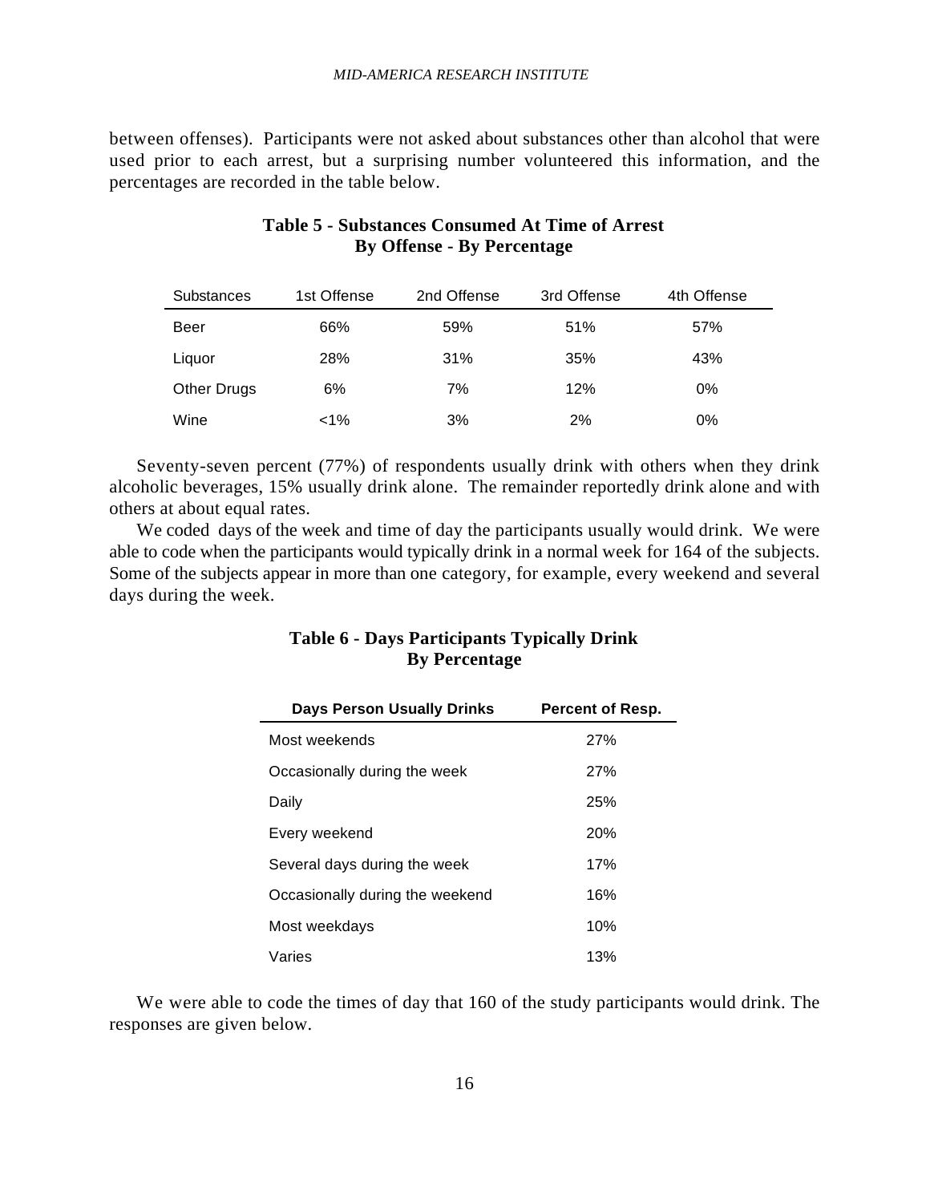between offenses). Participants were not asked about substances other than alcohol that were used prior to each arrest, but a surprising number volunteered this information, and the percentages are recorded in the table below.

**Table 5 - Substances Consumed At Time of Arrest By Offense - By Percentage**

| Substances | 1st Offense | 2nd Offense | 3rd Offense | 4th Offense |
|---|---|---|---|---|
| Beer | 66% | 59% | 51% | 57% |
| Liquor | 28% | 31% | 35% | 43% |
| Other Drugs | 6% | 7% | 12% | 0% |
| Wine | <1% | 3% | 2% | 0% |

Seventy-seven percent (77%) of respondents usually drink with others when they drink alcoholic beverages, 15% usually drink alone. The remainder reportedly drink alone and with others at about equal rates.

We coded days of the week and time of day the participants usually would drink. We were able to code when the participants would typically drink in a normal week for 164 of the subjects. Some of the subjects appear in more than one category, for example, every weekend and several days during the week.

**Table 6 - Days Participants Typically Drink By Percentage**

| Days Person Usually Drinks | Percent of Resp. |
|---|---|
| Most weekends | 27% |
| Occasionally during the week | 27% |
| Daily | 25% |
| Every weekend | 20% |
| Several days during the week | 17% |
| Occasionally during the weekend | 16% |
| Most weekdays | 10% |
| Varies | 13% |

We were able to code the times of day that 160 of the study participants would drink. The responses are given below.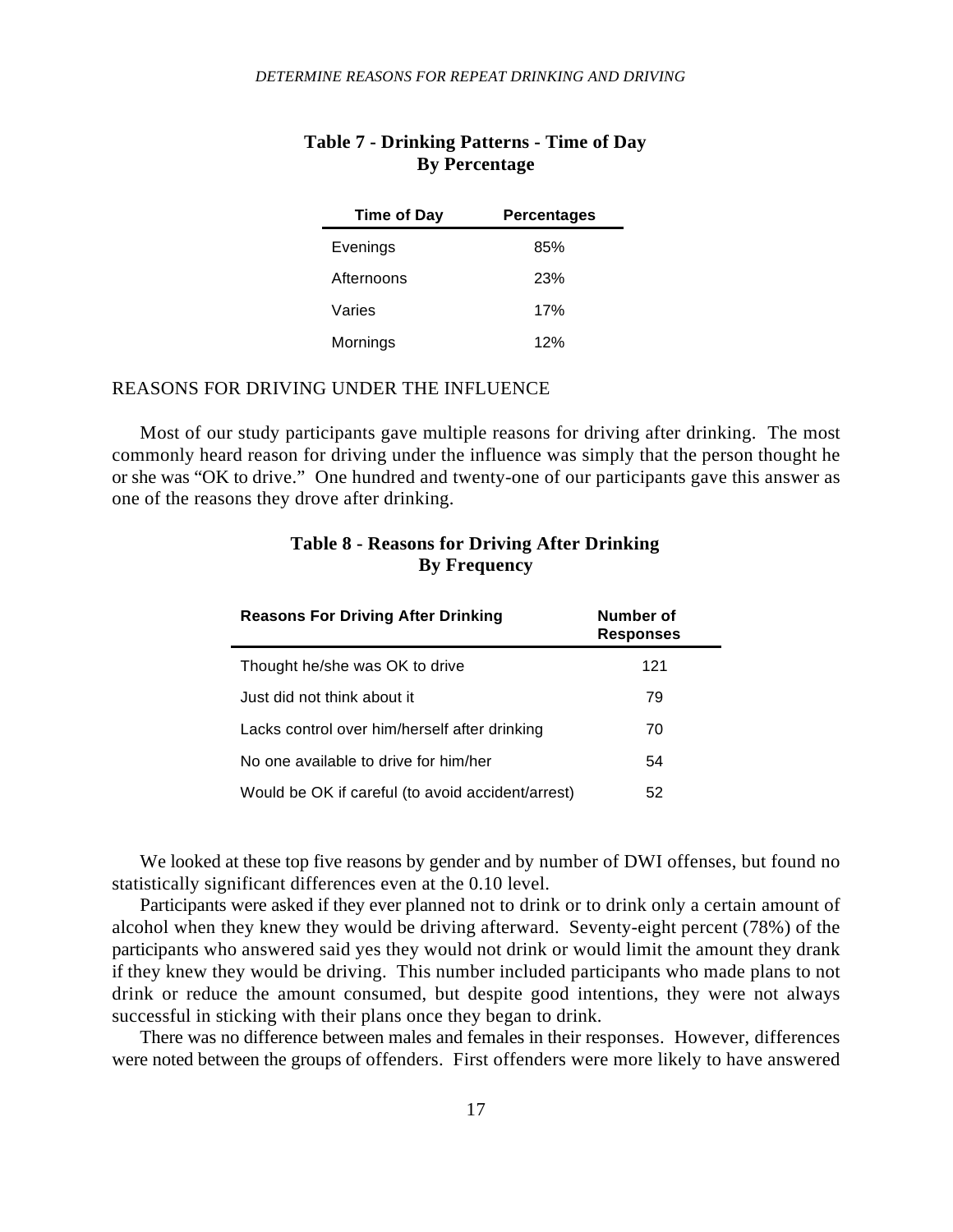**Table 7 - Drinking Patterns - Time of Day**
**By Percentage**

| Time of Day | Percentages |
|---|---|
| Evenings | 85% |
| Afternoons | 23% |
| Varies | 17% |
| Mornings | 12% |

## REASONS FOR DRIVING UNDER THE INFLUENCE

Most of our study participants gave multiple reasons for driving after drinking. The most commonly heard reason for driving under the influence was simply that the person thought he or she was "OK to drive." One hundred and twenty-one of our participants gave this answer as one of the reasons they drove after drinking.

**Table 8 - Reasons for Driving After Drinking**
**By Frequency**

| Reasons For Driving After Drinking | Number of Responses |
|---|---|
| Thought he/she was OK to drive | 121 |
| Just did not think about it | 79 |
| Lacks control over him/herself after drinking | 70 |
| No one available to drive for him/her | 54 |
| Would be OK if careful (to avoid accident/arrest) | 52 |

We looked at these top five reasons by gender and by number of DWI offenses, but found no statistically significant differences even at the 0.10 level.

Participants were asked if they ever planned not to drink or to drink only a certain amount of alcohol when they knew they would be driving afterward. Seventy-eight percent (78%) of the participants who answered said yes they would not drink or would limit the amount they drank if they knew they would be driving. This number included participants who made plans to not drink or reduce the amount consumed, but despite good intentions, they were not always successful in sticking with their plans once they began to drink.

There was no difference between males and females in their responses. However, differences were noted between the groups of offenders. First offenders were more likely to have answered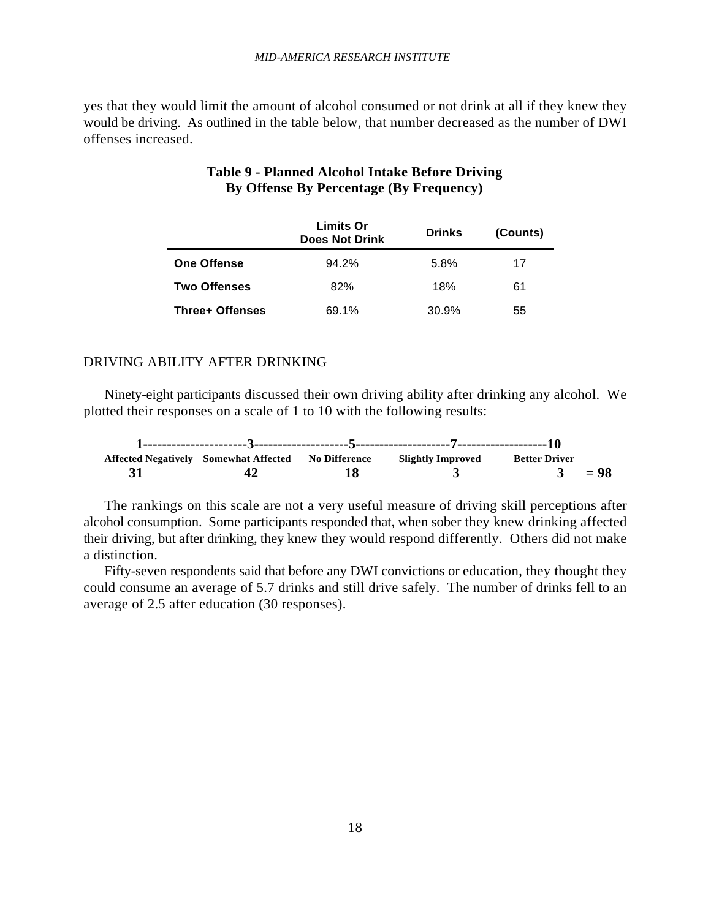yes that they would limit the amount of alcohol consumed or not drink at all if they knew they would be driving. As outlined in the table below, that number decreased as the number of DWI offenses increased.

**Table 9 - Planned Alcohol Intake Before Driving By Offense By Percentage (By Frequency)**

| | Limits Or Does Not Drink | Drinks | (Counts) |
|---|---|---|---|
| **One Offense** | 94.2% | 5.8% | 17 |
| **Two Offenses** | 82% | 18% | 61 |
| **Three+ Offenses** | 69.1% | 30.9% | 55 |

## DRIVING ABILITY AFTER DRINKING

Ninety-eight participants discussed their own driving ability after drinking any alcohol. We plotted their responses on a scale of 1 to 10 with the following results:

| 1 | 3 | 5 | 7 | 10 | |
|---|---|---|---|---|---|
| **Affected Negatively** | **Somewhat Affected** | **No Difference** | **Slightly Improved** | **Better Driver** | |
| **31** | **42** | **18** | **3** | **3** | **= 98** |

The rankings on this scale are not a very useful measure of driving skill perceptions after alcohol consumption. Some participants responded that, when sober they knew drinking affected their driving, but after drinking, they knew they would respond differently. Others did not make a distinction.

Fifty-seven respondents said that before any DWI convictions or education, they thought they could consume an average of 5.7 drinks and still drive safely. The number of drinks fell to an average of 2.5 after education (30 responses).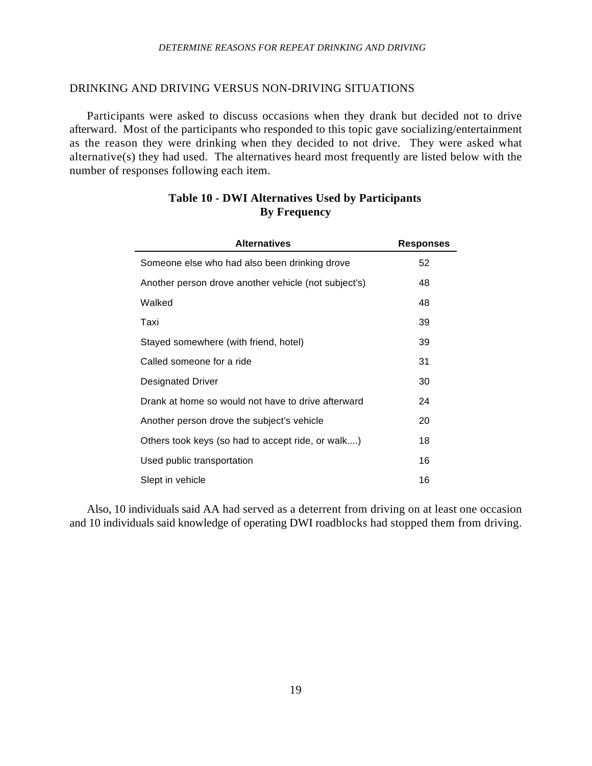## DRINKING AND DRIVING VERSUS NON-DRIVING SITUATIONS

Participants were asked to discuss occasions when they drank but decided not to drive afterward. Most of the participants who responded to this topic gave socializing/entertainment as the reason they were drinking when they decided to not drive. They were asked what alternative(s) they had used. The alternatives heard most frequently are listed below with the number of responses following each item.

**Table 10 - DWI Alternatives Used by Participants By Frequency**

| Alternatives | Responses |
|---|---|
| Someone else who had also been drinking drove | 52 |
| Another person drove another vehicle (not subject's) | 48 |
| Walked | 48 |
| Taxi | 39 |
| Stayed somewhere (with friend, hotel) | 39 |
| Called someone for a ride | 31 |
| Designated Driver | 30 |
| Drank at home so would not have to drive afterward | 24 |
| Another person drove the subject's vehicle | 20 |
| Others took keys (so had to accept ride, or walk....) | 18 |
| Used public transportation | 16 |
| Slept in vehicle | 16 |

Also, 10 individuals said AA had served as a deterrent from driving on at least one occasion and 10 individuals said knowledge of operating DWI roadblocks had stopped them from driving.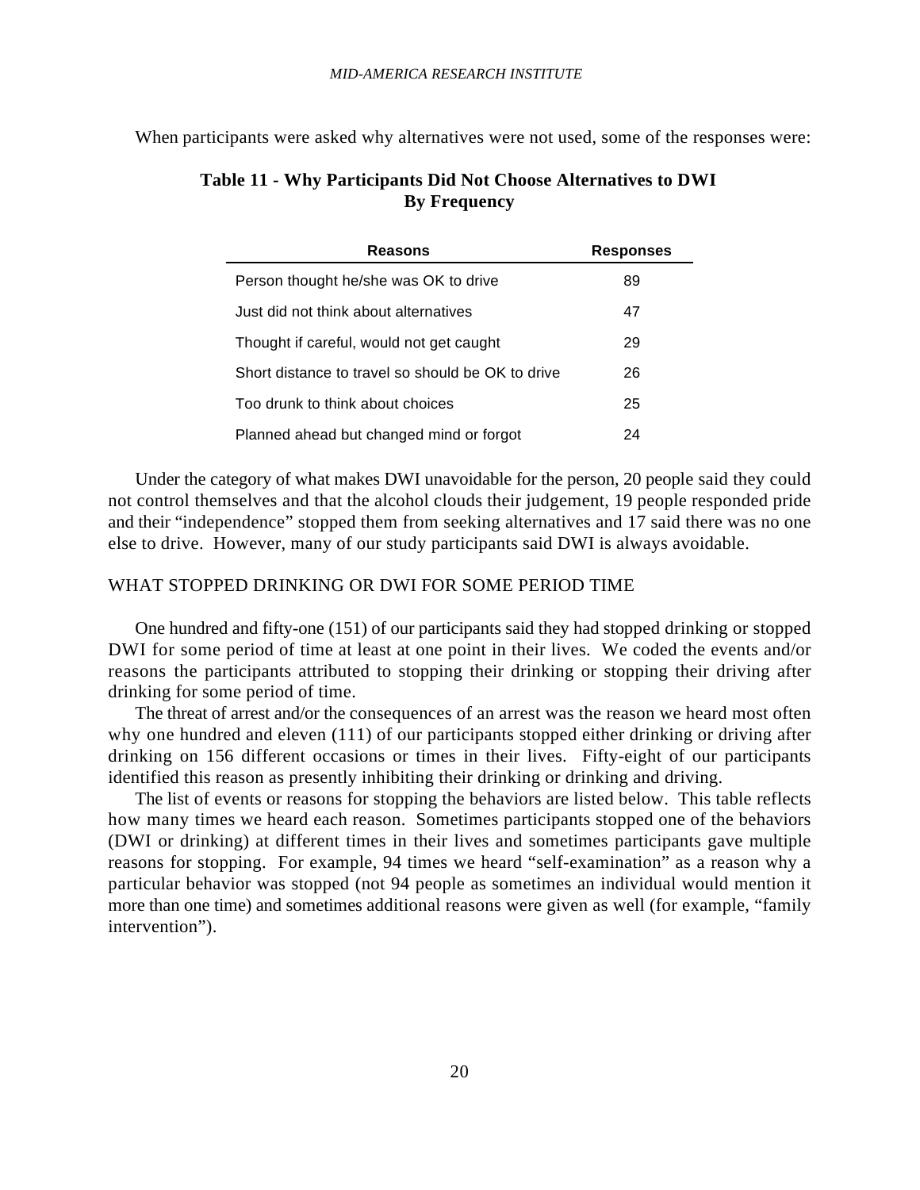When participants were asked why alternatives were not used, some of the responses were:

**Table 11 - Why Participants Did Not Choose Alternatives to DWI By Frequency**

| Reasons | Responses |
|---|---|
| Person thought he/she was OK to drive | 89 |
| Just did not think about alternatives | 47 |
| Thought if careful, would not get caught | 29 |
| Short distance to travel so should be OK to drive | 26 |
| Too drunk to think about choices | 25 |
| Planned ahead but changed mind or forgot | 24 |

Under the category of what makes DWI unavoidable for the person, 20 people said they could not control themselves and that the alcohol clouds their judgement, 19 people responded pride and their "independence" stopped them from seeking alternatives and 17 said there was no one else to drive. However, many of our study participants said DWI is always avoidable.

## WHAT STOPPED DRINKING OR DWI FOR SOME PERIOD TIME

One hundred and fifty-one (151) of our participants said they had stopped drinking or stopped DWI for some period of time at least at one point in their lives. We coded the events and/or reasons the participants attributed to stopping their drinking or stopping their driving after drinking for some period of time.

The threat of arrest and/or the consequences of an arrest was the reason we heard most often why one hundred and eleven (111) of our participants stopped either drinking or driving after drinking on 156 different occasions or times in their lives. Fifty-eight of our participants identified this reason as presently inhibiting their drinking or drinking and driving.

The list of events or reasons for stopping the behaviors are listed below. This table reflects how many times we heard each reason. Sometimes participants stopped one of the behaviors (DWI or drinking) at different times in their lives and sometimes participants gave multiple reasons for stopping. For example, 94 times we heard "self-examination" as a reason why a particular behavior was stopped (not 94 people as sometimes an individual would mention it more than one time) and sometimes additional reasons were given as well (for example, "family intervention").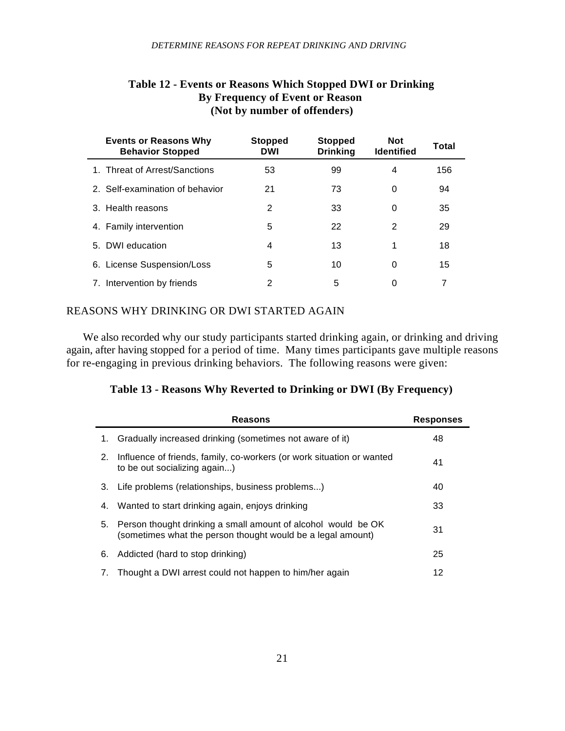**Table 12 - Events or Reasons Which Stopped DWI or Drinking By Frequency of Event or Reason (Not by number of offenders)**

| Events or Reasons Why Behavior Stopped | Stopped DWI | Stopped Drinking | Not Identified | Total |
|---|---|---|---|---|
| 1. Threat of Arrest/Sanctions | 53 | 99 | 4 | 156 |
| 2. Self-examination of behavior | 21 | 73 | 0 | 94 |
| 3. Health reasons | 2 | 33 | 0 | 35 |
| 4. Family intervention | 5 | 22 | 2 | 29 |
| 5. DWI education | 4 | 13 | 1 | 18 |
| 6. License Suspension/Loss | 5 | 10 | 0 | 15 |
| 7. Intervention by friends | 2 | 5 | 0 | 7 |

## REASONS WHY DRINKING OR DWI STARTED AGAIN

We also recorded why our study participants started drinking again, or drinking and driving again, after having stopped for a period of time. Many times participants gave multiple reasons for re-engaging in previous drinking behaviors. The following reasons were given:

**Table 13 - Reasons Why Reverted to Drinking or DWI (By Frequency)**

| | Reasons | Responses |
|---|---|---|
| 1. | Gradually increased drinking (sometimes not aware of it) | 48 |
| 2. | Influence of friends, family, co-workers (or work situation or wanted to be out socializing again...) | 41 |
| 3. | Life problems (relationships, business problems...) | 40 |
| 4. | Wanted to start drinking again, enjoys drinking | 33 |
| 5. | Person thought drinking a small amount of alcohol would be OK (sometimes what the person thought would be a legal amount) | 31 |
| 6. | Addicted (hard to stop drinking) | 25 |
| 7. | Thought a DWI arrest could not happen to him/her again | 12 |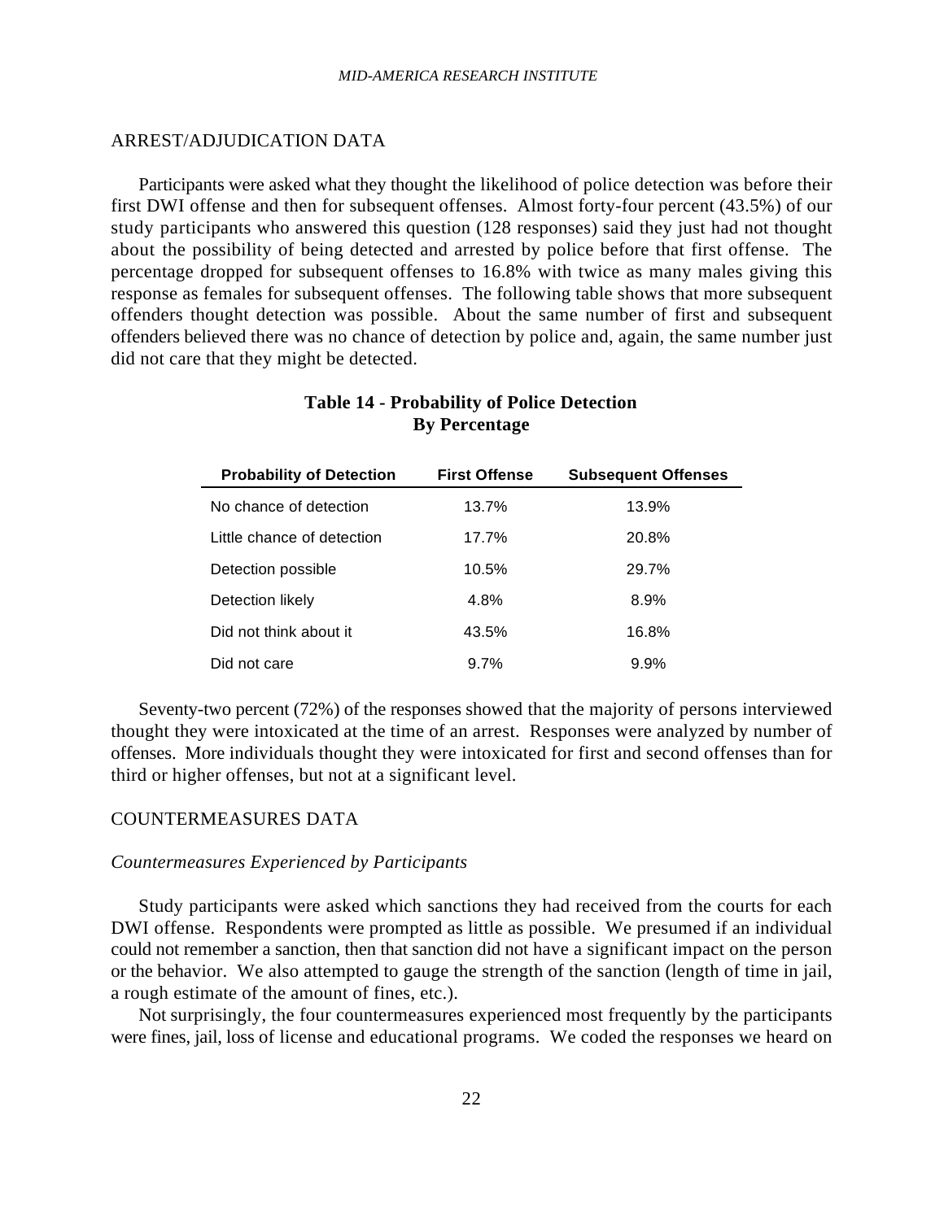## ARREST/ADJUDICATION DATA

Participants were asked what they thought the likelihood of police detection was before their first DWI offense and then for subsequent offenses. Almost forty-four percent (43.5%) of our study participants who answered this question (128 responses) said they just had not thought about the possibility of being detected and arrested by police before that first offense. The percentage dropped for subsequent offenses to 16.8% with twice as many males giving this response as females for subsequent offenses. The following table shows that more subsequent offenders thought detection was possible. About the same number of first and subsequent offenders believed there was no chance of detection by police and, again, the same number just did not care that they might be detected.

**Table 14 - Probability of Police Detection By Percentage**

| Probability of Detection | First Offense | Subsequent Offenses |
|---|---|---|
| No chance of detection | 13.7% | 13.9% |
| Little chance of detection | 17.7% | 20.8% |
| Detection possible | 10.5% | 29.7% |
| Detection likely | 4.8% | 8.9% |
| Did not think about it | 43.5% | 16.8% |
| Did not care | 9.7% | 9.9% |

Seventy-two percent (72%) of the responses showed that the majority of persons interviewed thought they were intoxicated at the time of an arrest. Responses were analyzed by number of offenses. More individuals thought they were intoxicated for first and second offenses than for third or higher offenses, but not at a significant level.

## COUNTERMEASURES DATA

### *Countermeasures Experienced by Participants*

Study participants were asked which sanctions they had received from the courts for each DWI offense. Respondents were prompted as little as possible. We presumed if an individual could not remember a sanction, then that sanction did not have a significant impact on the person or the behavior. We also attempted to gauge the strength of the sanction (length of time in jail, a rough estimate of the amount of fines, etc.).

Not surprisingly, the four countermeasures experienced most frequently by the participants were fines, jail, loss of license and educational programs. We coded the responses we heard on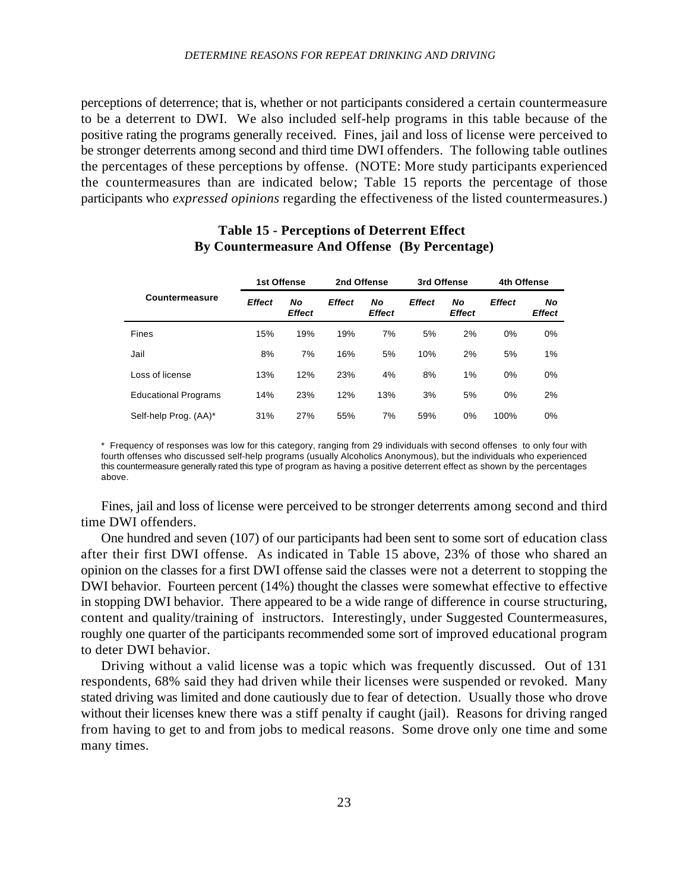perceptions of deterrence; that is, whether or not participants considered a certain countermeasure to be a deterrent to DWI. We also included self-help programs in this table because of the positive rating the programs generally received. Fines, jail and loss of license were perceived to be stronger deterrents among second and third time DWI offenders. The following table outlines the percentages of these perceptions by offense. (NOTE: More study participants experienced the countermeasures than are indicated below; Table 15 reports the percentage of those participants who *expressed opinions* regarding the effectiveness of the listed countermeasures.)

**Table 15 - Perceptions of Deterrent Effect By Countermeasure And Offense (By Percentage)**

| Countermeasure | 1st Offense | | 2nd Offense | | 3rd Offense | | 4th Offense | |
|---|---|---|---|---|---|---|---|---|
| | *Effect* | *No Effect* | *Effect* | *No Effect* | *Effect* | *No Effect* | *Effect* | *No Effect* |
| Fines | 15% | 19% | 19% | 7% | 5% | 2% | 0% | 0% |
| Jail | 8% | 7% | 16% | 5% | 10% | 2% | 5% | 1% |
| Loss of license | 13% | 12% | 23% | 4% | 8% | 1% | 0% | 0% |
| Educational Programs | 14% | 23% | 12% | 13% | 3% | 5% | 0% | 2% |
| Self-help Prog. (AA)* | 31% | 27% | 55% | 7% | 59% | 0% | 100% | 0% |

\* Frequency of responses was low for this category, ranging from 29 individuals with second offenses to only four with fourth offenses who discussed self-help programs (usually Alcoholics Anonymous), but the individuals who experienced this countermeasure generally rated this type of program as having a positive deterrent effect as shown by the percentages above.

Fines, jail and loss of license were perceived to be stronger deterrents among second and third time DWI offenders.

One hundred and seven (107) of our participants had been sent to some sort of education class after their first DWI offense. As indicated in Table 15 above, 23% of those who shared an opinion on the classes for a first DWI offense said the classes were not a deterrent to stopping the DWI behavior. Fourteen percent (14%) thought the classes were somewhat effective to effective in stopping DWI behavior. There appeared to be a wide range of difference in course structuring, content and quality/training of instructors. Interestingly, under Suggested Countermeasures, roughly one quarter of the participants recommended some sort of improved educational program to deter DWI behavior.

Driving without a valid license was a topic which was frequently discussed. Out of 131 respondents, 68% said they had driven while their licenses were suspended or revoked. Many stated driving was limited and done cautiously due to fear of detection. Usually those who drove without their licenses knew there was a stiff penalty if caught (jail). Reasons for driving ranged from having to get to and from jobs to medical reasons. Some drove only one time and some many times.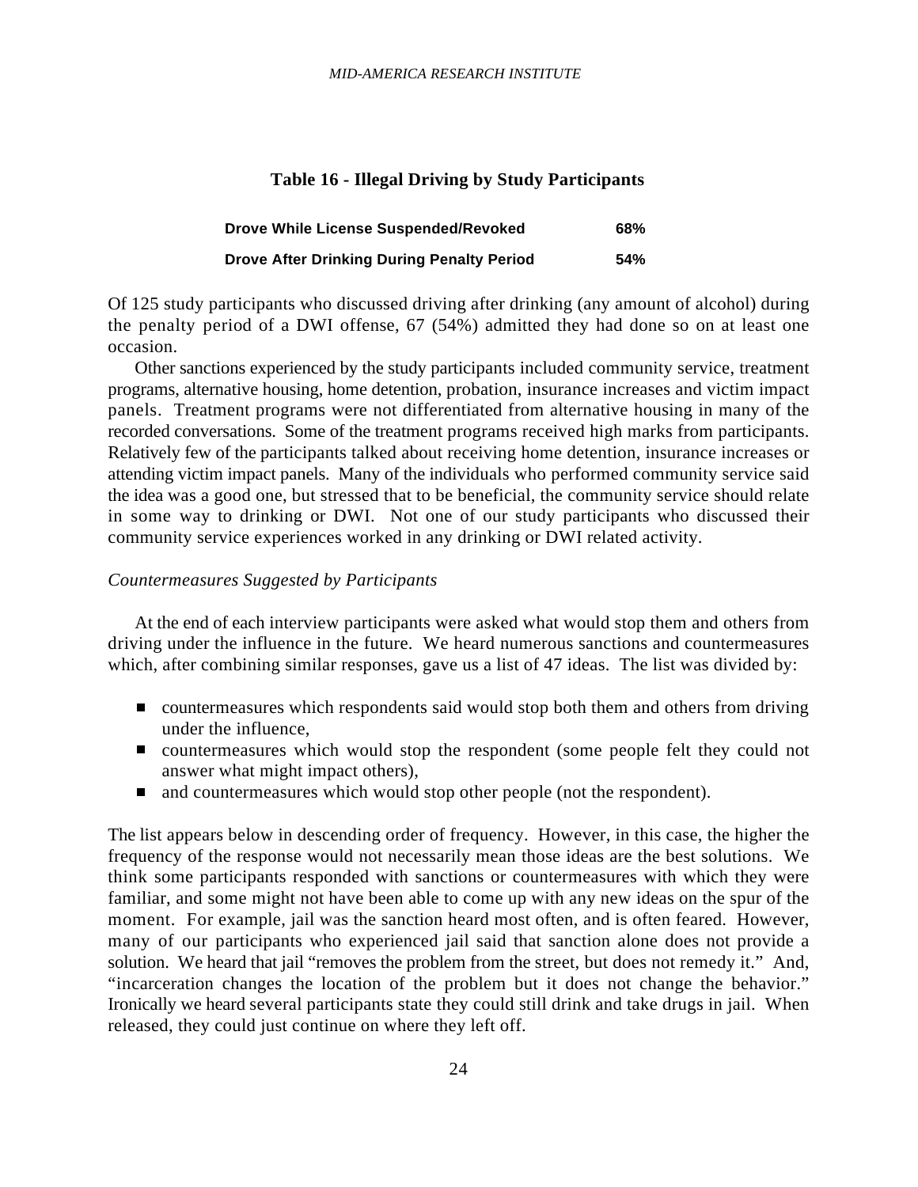**Table 16 - Illegal Driving by Study Participants**

| | |
|---|---|
| Drove While License Suspended/Revoked | 68% |
| Drove After Drinking During Penalty Period | 54% |

Of 125 study participants who discussed driving after drinking (any amount of alcohol) during the penalty period of a DWI offense, 67 (54%) admitted they had done so on at least one occasion.

Other sanctions experienced by the study participants included community service, treatment programs, alternative housing, home detention, probation, insurance increases and victim impact panels. Treatment programs were not differentiated from alternative housing in many of the recorded conversations. Some of the treatment programs received high marks from participants. Relatively few of the participants talked about receiving home detention, insurance increases or attending victim impact panels. Many of the individuals who performed community service said the idea was a good one, but stressed that to be beneficial, the community service should relate in some way to drinking or DWI. Not one of our study participants who discussed their community service experiences worked in any drinking or DWI related activity.

*Countermeasures Suggested by Participants*

At the end of each interview participants were asked what would stop them and others from driving under the influence in the future. We heard numerous sanctions and countermeasures which, after combining similar responses, gave us a list of 47 ideas. The list was divided by:

- countermeasures which respondents said would stop both them and others from driving under the influence,
- countermeasures which would stop the respondent (some people felt they could not answer what might impact others),
- and countermeasures which would stop other people (not the respondent).

The list appears below in descending order of frequency. However, in this case, the higher the frequency of the response would not necessarily mean those ideas are the best solutions. We think some participants responded with sanctions or countermeasures with which they were familiar, and some might not have been able to come up with any new ideas on the spur of the moment. For example, jail was the sanction heard most often, and is often feared. However, many of our participants who experienced jail said that sanction alone does not provide a solution. We heard that jail "removes the problem from the street, but does not remedy it." And, "incarceration changes the location of the problem but it does not change the behavior." Ironically we heard several participants state they could still drink and take drugs in jail. When released, they could just continue on where they left off.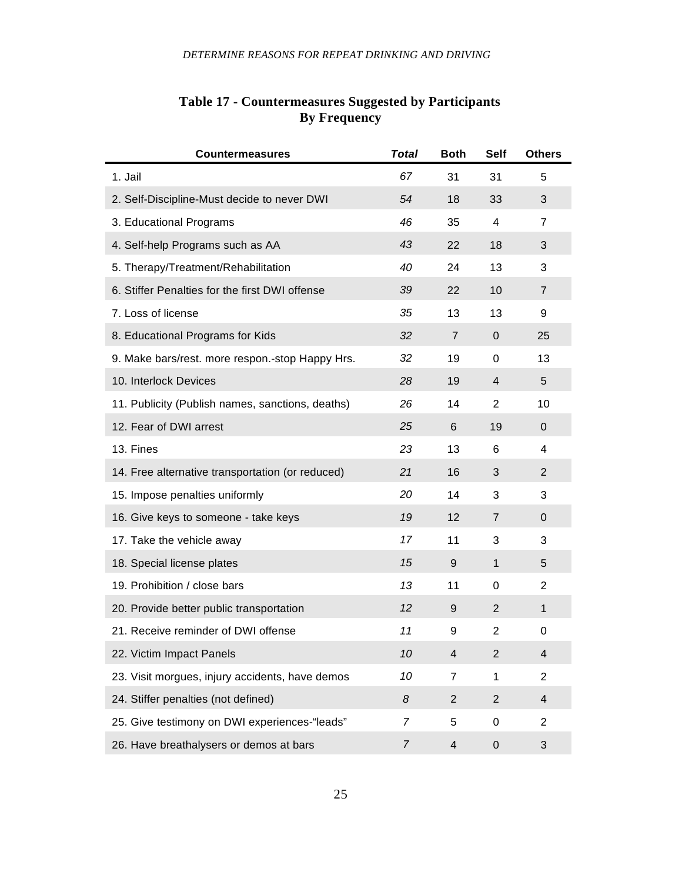**Table 17 - Countermeasures Suggested by Participants By Frequency**

| Countermeasures | *Total* | Both | Self | Others |
|---|---|---|---|---|
| 1. Jail | *67* | 31 | 31 | 5 |
| 2. Self-Discipline-Must decide to never DWI | *54* | 18 | 33 | 3 |
| 3. Educational Programs | *46* | 35 | 4 | 7 |
| 4. Self-help Programs such as AA | *43* | 22 | 18 | 3 |
| 5. Therapy/Treatment/Rehabilitation | *40* | 24 | 13 | 3 |
| 6. Stiffer Penalties for the first DWI offense | *39* | 22 | 10 | 7 |
| 7. Loss of license | *35* | 13 | 13 | 9 |
| 8. Educational Programs for Kids | *32* | 7 | 0 | 25 |
| 9. Make bars/rest. more respon.-stop Happy Hrs. | *32* | 19 | 0 | 13 |
| 10. Interlock Devices | *28* | 19 | 4 | 5 |
| 11. Publicity (Publish names, sanctions, deaths) | *26* | 14 | 2 | 10 |
| 12. Fear of DWI arrest | *25* | 6 | 19 | 0 |
| 13. Fines | *23* | 13 | 6 | 4 |
| 14. Free alternative transportation (or reduced) | *21* | 16 | 3 | 2 |
| 15. Impose penalties uniformly | *20* | 14 | 3 | 3 |
| 16. Give keys to someone - take keys | *19* | 12 | 7 | 0 |
| 17. Take the vehicle away | *17* | 11 | 3 | 3 |
| 18. Special license plates | *15* | 9 | 1 | 5 |
| 19. Prohibition / close bars | *13* | 11 | 0 | 2 |
| 20. Provide better public transportation | *12* | 9 | 2 | 1 |
| 21. Receive reminder of DWI offense | *11* | 9 | 2 | 0 |
| 22. Victim Impact Panels | *10* | 4 | 2 | 4 |
| 23. Visit morgues, injury accidents, have demos | *10* | 7 | 1 | 2 |
| 24. Stiffer penalties (not defined) | *8* | 2 | 2 | 4 |
| 25. Give testimony on DWI experiences-“leads” | *7* | 5 | 0 | 2 |
| 26. Have breathalysers or demos at bars | *7* | 4 | 0 | 3 |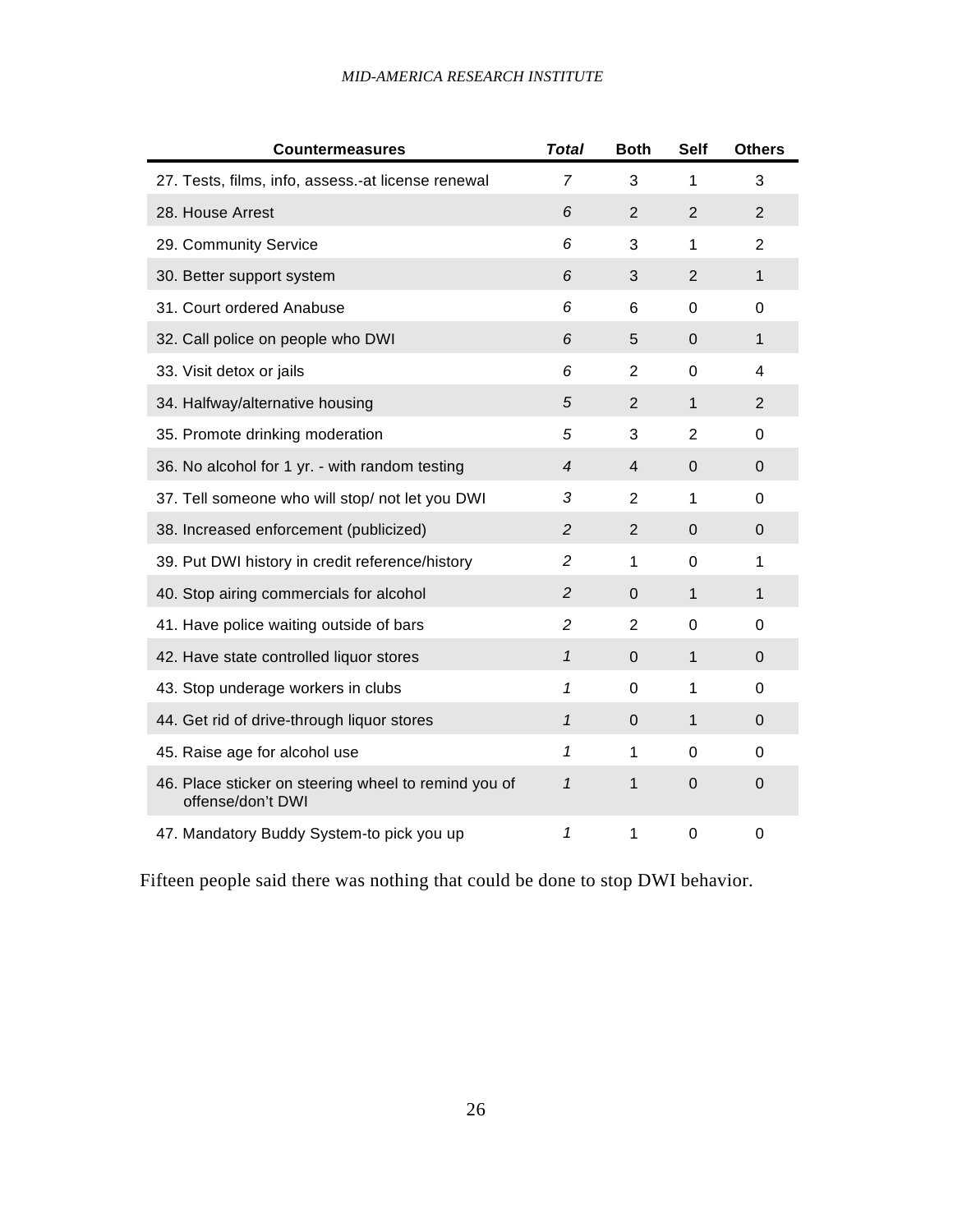| Countermeasures | *Total* | Both | Self | Others |
|---|---|---|---|---|
| 27. Tests, films, info, assess.-at license renewal | *7* | 3 | 1 | 3 |
| 28. House Arrest | *6* | 2 | 2 | 2 |
| 29. Community Service | *6* | 3 | 1 | 2 |
| 30. Better support system | *6* | 3 | 2 | 1 |
| 31. Court ordered Anabuse | *6* | 6 | 0 | 0 |
| 32. Call police on people who DWI | *6* | 5 | 0 | 1 |
| 33. Visit detox or jails | *6* | 2 | 0 | 4 |
| 34. Halfway/alternative housing | *5* | 2 | 1 | 2 |
| 35. Promote drinking moderation | *5* | 3 | 2 | 0 |
| 36. No alcohol for 1 yr. - with random testing | *4* | 4 | 0 | 0 |
| 37. Tell someone who will stop/ not let you DWI | *3* | 2 | 1 | 0 |
| 38. Increased enforcement (publicized) | *2* | 2 | 0 | 0 |
| 39. Put DWI history in credit reference/history | *2* | 1 | 0 | 1 |
| 40. Stop airing commercials for alcohol | *2* | 0 | 1 | 1 |
| 41. Have police waiting outside of bars | *2* | 2 | 0 | 0 |
| 42. Have state controlled liquor stores | *1* | 0 | 1 | 0 |
| 43. Stop underage workers in clubs | *1* | 0 | 1 | 0 |
| 44. Get rid of drive-through liquor stores | *1* | 0 | 1 | 0 |
| 45. Raise age for alcohol use | *1* | 1 | 0 | 0 |
| 46. Place sticker on steering wheel to remind you of offense/don't DWI | *1* | 1 | 0 | 0 |
| 47. Mandatory Buddy System-to pick you up | *1* | 1 | 0 | 0 |

Fifteen people said there was nothing that could be done to stop DWI behavior.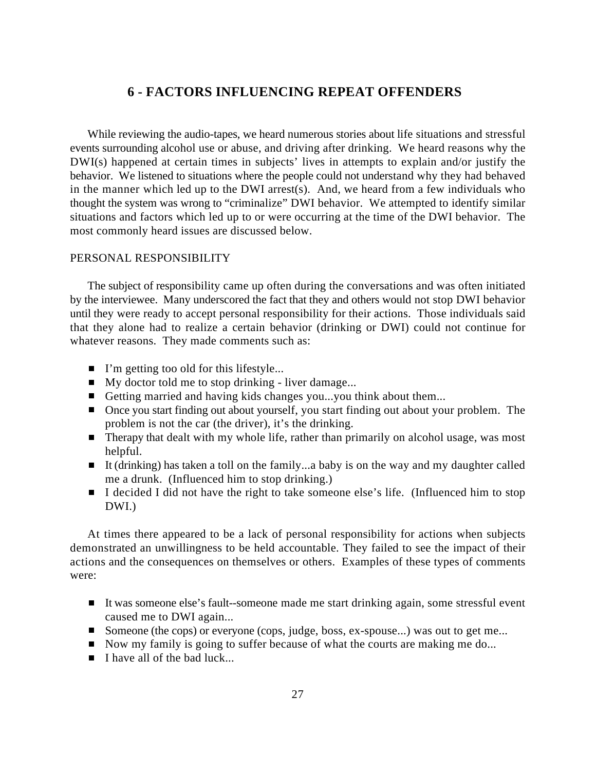## 6 - FACTORS INFLUENCING REPEAT OFFENDERS

While reviewing the audio-tapes, we heard numerous stories about life situations and stressful events surrounding alcohol use or abuse, and driving after drinking. We heard reasons why the DWI(s) happened at certain times in subjects' lives in attempts to explain and/or justify the behavior. We listened to situations where the people could not understand why they had behaved in the manner which led up to the DWI arrest(s). And, we heard from a few individuals who thought the system was wrong to "criminalize" DWI behavior. We attempted to identify similar situations and factors which led up to or were occurring at the time of the DWI behavior. The most commonly heard issues are discussed below.

### PERSONAL RESPONSIBILITY

The subject of responsibility came up often during the conversations and was often initiated by the interviewee. Many underscored the fact that they and others would not stop DWI behavior until they were ready to accept personal responsibility for their actions. Those individuals said that they alone had to realize a certain behavior (drinking or DWI) could not continue for whatever reasons. They made comments such as:

- I'm getting too old for this lifestyle...
- My doctor told me to stop drinking - liver damage...
- Getting married and having kids changes you...you think about them...
- Once you start finding out about yourself, you start finding out about your problem. The problem is not the car (the driver), it's the drinking.
- Therapy that dealt with my whole life, rather than primarily on alcohol usage, was most helpful.
- It (drinking) has taken a toll on the family...a baby is on the way and my daughter called me a drunk. (Influenced him to stop drinking.)
- I decided I did not have the right to take someone else's life. (Influenced him to stop DWI.)

At times there appeared to be a lack of personal responsibility for actions when subjects demonstrated an unwillingness to be held accountable. They failed to see the impact of their actions and the consequences on themselves or others. Examples of these types of comments were:

- It was someone else's fault--someone made me start drinking again, some stressful event caused me to DWI again...
- Someone (the cops) or everyone (cops, judge, boss, ex-spouse...) was out to get me...
- Now my family is going to suffer because of what the courts are making me do...
- I have all of the bad luck...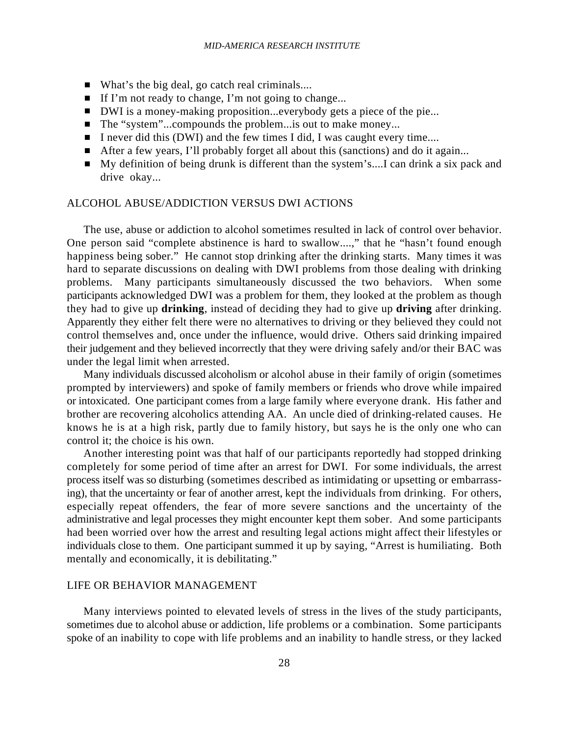- What's the big deal, go catch real criminals....
- If I'm not ready to change, I'm not going to change...
- DWI is a money-making proposition...everybody gets a piece of the pie...
- The "system"...compounds the problem...is out to make money...
- I never did this (DWI) and the few times I did, I was caught every time....
- After a few years, I'll probably forget all about this (sanctions) and do it again...
- My definition of being drunk is different than the system's....I can drink a six pack and drive okay...

## ALCOHOL ABUSE/ADDICTION VERSUS DWI ACTIONS

The use, abuse or addiction to alcohol sometimes resulted in lack of control over behavior. One person said "complete abstinence is hard to swallow....," that he "hasn't found enough happiness being sober." He cannot stop drinking after the drinking starts. Many times it was hard to separate discussions on dealing with DWI problems from those dealing with drinking problems. Many participants simultaneously discussed the two behaviors. When some participants acknowledged DWI was a problem for them, they looked at the problem as though they had to give up **drinking**, instead of deciding they had to give up **driving** after drinking. Apparently they either felt there were no alternatives to driving or they believed they could not control themselves and, once under the influence, would drive. Others said drinking impaired their judgement and they believed incorrectly that they were driving safely and/or their BAC was under the legal limit when arrested.

Many individuals discussed alcoholism or alcohol abuse in their family of origin (sometimes prompted by interviewers) and spoke of family members or friends who drove while impaired or intoxicated. One participant comes from a large family where everyone drank. His father and brother are recovering alcoholics attending AA. An uncle died of drinking-related causes. He knows he is at a high risk, partly due to family history, but says he is the only one who can control it; the choice is his own.

Another interesting point was that half of our participants reportedly had stopped drinking completely for some period of time after an arrest for DWI. For some individuals, the arrest process itself was so disturbing (sometimes described as intimidating or upsetting or embarrassing), that the uncertainty or fear of another arrest, kept the individuals from drinking. For others, especially repeat offenders, the fear of more severe sanctions and the uncertainty of the administrative and legal processes they might encounter kept them sober. And some participants had been worried over how the arrest and resulting legal actions might affect their lifestyles or individuals close to them. One participant summed it up by saying, "Arrest is humiliating. Both mentally and economically, it is debilitating."

## LIFE OR BEHAVIOR MANAGEMENT

Many interviews pointed to elevated levels of stress in the lives of the study participants, sometimes due to alcohol abuse or addiction, life problems or a combination. Some participants spoke of an inability to cope with life problems and an inability to handle stress, or they lacked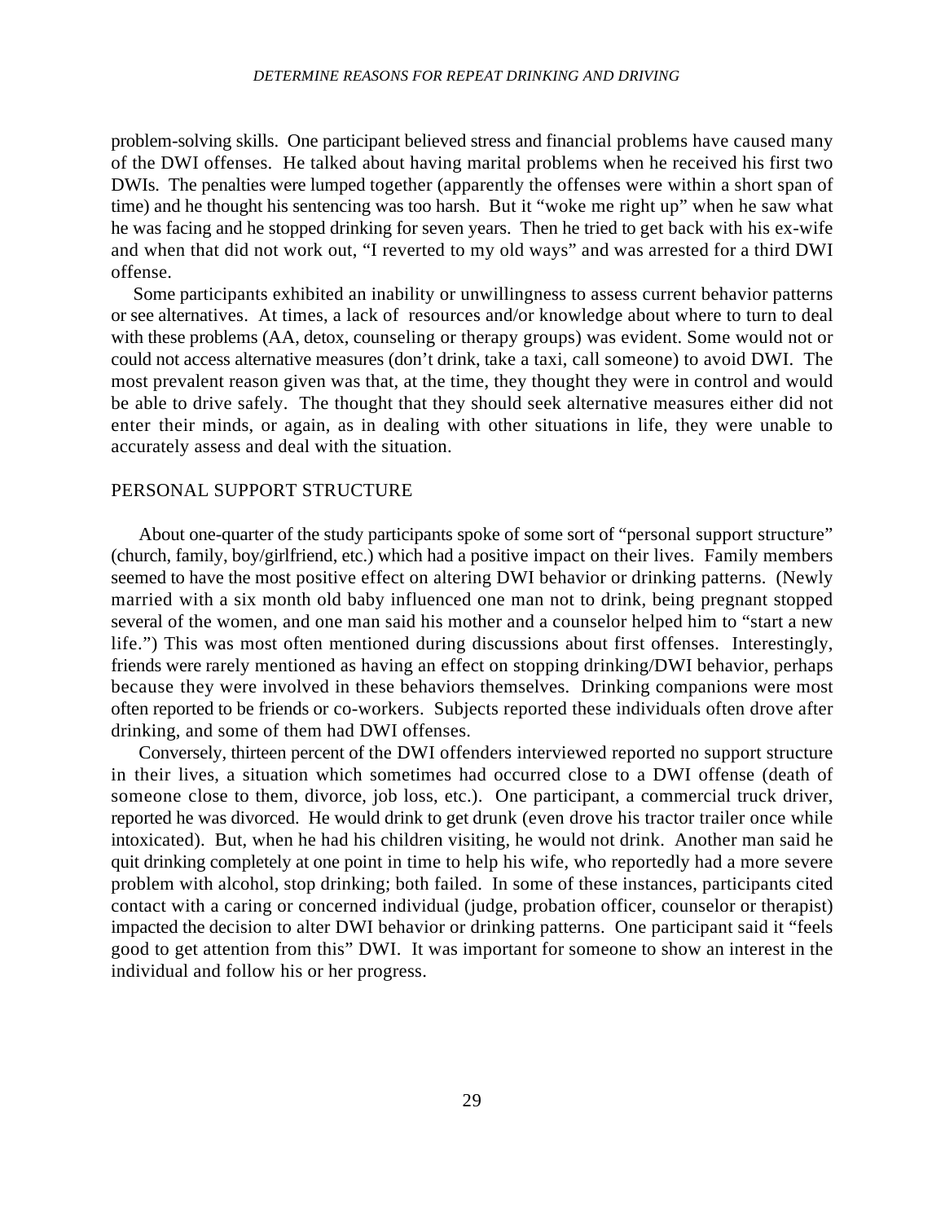problem-solving skills. One participant believed stress and financial problems have caused many of the DWI offenses. He talked about having marital problems when he received his first two DWIs. The penalties were lumped together (apparently the offenses were within a short span of time) and he thought his sentencing was too harsh. But it "woke me right up" when he saw what he was facing and he stopped drinking for seven years. Then he tried to get back with his ex-wife and when that did not work out, "I reverted to my old ways" and was arrested for a third DWI offense.

Some participants exhibited an inability or unwillingness to assess current behavior patterns or see alternatives. At times, a lack of resources and/or knowledge about where to turn to deal with these problems (AA, detox, counseling or therapy groups) was evident. Some would not or could not access alternative measures (don't drink, take a taxi, call someone) to avoid DWI. The most prevalent reason given was that, at the time, they thought they were in control and would be able to drive safely. The thought that they should seek alternative measures either did not enter their minds, or again, as in dealing with other situations in life, they were unable to accurately assess and deal with the situation.

## PERSONAL SUPPORT STRUCTURE

About one-quarter of the study participants spoke of some sort of "personal support structure" (church, family, boy/girlfriend, etc.) which had a positive impact on their lives. Family members seemed to have the most positive effect on altering DWI behavior or drinking patterns. (Newly married with a six month old baby influenced one man not to drink, being pregnant stopped several of the women, and one man said his mother and a counselor helped him to "start a new life.") This was most often mentioned during discussions about first offenses. Interestingly, friends were rarely mentioned as having an effect on stopping drinking/DWI behavior, perhaps because they were involved in these behaviors themselves. Drinking companions were most often reported to be friends or co-workers. Subjects reported these individuals often drove after drinking, and some of them had DWI offenses.

Conversely, thirteen percent of the DWI offenders interviewed reported no support structure in their lives, a situation which sometimes had occurred close to a DWI offense (death of someone close to them, divorce, job loss, etc.). One participant, a commercial truck driver, reported he was divorced. He would drink to get drunk (even drove his tractor trailer once while intoxicated). But, when he had his children visiting, he would not drink. Another man said he quit drinking completely at one point in time to help his wife, who reportedly had a more severe problem with alcohol, stop drinking; both failed. In some of these instances, participants cited contact with a caring or concerned individual (judge, probation officer, counselor or therapist) impacted the decision to alter DWI behavior or drinking patterns. One participant said it "feels good to get attention from this" DWI. It was important for someone to show an interest in the individual and follow his or her progress.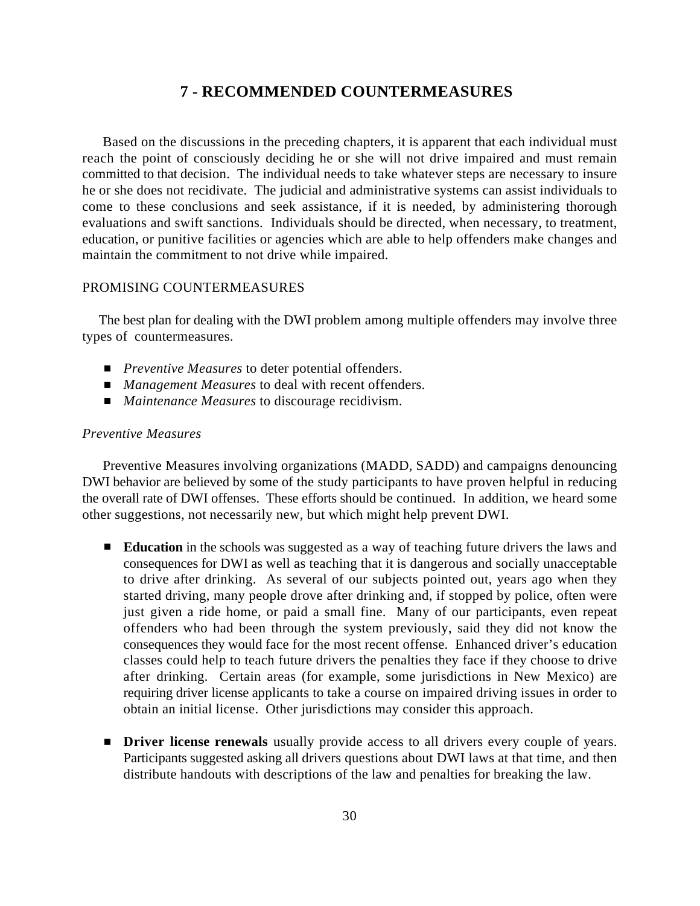# 7 - RECOMMENDED COUNTERMEASURES

Based on the discussions in the preceding chapters, it is apparent that each individual must reach the point of consciously deciding he or she will not drive impaired and must remain committed to that decision. The individual needs to take whatever steps are necessary to insure he or she does not recidivate. The judicial and administrative systems can assist individuals to come to these conclusions and seek assistance, if it is needed, by administering thorough evaluations and swift sanctions. Individuals should be directed, when necessary, to treatment, education, or punitive facilities or agencies which are able to help offenders make changes and maintain the commitment to not drive while impaired.

## PROMISING COUNTERMEASURES

The best plan for dealing with the DWI problem among multiple offenders may involve three types of countermeasures.

- *Preventive Measures* to deter potential offenders.
- *Management Measures* to deal with recent offenders.
- *Maintenance Measures* to discourage recidivism.

### *Preventive Measures*

Preventive Measures involving organizations (MADD, SADD) and campaigns denouncing DWI behavior are believed by some of the study participants to have proven helpful in reducing the overall rate of DWI offenses. These efforts should be continued. In addition, we heard some other suggestions, not necessarily new, but which might help prevent DWI.

- **Education** in the schools was suggested as a way of teaching future drivers the laws and consequences for DWI as well as teaching that it is dangerous and socially unacceptable to drive after drinking. As several of our subjects pointed out, years ago when they started driving, many people drove after drinking and, if stopped by police, often were just given a ride home, or paid a small fine. Many of our participants, even repeat offenders who had been through the system previously, said they did not know the consequences they would face for the most recent offense. Enhanced driver's education classes could help to teach future drivers the penalties they face if they choose to drive after drinking. Certain areas (for example, some jurisdictions in New Mexico) are requiring driver license applicants to take a course on impaired driving issues in order to obtain an initial license. Other jurisdictions may consider this approach.

- **Driver license renewals** usually provide access to all drivers every couple of years. Participants suggested asking all drivers questions about DWI laws at that time, and then distribute handouts with descriptions of the law and penalties for breaking the law.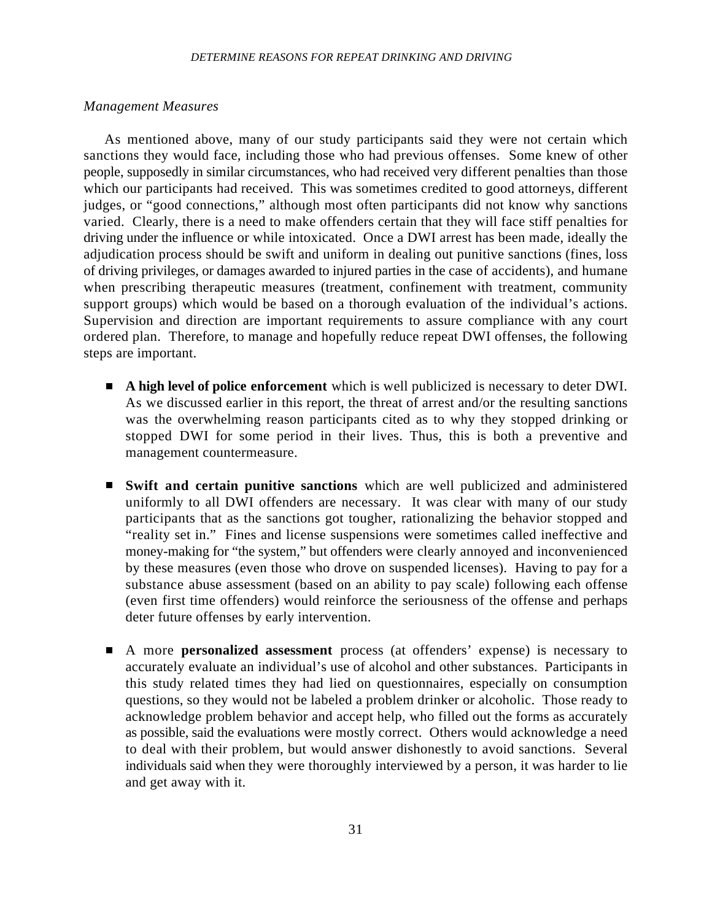*Management Measures*

As mentioned above, many of our study participants said they were not certain which sanctions they would face, including those who had previous offenses. Some knew of other people, supposedly in similar circumstances, who had received very different penalties than those which our participants had received. This was sometimes credited to good attorneys, different judges, or "good connections," although most often participants did not know why sanctions varied. Clearly, there is a need to make offenders certain that they will face stiff penalties for driving under the influence or while intoxicated. Once a DWI arrest has been made, ideally the adjudication process should be swift and uniform in dealing out punitive sanctions (fines, loss of driving privileges, or damages awarded to injured parties in the case of accidents), and humane when prescribing therapeutic measures (treatment, confinement with treatment, community support groups) which would be based on a thorough evaluation of the individual's actions. Supervision and direction are important requirements to assure compliance with any court ordered plan. Therefore, to manage and hopefully reduce repeat DWI offenses, the following steps are important.

- **A high level of police enforcement** which is well publicized is necessary to deter DWI. As we discussed earlier in this report, the threat of arrest and/or the resulting sanctions was the overwhelming reason participants cited as to why they stopped drinking or stopped DWI for some period in their lives. Thus, this is both a preventive and management countermeasure.

- **Swift and certain punitive sanctions** which are well publicized and administered uniformly to all DWI offenders are necessary. It was clear with many of our study participants that as the sanctions got tougher, rationalizing the behavior stopped and "reality set in." Fines and license suspensions were sometimes called ineffective and money-making for "the system," but offenders were clearly annoyed and inconvenienced by these measures (even those who drove on suspended licenses). Having to pay for a substance abuse assessment (based on an ability to pay scale) following each offense (even first time offenders) would reinforce the seriousness of the offense and perhaps deter future offenses by early intervention.

- A more **personalized assessment** process (at offenders' expense) is necessary to accurately evaluate an individual's use of alcohol and other substances. Participants in this study related times they had lied on questionnaires, especially on consumption questions, so they would not be labeled a problem drinker or alcoholic. Those ready to acknowledge problem behavior and accept help, who filled out the forms as accurately as possible, said the evaluations were mostly correct. Others would acknowledge a need to deal with their problem, but would answer dishonestly to avoid sanctions. Several individuals said when they were thoroughly interviewed by a person, it was harder to lie and get away with it.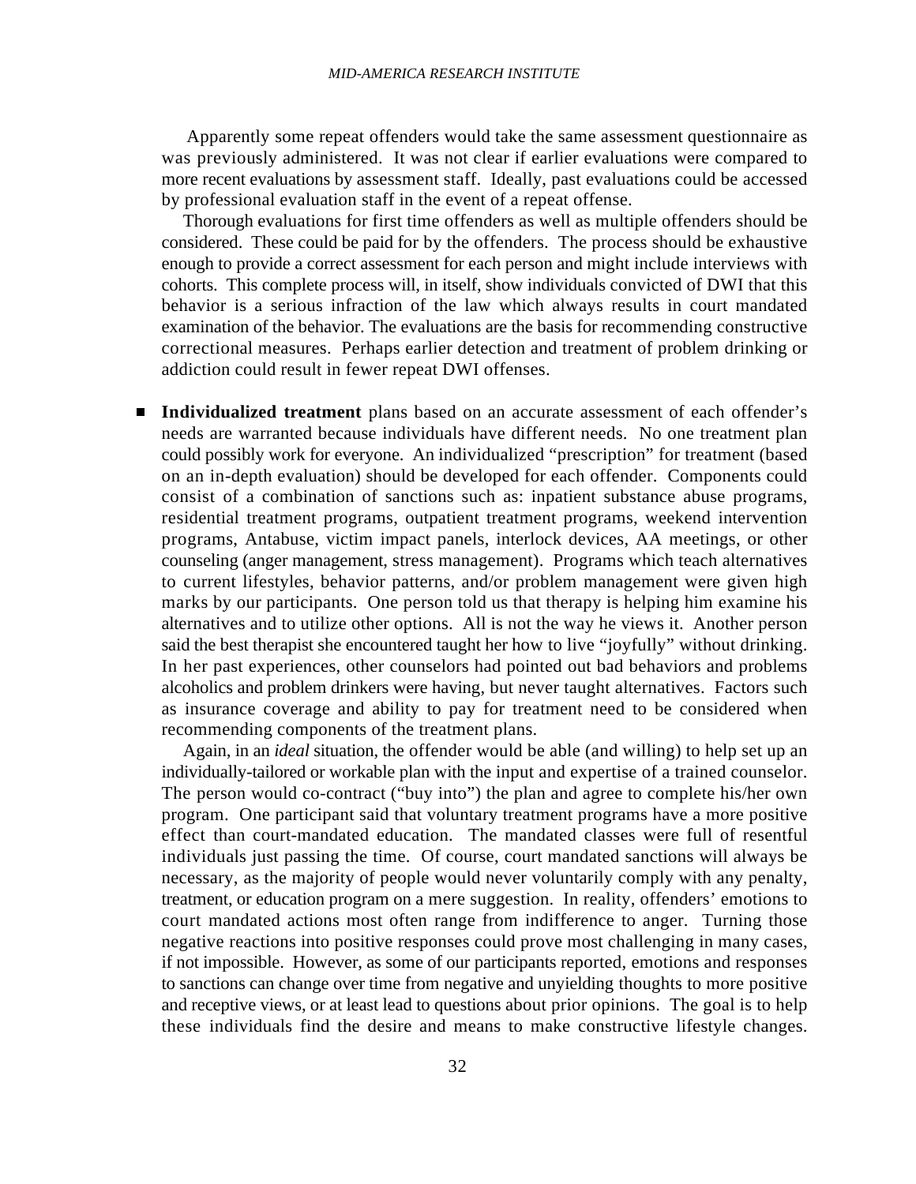Apparently some repeat offenders would take the same assessment questionnaire as was previously administered. It was not clear if earlier evaluations were compared to more recent evaluations by assessment staff. Ideally, past evaluations could be accessed by professional evaluation staff in the event of a repeat offense.

Thorough evaluations for first time offenders as well as multiple offenders should be considered. These could be paid for by the offenders. The process should be exhaustive enough to provide a correct assessment for each person and might include interviews with cohorts. This complete process will, in itself, show individuals convicted of DWI that this behavior is a serious infraction of the law which always results in court mandated examination of the behavior. The evaluations are the basis for recommending constructive correctional measures. Perhaps earlier detection and treatment of problem drinking or addiction could result in fewer repeat DWI offenses.

- **Individualized treatment** plans based on an accurate assessment of each offender's needs are warranted because individuals have different needs. No one treatment plan could possibly work for everyone. An individualized "prescription" for treatment (based on an in-depth evaluation) should be developed for each offender. Components could consist of a combination of sanctions such as: inpatient substance abuse programs, residential treatment programs, outpatient treatment programs, weekend intervention programs, Antabuse, victim impact panels, interlock devices, AA meetings, or other counseling (anger management, stress management). Programs which teach alternatives to current lifestyles, behavior patterns, and/or problem management were given high marks by our participants. One person told us that therapy is helping him examine his alternatives and to utilize other options. All is not the way he views it. Another person said the best therapist she encountered taught her how to live "joyfully" without drinking. In her past experiences, other counselors had pointed out bad behaviors and problems alcoholics and problem drinkers were having, but never taught alternatives. Factors such as insurance coverage and ability to pay for treatment need to be considered when recommending components of the treatment plans.

  Again, in an *ideal* situation, the offender would be able (and willing) to help set up an individually-tailored or workable plan with the input and expertise of a trained counselor. The person would co-contract ("buy into") the plan and agree to complete his/her own program. One participant said that voluntary treatment programs have a more positive effect than court-mandated education. The mandated classes were full of resentful individuals just passing the time. Of course, court mandated sanctions will always be necessary, as the majority of people would never voluntarily comply with any penalty, treatment, or education program on a mere suggestion. In reality, offenders' emotions to court mandated actions most often range from indifference to anger. Turning those negative reactions into positive responses could prove most challenging in many cases, if not impossible. However, as some of our participants reported, emotions and responses to sanctions can change over time from negative and unyielding thoughts to more positive and receptive views, or at least lead to questions about prior opinions. The goal is to help these individuals find the desire and means to make constructive lifestyle changes.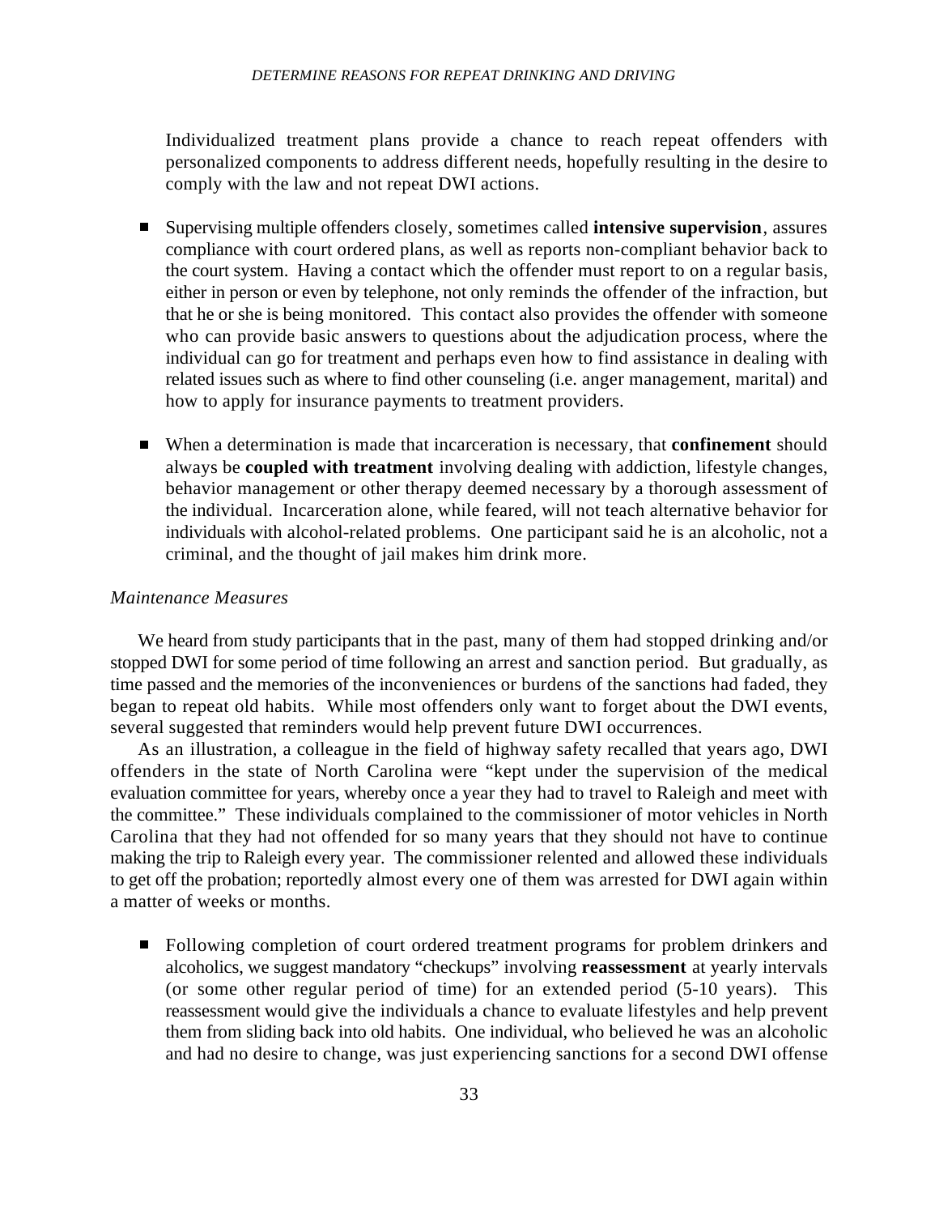Individualized treatment plans provide a chance to reach repeat offenders with personalized components to address different needs, hopefully resulting in the desire to comply with the law and not repeat DWI actions.

- Supervising multiple offenders closely, sometimes called **intensive supervision**, assures compliance with court ordered plans, as well as reports non-compliant behavior back to the court system. Having a contact which the offender must report to on a regular basis, either in person or even by telephone, not only reminds the offender of the infraction, but that he or she is being monitored. This contact also provides the offender with someone who can provide basic answers to questions about the adjudication process, where the individual can go for treatment and perhaps even how to find assistance in dealing with related issues such as where to find other counseling (i.e. anger management, marital) and how to apply for insurance payments to treatment providers.

- When a determination is made that incarceration is necessary, that **confinement** should always be **coupled with treatment** involving dealing with addiction, lifestyle changes, behavior management or other therapy deemed necessary by a thorough assessment of the individual. Incarceration alone, while feared, will not teach alternative behavior for individuals with alcohol-related problems. One participant said he is an alcoholic, not a criminal, and the thought of jail makes him drink more.

*Maintenance Measures*

We heard from study participants that in the past, many of them had stopped drinking and/or stopped DWI for some period of time following an arrest and sanction period. But gradually, as time passed and the memories of the inconveniences or burdens of the sanctions had faded, they began to repeat old habits. While most offenders only want to forget about the DWI events, several suggested that reminders would help prevent future DWI occurrences.

As an illustration, a colleague in the field of highway safety recalled that years ago, DWI offenders in the state of North Carolina were "kept under the supervision of the medical evaluation committee for years, whereby once a year they had to travel to Raleigh and meet with the committee." These individuals complained to the commissioner of motor vehicles in North Carolina that they had not offended for so many years that they should not have to continue making the trip to Raleigh every year. The commissioner relented and allowed these individuals to get off the probation; reportedly almost every one of them was arrested for DWI again within a matter of weeks or months.

- Following completion of court ordered treatment programs for problem drinkers and alcoholics, we suggest mandatory "checkups" involving **reassessment** at yearly intervals (or some other regular period of time) for an extended period (5-10 years). This reassessment would give the individuals a chance to evaluate lifestyles and help prevent them from sliding back into old habits. One individual, who believed he was an alcoholic and had no desire to change, was just experiencing sanctions for a second DWI offense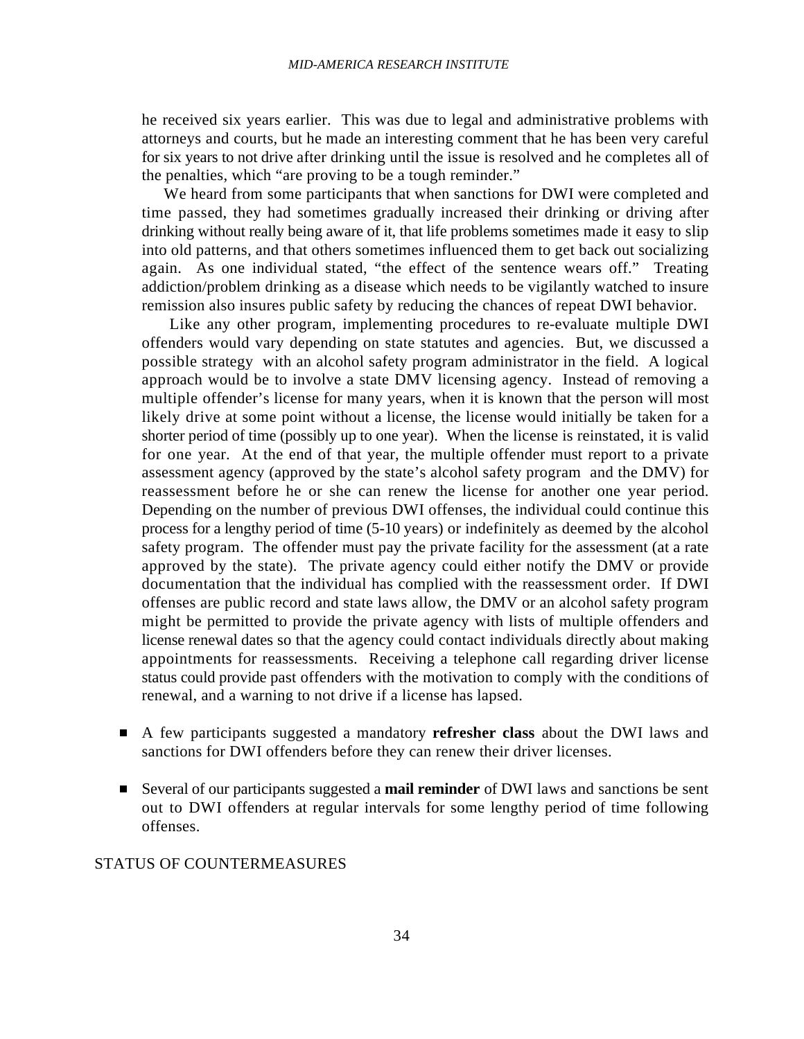he received six years earlier. This was due to legal and administrative problems with attorneys and courts, but he made an interesting comment that he has been very careful for six years to not drive after drinking until the issue is resolved and he completes all of the penalties, which "are proving to be a tough reminder."

We heard from some participants that when sanctions for DWI were completed and time passed, they had sometimes gradually increased their drinking or driving after drinking without really being aware of it, that life problems sometimes made it easy to slip into old patterns, and that others sometimes influenced them to get back out socializing again. As one individual stated, "the effect of the sentence wears off." Treating addiction/problem drinking as a disease which needs to be vigilantly watched to insure remission also insures public safety by reducing the chances of repeat DWI behavior.

Like any other program, implementing procedures to re-evaluate multiple DWI offenders would vary depending on state statutes and agencies. But, we discussed a possible strategy with an alcohol safety program administrator in the field. A logical approach would be to involve a state DMV licensing agency. Instead of removing a multiple offender's license for many years, when it is known that the person will most likely drive at some point without a license, the license would initially be taken for a shorter period of time (possibly up to one year). When the license is reinstated, it is valid for one year. At the end of that year, the multiple offender must report to a private assessment agency (approved by the state's alcohol safety program and the DMV) for reassessment before he or she can renew the license for another one year period. Depending on the number of previous DWI offenses, the individual could continue this process for a lengthy period of time (5-10 years) or indefinitely as deemed by the alcohol safety program. The offender must pay the private facility for the assessment (at a rate approved by the state). The private agency could either notify the DMV or provide documentation that the individual has complied with the reassessment order. If DWI offenses are public record and state laws allow, the DMV or an alcohol safety program might be permitted to provide the private agency with lists of multiple offenders and license renewal dates so that the agency could contact individuals directly about making appointments for reassessments. Receiving a telephone call regarding driver license status could provide past offenders with the motivation to comply with the conditions of renewal, and a warning to not drive if a license has lapsed.

- A few participants suggested a mandatory **refresher class** about the DWI laws and sanctions for DWI offenders before they can renew their driver licenses.

- Several of our participants suggested a **mail reminder** of DWI laws and sanctions be sent out to DWI offenders at regular intervals for some lengthy period of time following offenses.

## STATUS OF COUNTERMEASURES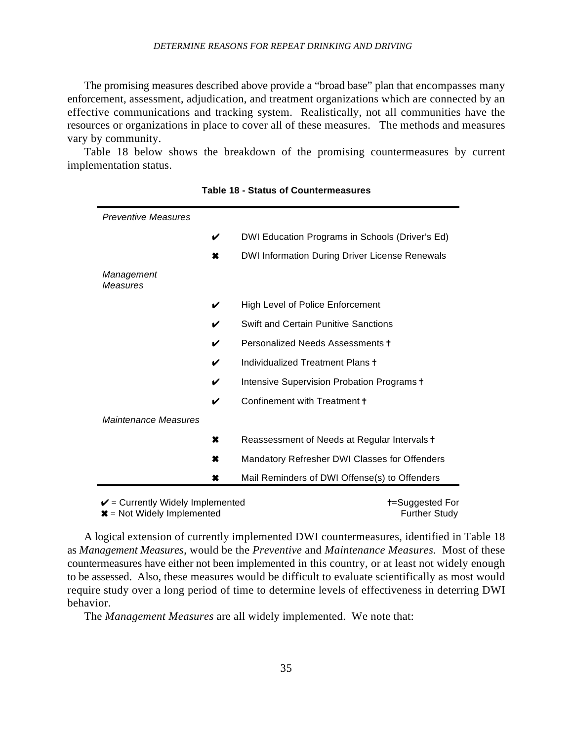The promising measures described above provide a "broad base" plan that encompasses many enforcement, assessment, adjudication, and treatment organizations which are connected by an effective communications and tracking system. Realistically, not all communities have the resources or organizations in place to cover all of these measures. The methods and measures vary by community.

Table 18 below shows the breakdown of the promising countermeasures by current implementation status.

**Table 18 - Status of Countermeasures**

| | | |
|---|---|---|
| *Preventive Measures* | | |
| | ✔ | DWI Education Programs in Schools (Driver's Ed) |
| | ✖ | DWI Information During Driver License Renewals |
| *Management Measures* | | |
| | ✔ | High Level of Police Enforcement |
| | ✔ | Swift and Certain Punitive Sanctions |
| | ✔ | Personalized Needs Assessments † |
| | ✔ | Individualized Treatment Plans † |
| | ✔ | Intensive Supervision Probation Programs † |
| | ✔ | Confinement with Treatment † |
| *Maintenance Measures* | | |
| | ✖ | Reassessment of Needs at Regular Intervals † |
| | ✖ | Mandatory Refresher DWI Classes for Offenders |
| | ✖ | Mail Reminders of DWI Offense(s) to Offenders |

✔ = Currently Widely Implemented
✖ = Not Widely Implemented
†=Suggested For Further Study

A logical extension of currently implemented DWI countermeasures, identified in Table 18 as *Management Measures*, would be the *Preventive* and *Maintenance Measures.* Most of these countermeasures have either not been implemented in this country, or at least not widely enough to be assessed. Also, these measures would be difficult to evaluate scientifically as most would require study over a long period of time to determine levels of effectiveness in deterring DWI behavior.

The *Management Measures* are all widely implemented. We note that: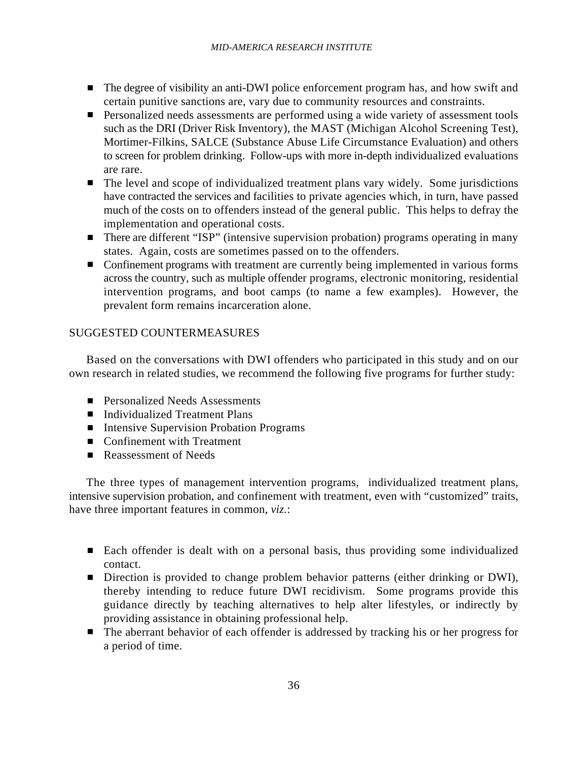- The degree of visibility an anti-DWI police enforcement program has, and how swift and certain punitive sanctions are, vary due to community resources and constraints.
- Personalized needs assessments are performed using a wide variety of assessment tools such as the DRI (Driver Risk Inventory), the MAST (Michigan Alcohol Screening Test), Mortimer-Filkins, SALCE (Substance Abuse Life Circumstance Evaluation) and others to screen for problem drinking. Follow-ups with more in-depth individualized evaluations are rare.
- The level and scope of individualized treatment plans vary widely. Some jurisdictions have contracted the services and facilities to private agencies which, in turn, have passed much of the costs on to offenders instead of the general public. This helps to defray the implementation and operational costs.
- There are different "ISP" (intensive supervision probation) programs operating in many states. Again, costs are sometimes passed on to the offenders.
- Confinement programs with treatment are currently being implemented in various forms across the country, such as multiple offender programs, electronic monitoring, residential intervention programs, and boot camps (to name a few examples). However, the prevalent form remains incarceration alone.

## SUGGESTED COUNTERMEASURES

Based on the conversations with DWI offenders who participated in this study and on our own research in related studies, we recommend the following five programs for further study:

- Personalized Needs Assessments
- Individualized Treatment Plans
- Intensive Supervision Probation Programs
- Confinement with Treatment
- Reassessment of Needs

The three types of management intervention programs, individualized treatment plans, intensive supervision probation, and confinement with treatment, even with "customized" traits, have three important features in common, *viz.*:

- Each offender is dealt with on a personal basis, thus providing some individualized contact.
- Direction is provided to change problem behavior patterns (either drinking or DWI), thereby intending to reduce future DWI recidivism. Some programs provide this guidance directly by teaching alternatives to help alter lifestyles, or indirectly by providing assistance in obtaining professional help.
- The aberrant behavior of each offender is addressed by tracking his or her progress for a period of time.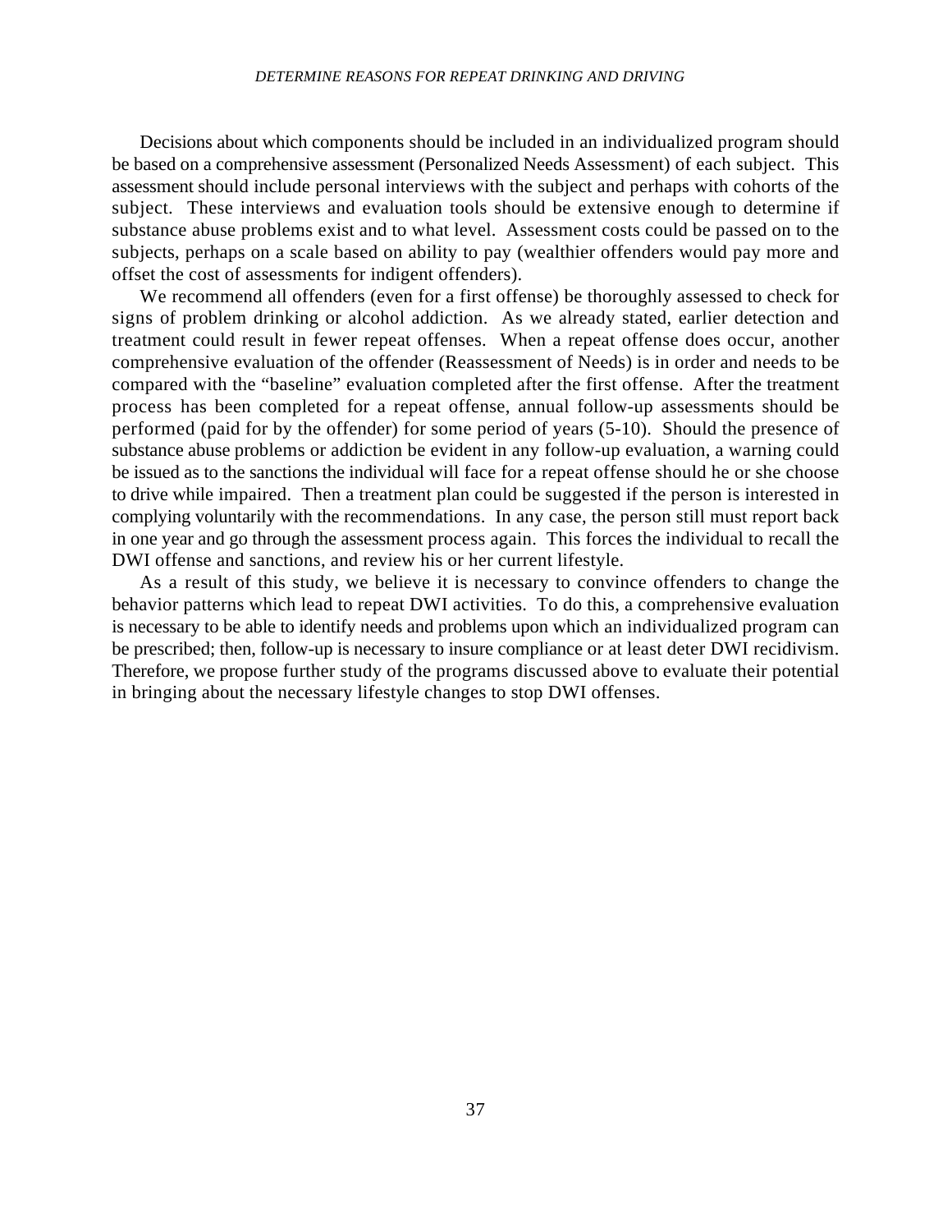Decisions about which components should be included in an individualized program should be based on a comprehensive assessment (Personalized Needs Assessment) of each subject. This assessment should include personal interviews with the subject and perhaps with cohorts of the subject. These interviews and evaluation tools should be extensive enough to determine if substance abuse problems exist and to what level. Assessment costs could be passed on to the subjects, perhaps on a scale based on ability to pay (wealthier offenders would pay more and offset the cost of assessments for indigent offenders).

We recommend all offenders (even for a first offense) be thoroughly assessed to check for signs of problem drinking or alcohol addiction. As we already stated, earlier detection and treatment could result in fewer repeat offenses. When a repeat offense does occur, another comprehensive evaluation of the offender (Reassessment of Needs) is in order and needs to be compared with the "baseline" evaluation completed after the first offense. After the treatment process has been completed for a repeat offense, annual follow-up assessments should be performed (paid for by the offender) for some period of years (5-10). Should the presence of substance abuse problems or addiction be evident in any follow-up evaluation, a warning could be issued as to the sanctions the individual will face for a repeat offense should he or she choose to drive while impaired. Then a treatment plan could be suggested if the person is interested in complying voluntarily with the recommendations. In any case, the person still must report back in one year and go through the assessment process again. This forces the individual to recall the DWI offense and sanctions, and review his or her current lifestyle.

As a result of this study, we believe it is necessary to convince offenders to change the behavior patterns which lead to repeat DWI activities. To do this, a comprehensive evaluation is necessary to be able to identify needs and problems upon which an individualized program can be prescribed; then, follow-up is necessary to insure compliance or at least deter DWI recidivism. Therefore, we propose further study of the programs discussed above to evaluate their potential in bringing about the necessary lifestyle changes to stop DWI offenses.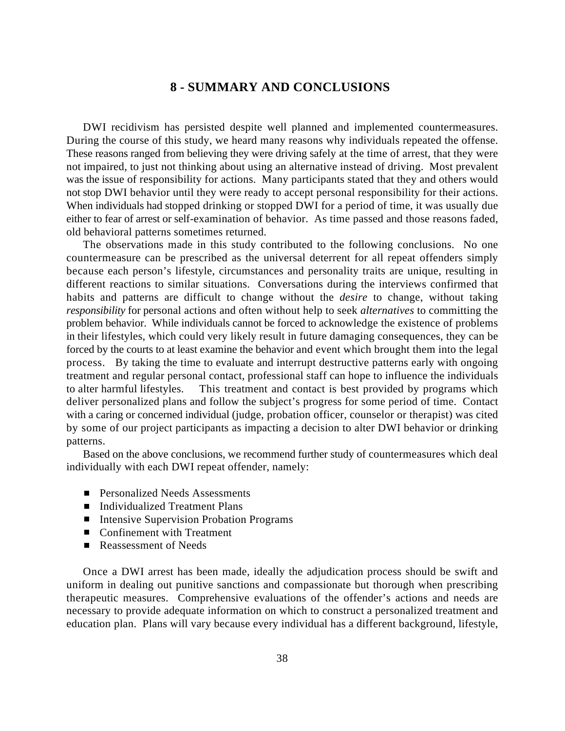## 8 - SUMMARY AND CONCLUSIONS

DWI recidivism has persisted despite well planned and implemented countermeasures. During the course of this study, we heard many reasons why individuals repeated the offense. These reasons ranged from believing they were driving safely at the time of arrest, that they were not impaired, to just not thinking about using an alternative instead of driving. Most prevalent was the issue of responsibility for actions. Many participants stated that they and others would not stop DWI behavior until they were ready to accept personal responsibility for their actions. When individuals had stopped drinking or stopped DWI for a period of time, it was usually due either to fear of arrest or self-examination of behavior. As time passed and those reasons faded, old behavioral patterns sometimes returned.

The observations made in this study contributed to the following conclusions. No one countermeasure can be prescribed as the universal deterrent for all repeat offenders simply because each person's lifestyle, circumstances and personality traits are unique, resulting in different reactions to similar situations. Conversations during the interviews confirmed that habits and patterns are difficult to change without the *desire* to change, without taking *responsibility* for personal actions and often without help to seek *alternatives* to committing the problem behavior. While individuals cannot be forced to acknowledge the existence of problems in their lifestyles, which could very likely result in future damaging consequences, they can be forced by the courts to at least examine the behavior and event which brought them into the legal process. By taking the time to evaluate and interrupt destructive patterns early with ongoing treatment and regular personal contact, professional staff can hope to influence the individuals to alter harmful lifestyles. This treatment and contact is best provided by programs which deliver personalized plans and follow the subject's progress for some period of time. Contact with a caring or concerned individual (judge, probation officer, counselor or therapist) was cited by some of our project participants as impacting a decision to alter DWI behavior or drinking patterns.

Based on the above conclusions, we recommend further study of countermeasures which deal individually with each DWI repeat offender, namely:

- Personalized Needs Assessments
- Individualized Treatment Plans
- Intensive Supervision Probation Programs
- Confinement with Treatment
- Reassessment of Needs

Once a DWI arrest has been made, ideally the adjudication process should be swift and uniform in dealing out punitive sanctions and compassionate but thorough when prescribing therapeutic measures. Comprehensive evaluations of the offender's actions and needs are necessary to provide adequate information on which to construct a personalized treatment and education plan. Plans will vary because every individual has a different background, lifestyle,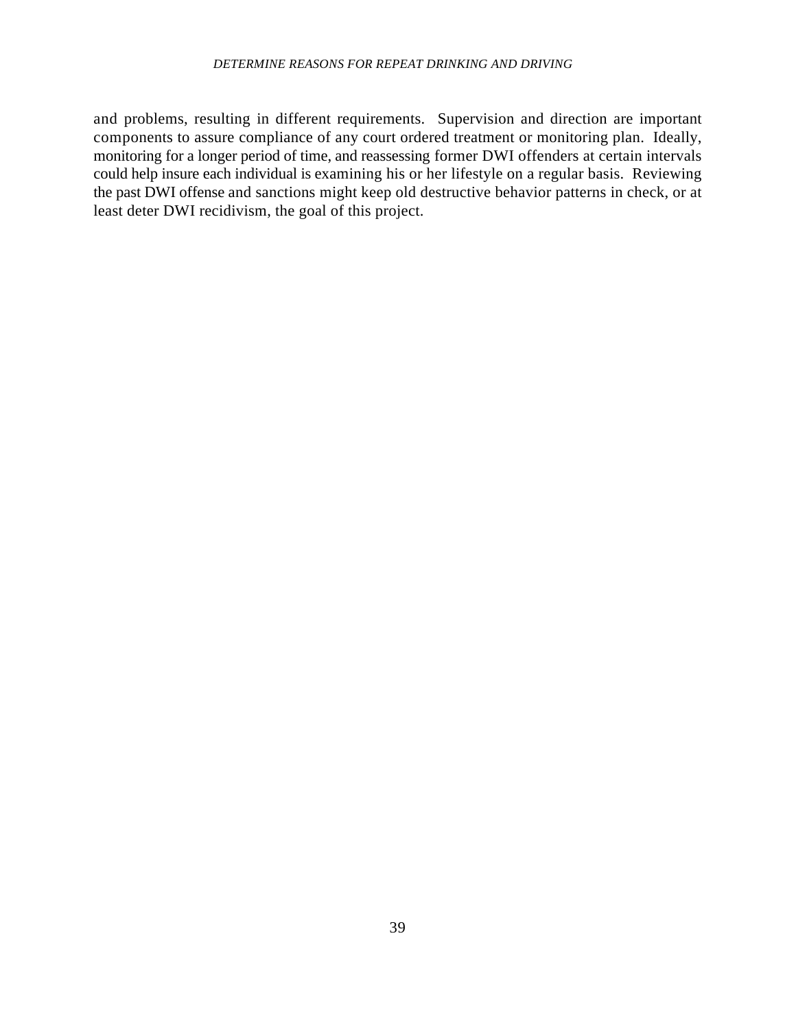and problems, resulting in different requirements. Supervision and direction are important components to assure compliance of any court ordered treatment or monitoring plan. Ideally, monitoring for a longer period of time, and reassessing former DWI offenders at certain intervals could help insure each individual is examining his or her lifestyle on a regular basis. Reviewing the past DWI offense and sanctions might keep old destructive behavior patterns in check, or at least deter DWI recidivism, the goal of this project.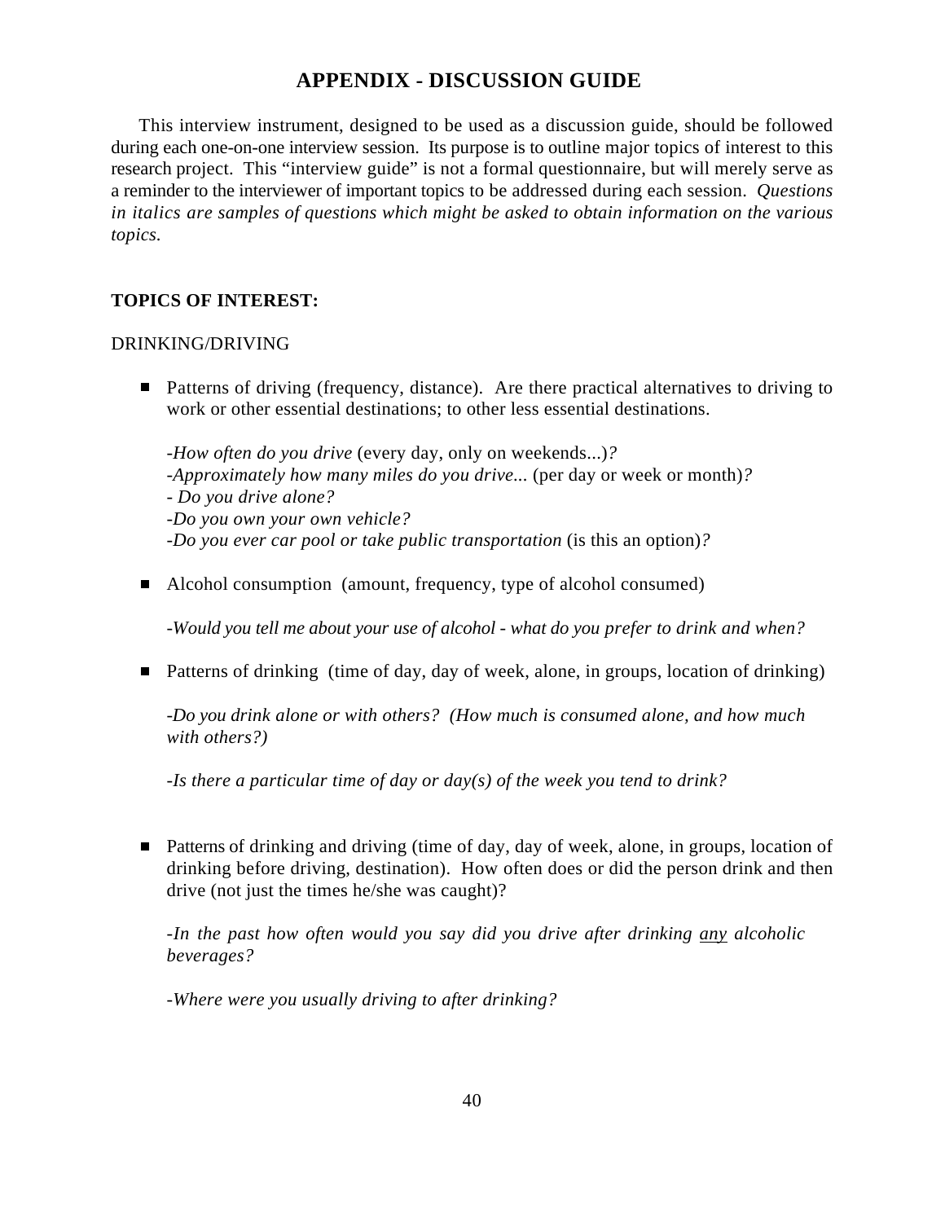# APPENDIX - DISCUSSION GUIDE

This interview instrument, designed to be used as a discussion guide, should be followed during each one-on-one interview session. Its purpose is to outline major topics of interest to this research project. This "interview guide" is not a formal questionnaire, but will merely serve as a reminder to the interviewer of important topics to be addressed during each session. *Questions in italics are samples of questions which might be asked to obtain information on the various topics.*

**TOPICS OF INTEREST:**

DRINKING/DRIVING

- Patterns of driving (frequency, distance). Are there practical alternatives to driving to work or other essential destinations; to other less essential destinations.

  -*How often do you drive* (every day, only on weekends...)*?*
  -*Approximately how many miles do you drive...* (per day or week or month)*?*
  - *Do you drive alone?*
  -*Do you own your own vehicle?*
  -*Do you ever car pool or take public transportation* (is this an option)*?*

- Alcohol consumption (amount, frequency, type of alcohol consumed)

  -*Would you tell me about your use of alcohol - what do you prefer to drink and when?*

- Patterns of drinking (time of day, day of week, alone, in groups, location of drinking)

  -*Do you drink alone or with others? (How much is consumed alone, and how much with others?)*

  -*Is there a particular time of day or day(s) of the week you tend to drink?*

- Patterns of drinking and driving (time of day, day of week, alone, in groups, location of drinking before driving, destination). How often does or did the person drink and then drive (not just the times he/she was caught)?

  -*In the past how often would you say did you drive after drinking <u>any</u> alcoholic beverages?*

  -*Where were you usually driving to after drinking?*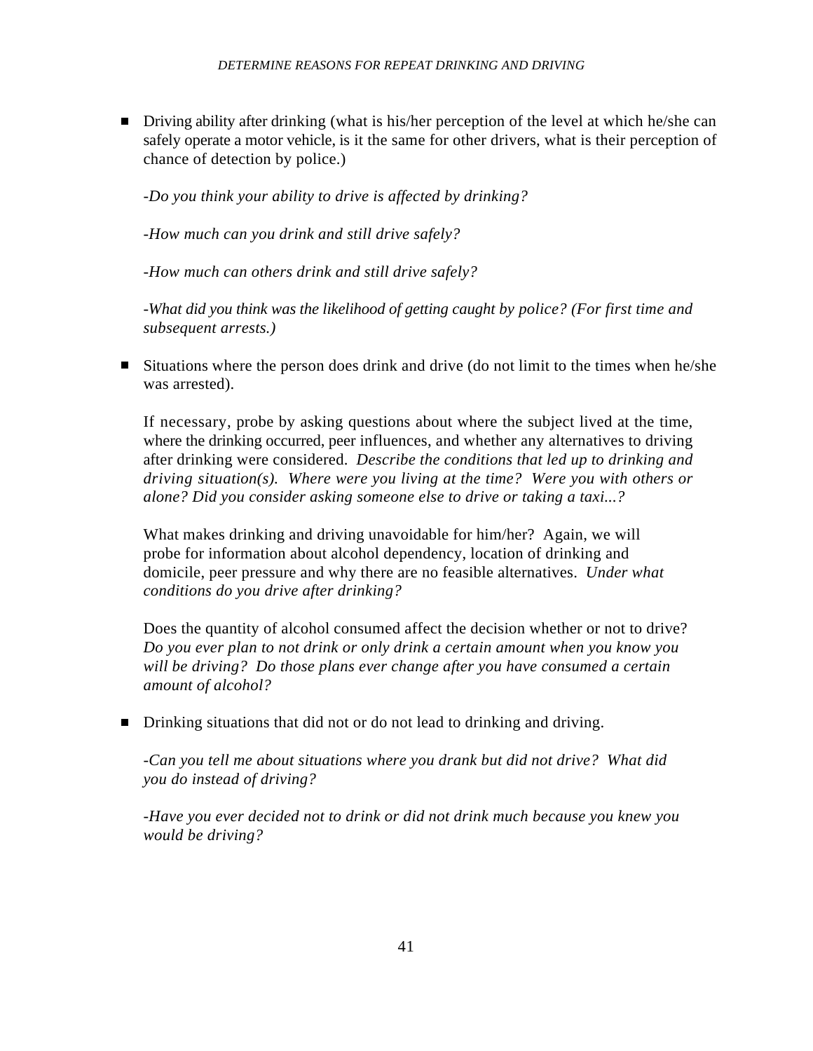- Driving ability after drinking (what is his/her perception of the level at which he/she can safely operate a motor vehicle, is it the same for other drivers, what is their perception of chance of detection by police.)

  *-Do you think your ability to drive is affected by drinking?*

  *-How much can you drink and still drive safely?*

  *-How much can others drink and still drive safely?*

  *-What did you think was the likelihood of getting caught by police? (For first time and subsequent arrests.)*

- Situations where the person does drink and drive (do not limit to the times when he/she was arrested).

  If necessary, probe by asking questions about where the subject lived at the time, where the drinking occurred, peer influences, and whether any alternatives to driving after drinking were considered. *Describe the conditions that led up to drinking and driving situation(s). Where were you living at the time? Were you with others or alone? Did you consider asking someone else to drive or taking a taxi...?*

  What makes drinking and driving unavoidable for him/her? Again, we will probe for information about alcohol dependency, location of drinking and domicile, peer pressure and why there are no feasible alternatives. *Under what conditions do you drive after drinking?*

  Does the quantity of alcohol consumed affect the decision whether or not to drive? *Do you ever plan to not drink or only drink a certain amount when you know you will be driving? Do those plans ever change after you have consumed a certain amount of alcohol?*

- Drinking situations that did not or do not lead to drinking and driving.

  *-Can you tell me about situations where you drank but did not drive? What did you do instead of driving?*

  *-Have you ever decided not to drink or did not drink much because you knew you would be driving?*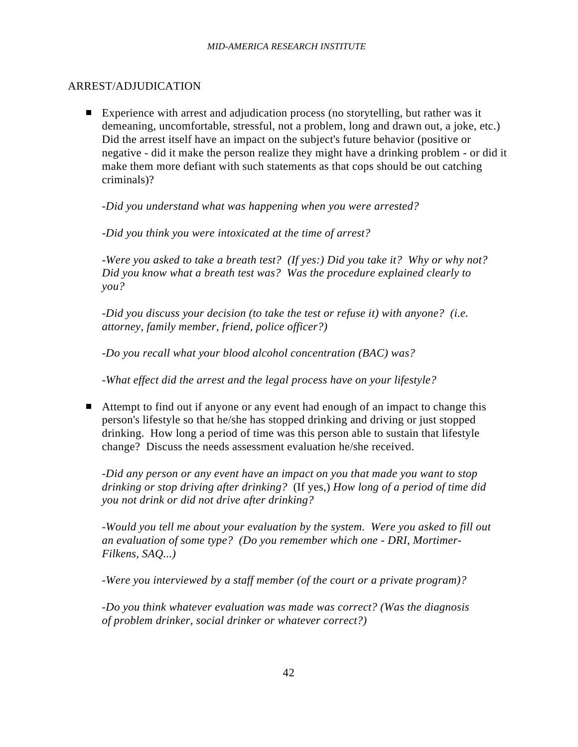## ARREST/ADJUDICATION

- Experience with arrest and adjudication process (no storytelling, but rather was it demeaning, uncomfortable, stressful, not a problem, long and drawn out, a joke, etc.) Did the arrest itself have an impact on the subject's future behavior (positive or negative - did it make the person realize they might have a drinking problem - or did it make them more defiant with such statements as that cops should be out catching criminals)?

  *-Did you understand what was happening when you were arrested?*

  *-Did you think you were intoxicated at the time of arrest?*

  *-Were you asked to take a breath test? (If yes:) Did you take it? Why or why not? Did you know what a breath test was? Was the procedure explained clearly to you?*

  *-Did you discuss your decision (to take the test or refuse it) with anyone? (i.e. attorney, family member, friend, police officer?)*

  *-Do you recall what your blood alcohol concentration (BAC) was?*

  *-What effect did the arrest and the legal process have on your lifestyle?*

- Attempt to find out if anyone or any event had enough of an impact to change this person's lifestyle so that he/she has stopped drinking and driving or just stopped drinking. How long a period of time was this person able to sustain that lifestyle change? Discuss the needs assessment evaluation he/she received.

  *-Did any person or any event have an impact on you that made you want to stop drinking or stop driving after drinking?* (If yes,) *How long of a period of time did you not drink or did not drive after drinking?*

  *-Would you tell me about your evaluation by the system. Were you asked to fill out an evaluation of some type? (Do you remember which one - DRI, Mortimer-Filkens, SAQ...)*

  *-Were you interviewed by a staff member (of the court or a private program)?*

  *-Do you think whatever evaluation was made was correct? (Was the diagnosis of problem drinker, social drinker or whatever correct?)*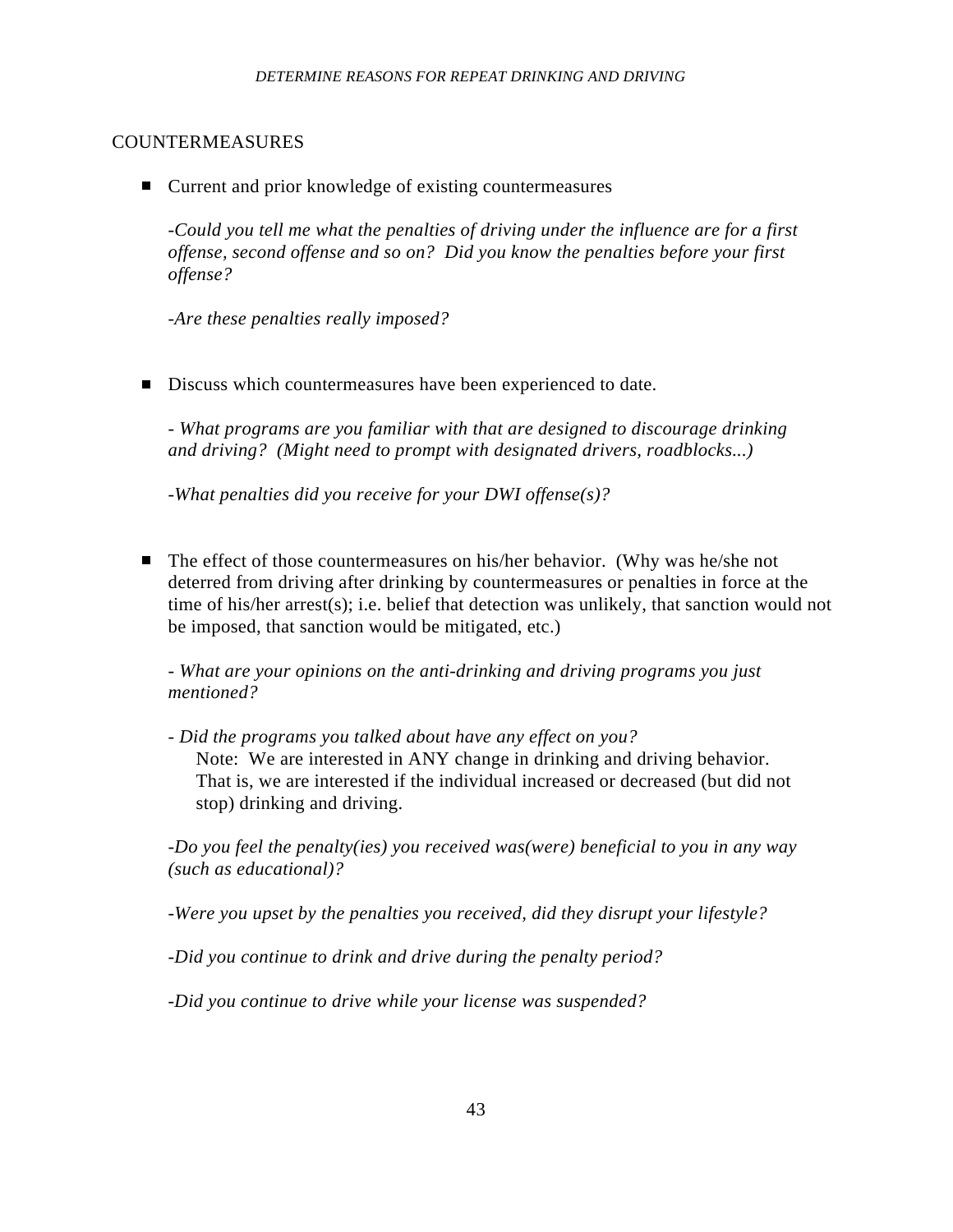## COUNTERMEASURES

- Current and prior knowledge of existing countermeasures

  *-Could you tell me what the penalties of driving under the influence are for a first offense, second offense and so on? Did you know the penalties before your first offense?*

  *-Are these penalties really imposed?*

- Discuss which countermeasures have been experienced to date.

  *- What programs are you familiar with that are designed to discourage drinking and driving? (Might need to prompt with designated drivers, roadblocks...)*

  *-What penalties did you receive for your DWI offense(s)?*

- The effect of those countermeasures on his/her behavior. (Why was he/she not deterred from driving after drinking by countermeasures or penalties in force at the time of his/her arrest(s); i.e. belief that detection was unlikely, that sanction would not be imposed, that sanction would be mitigated, etc.)

  *- What are your opinions on the anti-drinking and driving programs you just mentioned?*

  *- Did the programs you talked about have any effect on you?*
  
  Note: We are interested in ANY change in drinking and driving behavior. That is, we are interested if the individual increased or decreased (but did not stop) drinking and driving.

  *-Do you feel the penalty(ies) you received was(were) beneficial to you in any way (such as educational)?*

  *-Were you upset by the penalties you received, did they disrupt your lifestyle?*

  *-Did you continue to drink and drive during the penalty period?*

  *-Did you continue to drive while your license was suspended?*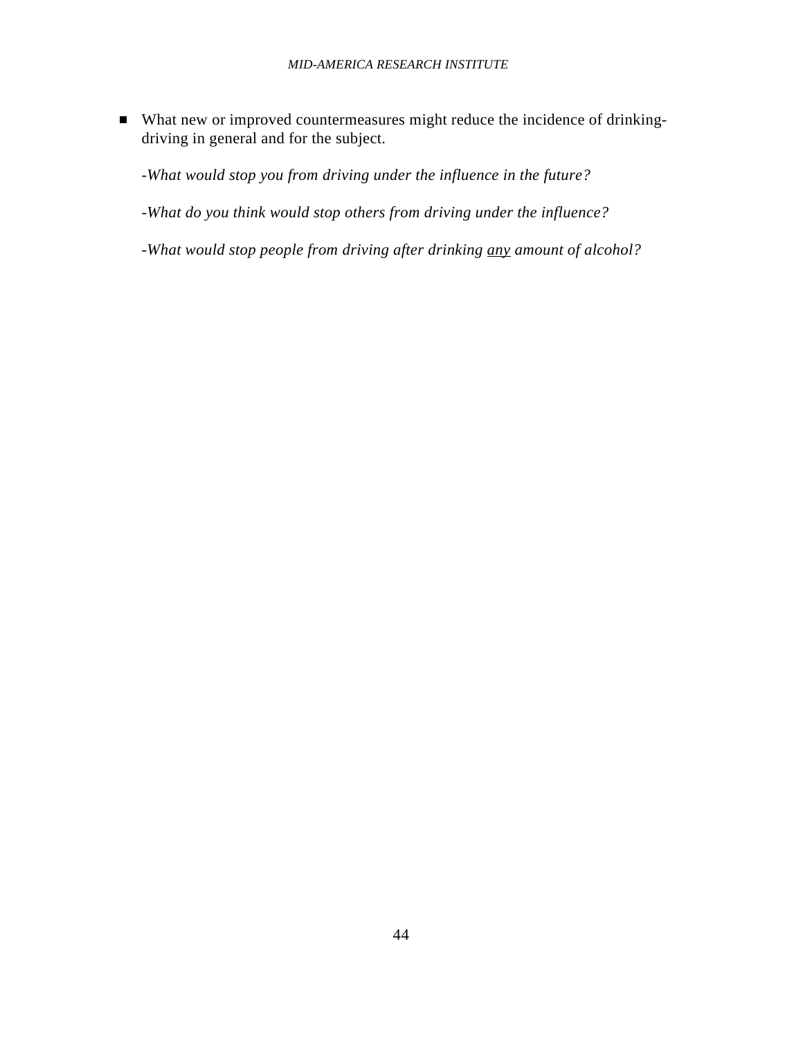- What new or improved countermeasures might reduce the incidence of drinking-driving in general and for the subject.

  -*What would stop you from driving under the influence in the future?*

  -*What do you think would stop others from driving under the influence?*

  -*What would stop people from driving after drinking <u>any</u> amount of alcohol?*